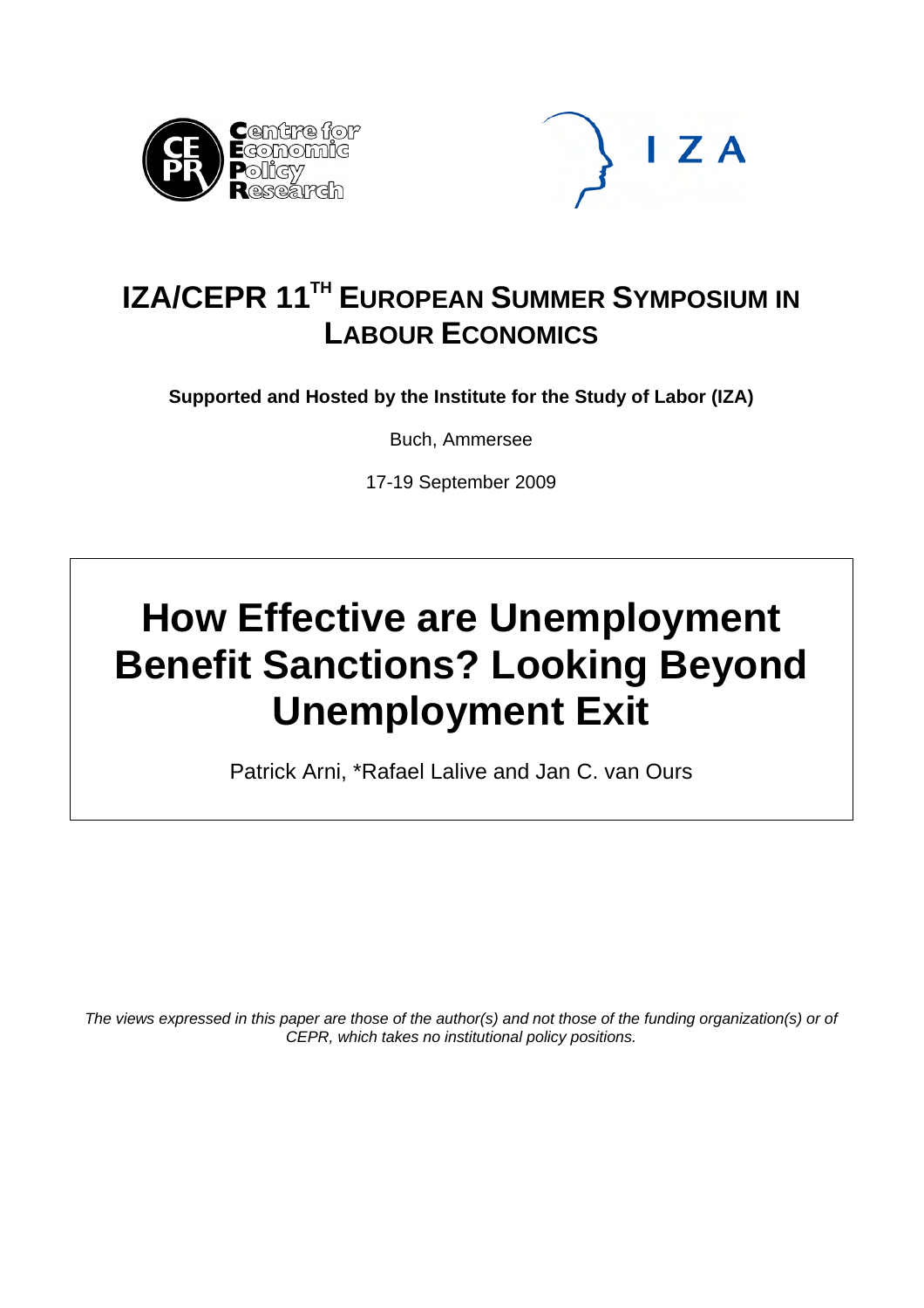# IZA/CEPR 11TH EUROPEAN SUMMER SYMPOSIUM IN LABOUR ECONOMICS

**Supported and Hosted by the Institute for the Study of Labor (IZA)**

Buch, Ammersee

17-19 September 2009

# How Effective are Unemployment Benefit Sanctions? Looking Beyond Unemployment Exit

Patrick Arni, *Rafael Lalive and Jan C. van Ours

*The views expressed in this paper are those of the author(s) and not those of the funding organization(s) or of CEPR, which takes no institutional policy positions.*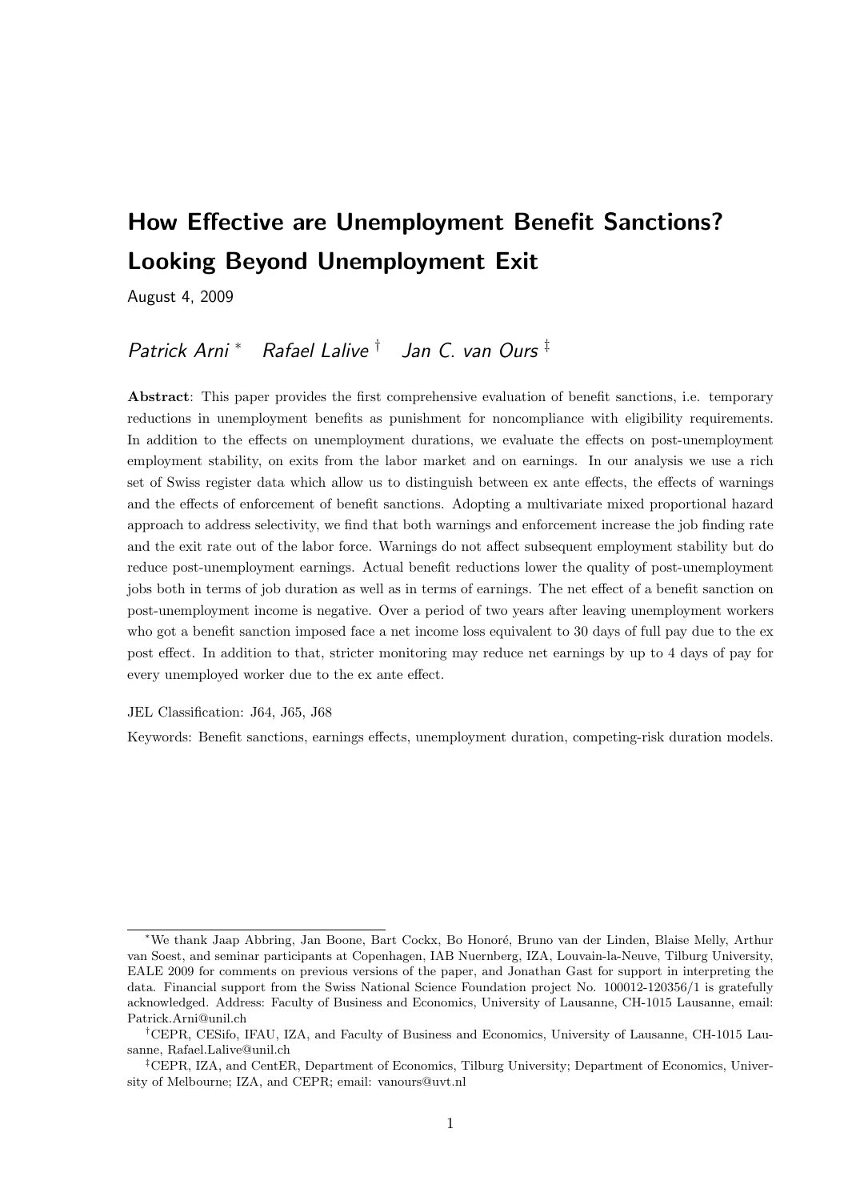# How Effective are Unemployment Benefit Sanctions? Looking Beyond Unemployment Exit

August 4, 2009

*Patrick Arni* [*] *Rafael Lalive* [†] *Jan C. van Ours* [‡]

**Abstract**: This paper provides the first comprehensive evaluation of benefit sanctions, i.e. temporary reductions in unemployment benefits as punishment for noncompliance with eligibility requirements. In addition to the effects on unemployment durations, we evaluate the effects on post-unemployment employment stability, on exits from the labor market and on earnings. In our analysis we use a rich set of Swiss register data which allow us to distinguish between ex ante effects, the effects of warnings and the effects of enforcement of benefit sanctions. Adopting a multivariate mixed proportional hazard approach to address selectivity, we find that both warnings and enforcement increase the job finding rate and the exit rate out of the labor force. Warnings do not affect subsequent employment stability but do reduce post-unemployment earnings. Actual benefit reductions lower the quality of post-unemployment jobs both in terms of job duration as well as in terms of earnings. The net effect of a benefit sanction on post-unemployment income is negative. Over a period of two years after leaving unemployment workers who got a benefit sanction imposed face a net income loss equivalent to 30 days of full pay due to the ex post effect. In addition to that, stricter monitoring may reduce net earnings by up to 4 days of pay for every unemployed worker due to the ex ante effect.

JEL Classification: J64, J65, J68

Keywords: Benefit sanctions, earnings effects, unemployment duration, competing-risk duration models.

---

[*] We thank Jaap Abbring, Jan Boone, Bart Cockx, Bo Honoré, Bruno van der Linden, Blaise Melly, Arthur van Soest, and seminar participants at Copenhagen, IAB Nuernberg, IZA, Louvain-la-Neuve, Tilburg University, EALE 2009 for comments on previous versions of the paper, and Jonathan Gast for support in interpreting the data. Financial support from the Swiss National Science Foundation project No. 100012-120356/1 is gratefully acknowledged. Address: Faculty of Business and Economics, University of Lausanne, CH-1015 Lausanne, email: Patrick.Arni@unil.ch

[†] CEPR, CESifo, IFAU, IZA, and Faculty of Business and Economics, University of Lausanne, CH-1015 Lausanne, Rafael.Lalive@unil.ch

[‡] CEPR, IZA, and CentER, Department of Economics, Tilburg University; Department of Economics, University of Melbourne; IZA, and CEPR; email: vanours@uvt.nl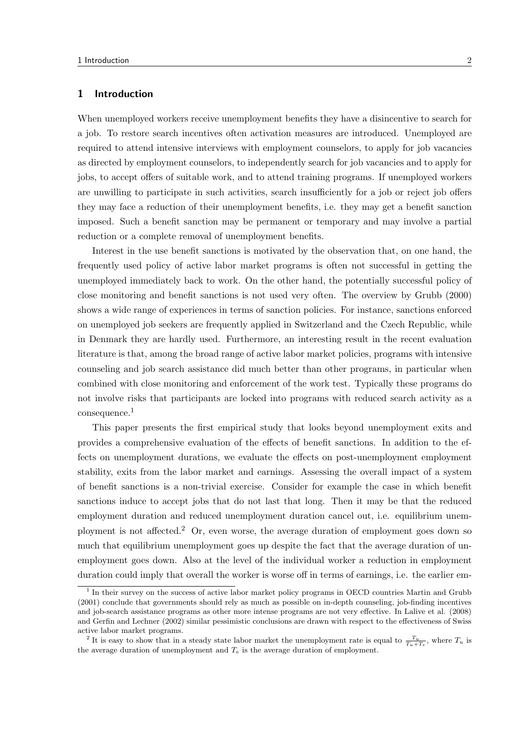## 1 Introduction

When unemployed workers receive unemployment benefits they have a disincentive to search for a job. To restore search incentives often activation measures are introduced. Unemployed are required to attend intensive interviews with employment counselors, to apply for job vacancies as directed by employment counselors, to independently search for job vacancies and to apply for jobs, to accept offers of suitable work, and to attend training programs. If unemployed workers are unwilling to participate in such activities, search insufficiently for a job or reject job offers they may face a reduction of their unemployment benefits, i.e. they may get a benefit sanction imposed. Such a benefit sanction may be permanent or temporary and may involve a partial reduction or a complete removal of unemployment benefits.

Interest in the use benefit sanctions is motivated by the observation that, on one hand, the frequently used policy of active labor market programs is often not successful in getting the unemployed immediately back to work. On the other hand, the potentially successful policy of close monitoring and benefit sanctions is not used very often. The overview by Grubb (2000) shows a wide range of experiences in terms of sanction policies. For instance, sanctions enforced on unemployed job seekers are frequently applied in Switzerland and the Czech Republic, while in Denmark they are hardly used. Furthermore, an interesting result in the recent evaluation literature is that, among the broad range of active labor market policies, programs with intensive counseling and job search assistance did much better than other programs, in particular when combined with close monitoring and enforcement of the work test. Typically these programs do not involve risks that participants are locked into programs with reduced search activity as a consequence.[1]

This paper presents the first empirical study that looks beyond unemployment exits and provides a comprehensive evaluation of the effects of benefit sanctions. In addition to the effects on unemployment durations, we evaluate the effects on post-unemployment employment stability, exits from the labor market and earnings. Assessing the overall impact of a system of benefit sanctions is a non-trivial exercise. Consider for example the case in which benefit sanctions induce to accept jobs that do not last that long. Then it may be that the reduced employment duration and reduced unemployment duration cancel out, i.e. equilibrium unemployment is not affected.[2] Or, even worse, the average duration of employment goes down so much that equilibrium unemployment goes up despite the fact that the average duration of unemployment goes down. Also at the level of the individual worker a reduction in employment duration could imply that overall the worker is worse off in terms of earnings, i.e. the earlier em-

[1] In their survey on the success of active labor market policy programs in OECD countries Martin and Grubb (2001) conclude that governments should rely as much as possible on in-depth counseling, job-finding incentives and job-search assistance programs as other more intense programs are not very effective. In Lalive et al. (2008) and Gerfin and Lechner (2002) similar pessimistic conclusions are drawn with respect to the effectiveness of Swiss active labor market programs.

[2] It is easy to show that in a steady state labor market the unemployment rate is equal to $\frac{T_u}{T_u+T_e}$, where $T_u$ is the average duration of unemployment and $T_e$ is the average duration of employment.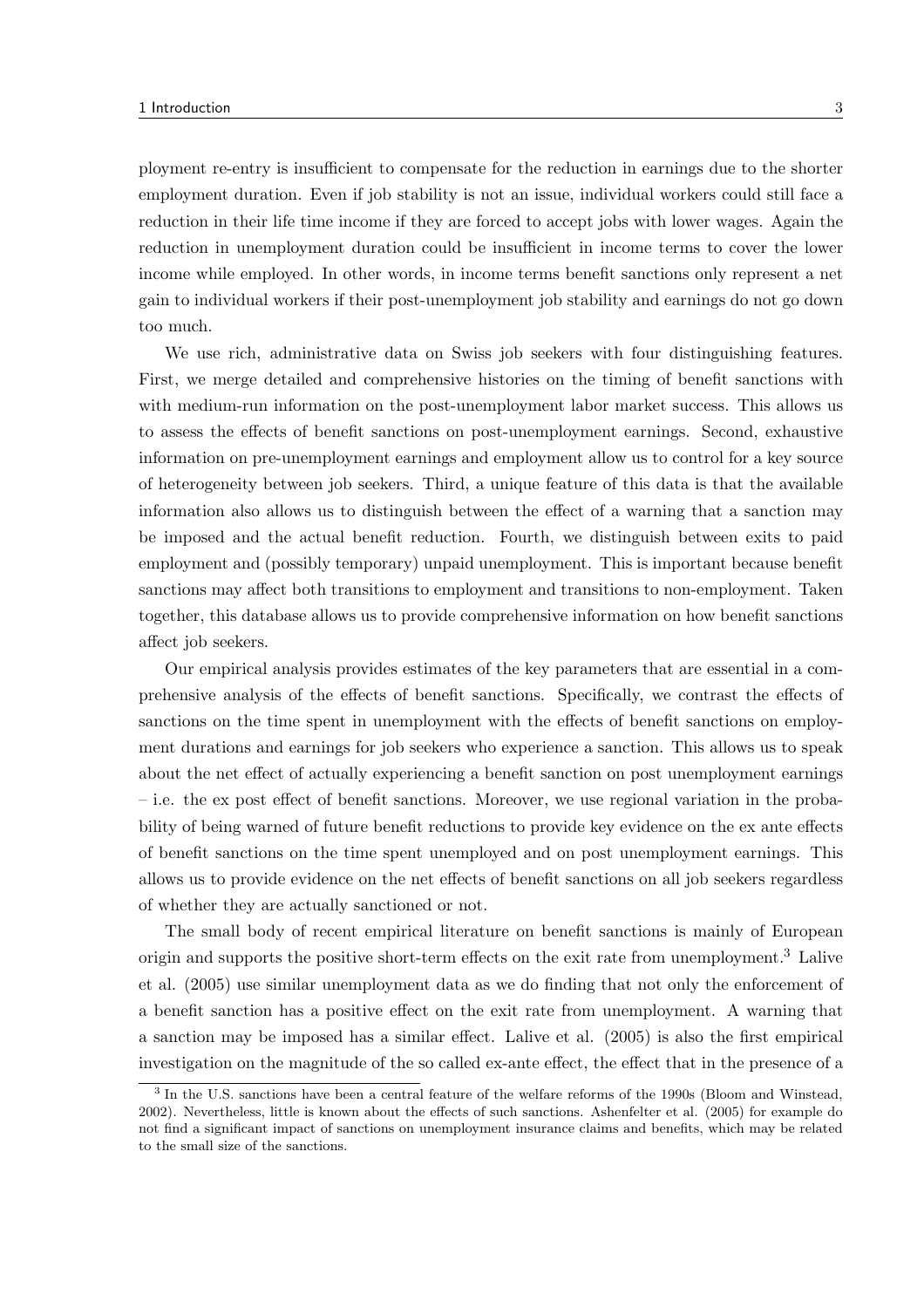ployment re-entry is insufficient to compensate for the reduction in earnings due to the shorter employment duration. Even if job stability is not an issue, individual workers could still face a reduction in their life time income if they are forced to accept jobs with lower wages. Again the reduction in unemployment duration could be insufficient in income terms to cover the lower income while employed. In other words, in income terms benefit sanctions only represent a net gain to individual workers if their post-unemployment job stability and earnings do not go down too much.

We use rich, administrative data on Swiss job seekers with four distinguishing features. First, we merge detailed and comprehensive histories on the timing of benefit sanctions with with medium-run information on the post-unemployment labor market success. This allows us to assess the effects of benefit sanctions on post-unemployment earnings. Second, exhaustive information on pre-unemployment earnings and employment allow us to control for a key source of heterogeneity between job seekers. Third, a unique feature of this data is that the available information also allows us to distinguish between the effect of a warning that a sanction may be imposed and the actual benefit reduction. Fourth, we distinguish between exits to paid employment and (possibly temporary) unpaid unemployment. This is important because benefit sanctions may affect both transitions to employment and transitions to non-employment. Taken together, this database allows us to provide comprehensive information on how benefit sanctions affect job seekers.

Our empirical analysis provides estimates of the key parameters that are essential in a comprehensive analysis of the effects of benefit sanctions. Specifically, we contrast the effects of sanctions on the time spent in unemployment with the effects of benefit sanctions on employment durations and earnings for job seekers who experience a sanction. This allows us to speak about the net effect of actually experiencing a benefit sanction on post unemployment earnings – i.e. the ex post effect of benefit sanctions. Moreover, we use regional variation in the probability of being warned of future benefit reductions to provide key evidence on the ex ante effects of benefit sanctions on the time spent unemployed and on post unemployment earnings. This allows us to provide evidence on the net effects of benefit sanctions on all job seekers regardless of whether they are actually sanctioned or not.

The small body of recent empirical literature on benefit sanctions is mainly of European origin and supports the positive short-term effects on the exit rate from unemployment.[3] Lalive et al. (2005) use similar unemployment data as we do finding that not only the enforcement of a benefit sanction has a positive effect on the exit rate from unemployment. A warning that a sanction may be imposed has a similar effect. Lalive et al. (2005) is also the first empirical investigation on the magnitude of the so called ex-ante effect, the effect that in the presence of a

[3] In the U.S. sanctions have been a central feature of the welfare reforms of the 1990s (Bloom and Winstead, 2002). Nevertheless, little is known about the effects of such sanctions. Ashenfelter et al. (2005) for example do not find a significant impact of sanctions on unemployment insurance claims and benefits, which may be related to the small size of the sanctions.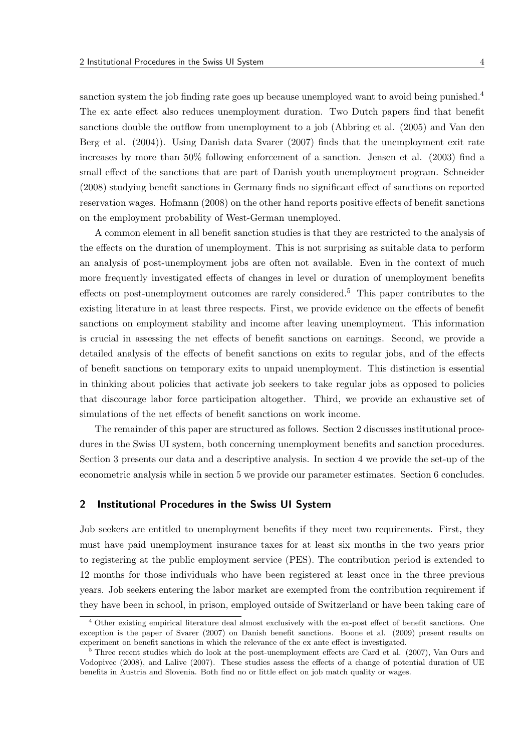sanction system the job finding rate goes up because unemployed want to avoid being punished.[4] The ex ante effect also reduces unemployment duration. Two Dutch papers find that benefit sanctions double the outflow from unemployment to a job (Abbring et al. (2005) and Van den Berg et al. (2004)). Using Danish data Svarer (2007) finds that the unemployment exit rate increases by more than 50% following enforcement of a sanction. Jensen et al. (2003) find a small effect of the sanctions that are part of Danish youth unemployment program. Schneider (2008) studying benefit sanctions in Germany finds no significant effect of sanctions on reported reservation wages. Hofmann (2008) on the other hand reports positive effects of benefit sanctions on the employment probability of West-German unemployed.

A common element in all benefit sanction studies is that they are restricted to the analysis of the effects on the duration of unemployment. This is not surprising as suitable data to perform an analysis of post-unemployment jobs are often not available. Even in the context of much more frequently investigated effects of changes in level or duration of unemployment benefits effects on post-unemployment outcomes are rarely considered.[5] This paper contributes to the existing literature in at least three respects. First, we provide evidence on the effects of benefit sanctions on employment stability and income after leaving unemployment. This information is crucial in assessing the net effects of benefit sanctions on earnings. Second, we provide a detailed analysis of the effects of benefit sanctions on exits to regular jobs, and of the effects of benefit sanctions on temporary exits to unpaid unemployment. This distinction is essential in thinking about policies that activate job seekers to take regular jobs as opposed to policies that discourage labor force participation altogether. Third, we provide an exhaustive set of simulations of the net effects of benefit sanctions on work income.

The remainder of this paper are structured as follows. Section 2 discusses institutional procedures in the Swiss UI system, both concerning unemployment benefits and sanction procedures. Section 3 presents our data and a descriptive analysis. In section 4 we provide the set-up of the econometric analysis while in section 5 we provide our parameter estimates. Section 6 concludes.

## 2 Institutional Procedures in the Swiss UI System

Job seekers are entitled to unemployment benefits if they meet two requirements. First, they must have paid unemployment insurance taxes for at least six months in the two years prior to registering at the public employment service (PES). The contribution period is extended to 12 months for those individuals who have been registered at least once in the three previous years. Job seekers entering the labor market are exempted from the contribution requirement if they have been in school, in prison, employed outside of Switzerland or have been taking care of

---

[4] Other existing empirical literature deal almost exclusively with the ex-post effect of benefit sanctions. One exception is the paper of Svarer (2007) on Danish benefit sanctions. Boone et al. (2009) present results on experiment on benefit sanctions in which the relevance of the ex ante effect is investigated.

[5] Three recent studies which do look at the post-unemployment effects are Card et al. (2007), Van Ours and Vodopivec (2008), and Lalive (2007). These studies assess the effects of a change of potential duration of UE benefits in Austria and Slovenia. Both find no or little effect on job match quality or wages.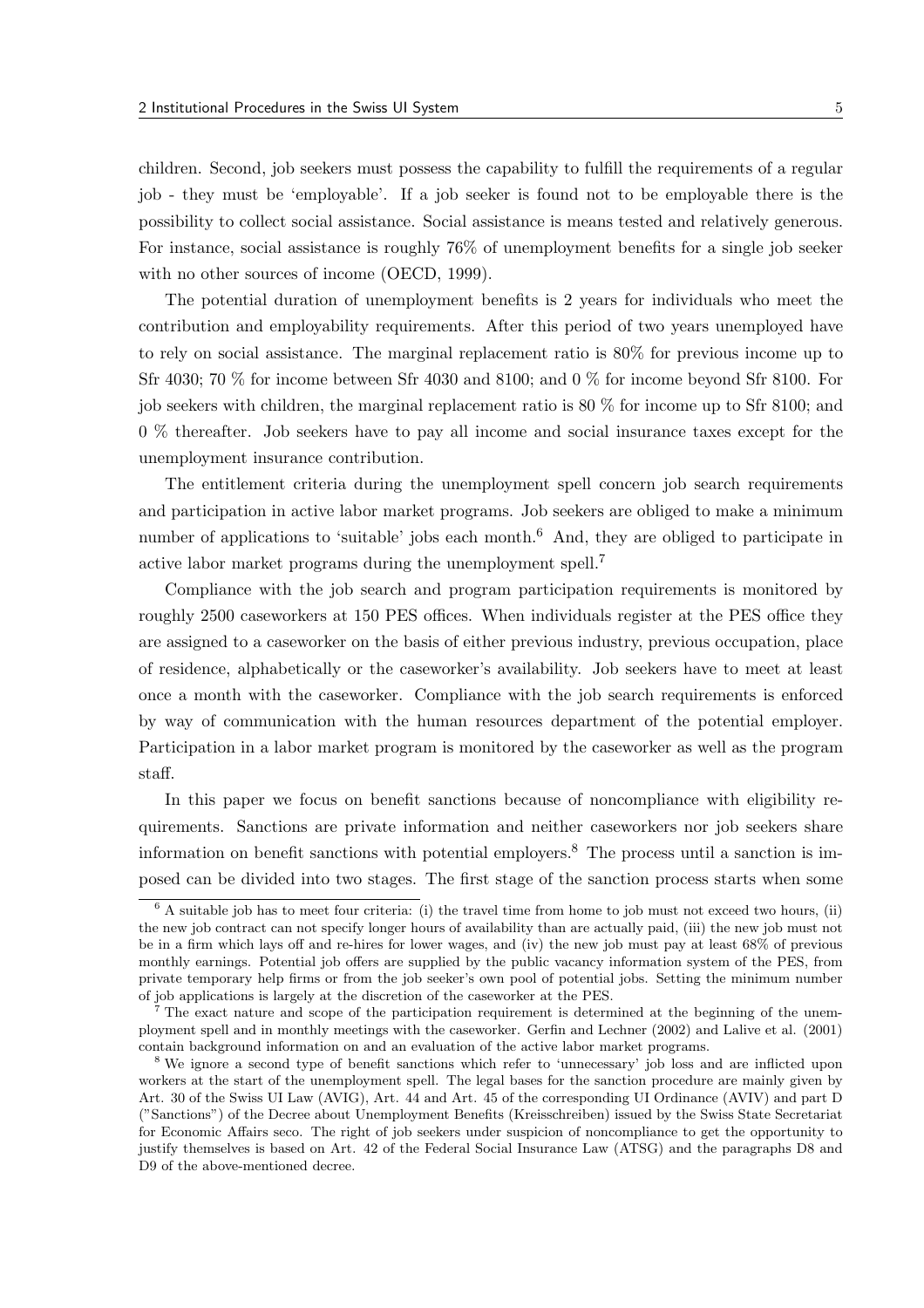children. Second, job seekers must possess the capability to fulfill the requirements of a regular job - they must be 'employable'. If a job seeker is found not to be employable there is the possibility to collect social assistance. Social assistance is means tested and relatively generous. For instance, social assistance is roughly 76% of unemployment benefits for a single job seeker with no other sources of income (OECD, 1999).

The potential duration of unemployment benefits is 2 years for individuals who meet the contribution and employability requirements. After this period of two years unemployed have to rely on social assistance. The marginal replacement ratio is 80% for previous income up to Sfr 4030; 70 % for income between Sfr 4030 and 8100; and 0 % for income beyond Sfr 8100. For job seekers with children, the marginal replacement ratio is 80 % for income up to Sfr 8100; and 0 % thereafter. Job seekers have to pay all income and social insurance taxes except for the unemployment insurance contribution.

The entitlement criteria during the unemployment spell concern job search requirements and participation in active labor market programs. Job seekers are obliged to make a minimum number of applications to 'suitable' jobs each month.[6] And, they are obliged to participate in active labor market programs during the unemployment spell.[7]

Compliance with the job search and program participation requirements is monitored by roughly 2500 caseworkers at 150 PES offices. When individuals register at the PES office they are assigned to a caseworker on the basis of either previous industry, previous occupation, place of residence, alphabetically or the caseworker's availability. Job seekers have to meet at least once a month with the caseworker. Compliance with the job search requirements is enforced by way of communication with the human resources department of the potential employer. Participation in a labor market program is monitored by the caseworker as well as the program staff.

In this paper we focus on benefit sanctions because of noncompliance with eligibility requirements. Sanctions are private information and neither caseworkers nor job seekers share information on benefit sanctions with potential employers.[8] The process until a sanction is imposed can be divided into two stages. The first stage of the sanction process starts when some

---

[6] A suitable job has to meet four criteria: (i) the travel time from home to job must not exceed two hours, (ii) the new job contract can not specify longer hours of availability than are actually paid, (iii) the new job must not be in a firm which lays off and re-hires for lower wages, and (iv) the new job must pay at least 68% of previous monthly earnings. Potential job offers are supplied by the public vacancy information system of the PES, from private temporary help firms or from the job seeker's own pool of potential jobs. Setting the minimum number of job applications is largely at the discretion of the caseworker at the PES.

[7] The exact nature and scope of the participation requirement is determined at the beginning of the unemployment spell and in monthly meetings with the caseworker. Gerfin and Lechner (2002) and Lalive et al. (2001) contain background information on and an evaluation of the active labor market programs.

[8] We ignore a second type of benefit sanctions which refer to 'unnecessary' job loss and are inflicted upon workers at the start of the unemployment spell. The legal bases for the sanction procedure are mainly given by Art. 30 of the Swiss UI Law (AVIG), Art. 44 and Art. 45 of the corresponding UI Ordinance (AVIV) and part D ("Sanctions") of the Decree about Unemployment Benefits (Kreisschreiben) issued by the Swiss State Secretariat for Economic Affairs seco. The right of job seekers under suspicion of noncompliance to get the opportunity to justify themselves is based on Art. 42 of the Federal Social Insurance Law (ATSG) and the paragraphs D8 and D9 of the above-mentioned decree.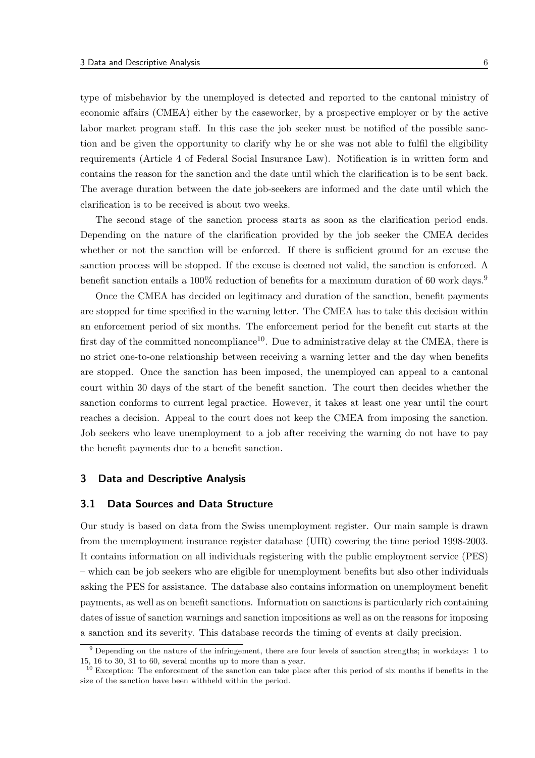type of misbehavior by the unemployed is detected and reported to the cantonal ministry of economic affairs (CMEA) either by the caseworker, by a prospective employer or by the active labor market program staff. In this case the job seeker must be notified of the possible sanction and be given the opportunity to clarify why he or she was not able to fulfil the eligibility requirements (Article 4 of Federal Social Insurance Law). Notification is in written form and contains the reason for the sanction and the date until which the clarification is to be sent back. The average duration between the date job-seekers are informed and the date until which the clarification is to be received is about two weeks.

The second stage of the sanction process starts as soon as the clarification period ends. Depending on the nature of the clarification provided by the job seeker the CMEA decides whether or not the sanction will be enforced. If there is sufficient ground for an excuse the sanction process will be stopped. If the excuse is deemed not valid, the sanction is enforced. A benefit sanction entails a 100% reduction of benefits for a maximum duration of 60 work days.[9]

Once the CMEA has decided on legitimacy and duration of the sanction, benefit payments are stopped for time specified in the warning letter. The CMEA has to take this decision within an enforcement period of six months. The enforcement period for the benefit cut starts at the first day of the committed noncompliance[10]. Due to administrative delay at the CMEA, there is no strict one-to-one relationship between receiving a warning letter and the day when benefits are stopped. Once the sanction has been imposed, the unemployed can appeal to a cantonal court within 30 days of the start of the benefit sanction. The court then decides whether the sanction conforms to current legal practice. However, it takes at least one year until the court reaches a decision. Appeal to the court does not keep the CMEA from imposing the sanction. Job seekers who leave unemployment to a job after receiving the warning do not have to pay the benefit payments due to a benefit sanction.

## 3 Data and Descriptive Analysis

### 3.1 Data Sources and Data Structure

Our study is based on data from the Swiss unemployment register. Our main sample is drawn from the unemployment insurance register database (UIR) covering the time period 1998-2003. It contains information on all individuals registering with the public employment service (PES) – which can be job seekers who are eligible for unemployment benefits but also other individuals asking the PES for assistance. The database also contains information on unemployment benefit payments, as well as on benefit sanctions. Information on sanctions is particularly rich containing dates of issue of sanction warnings and sanction impositions as well as on the reasons for imposing a sanction and its severity. This database records the timing of events at daily precision.

[9] Depending on the nature of the infringement, there are four levels of sanction strengths; in workdays: 1 to 15, 16 to 30, 31 to 60, several months up to more than a year.

[10] Exception: The enforcement of the sanction can take place after this period of six months if benefits in the size of the sanction have been withheld within the period.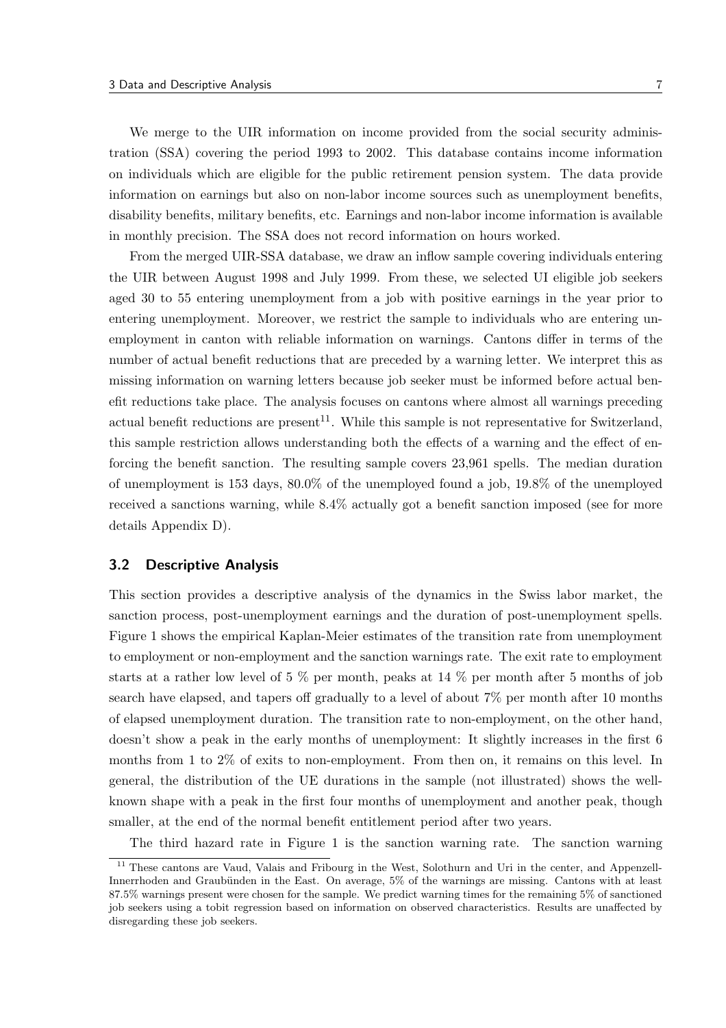We merge to the UIR information on income provided from the social security administration (SSA) covering the period 1993 to 2002. This database contains income information on individuals which are eligible for the public retirement pension system. The data provide information on earnings but also on non-labor income sources such as unemployment benefits, disability benefits, military benefits, etc. Earnings and non-labor income information is available in monthly precision. The SSA does not record information on hours worked.

From the merged UIR-SSA database, we draw an inflow sample covering individuals entering the UIR between August 1998 and July 1999. From these, we selected UI eligible job seekers aged 30 to 55 entering unemployment from a job with positive earnings in the year prior to entering unemployment. Moreover, we restrict the sample to individuals who are entering unemployment in canton with reliable information on warnings. Cantons differ in terms of the number of actual benefit reductions that are preceded by a warning letter. We interpret this as missing information on warning letters because job seeker must be informed before actual benefit reductions take place. The analysis focuses on cantons where almost all warnings preceding actual benefit reductions are present[11]. While this sample is not representative for Switzerland, this sample restriction allows understanding both the effects of a warning and the effect of enforcing the benefit sanction. The resulting sample covers 23,961 spells. The median duration of unemployment is 153 days, 80.0% of the unemployed found a job, 19.8% of the unemployed received a sanctions warning, while 8.4% actually got a benefit sanction imposed (see for more details Appendix D).

### 3.2 Descriptive Analysis

This section provides a descriptive analysis of the dynamics in the Swiss labor market, the sanction process, post-unemployment earnings and the duration of post-unemployment spells. Figure 1 shows the empirical Kaplan-Meier estimates of the transition rate from unemployment to employment or non-employment and the sanction warnings rate. The exit rate to employment starts at a rather low level of 5 % per month, peaks at 14 % per month after 5 months of job search have elapsed, and tapers off gradually to a level of about 7% per month after 10 months of elapsed unemployment duration. The transition rate to non-employment, on the other hand, doesn't show a peak in the early months of unemployment: It slightly increases in the first 6 months from 1 to 2% of exits to non-employment. From then on, it remains on this level. In general, the distribution of the UE durations in the sample (not illustrated) shows the well-known shape with a peak in the first four months of unemployment and another peak, though smaller, at the end of the normal benefit entitlement period after two years.

The third hazard rate in Figure 1 is the sanction warning rate. The sanction warning

[11] These cantons are Vaud, Valais and Fribourg in the West, Solothurn and Uri in the center, and Appenzell-Innerrhoden and Graubünden in the East. On average, 5% of the warnings are missing. Cantons with at least 87.5% warnings present were chosen for the sample. We predict warning times for the remaining 5% of sanctioned job seekers using a tobit regression based on information on observed characteristics. Results are unaffected by disregarding these job seekers.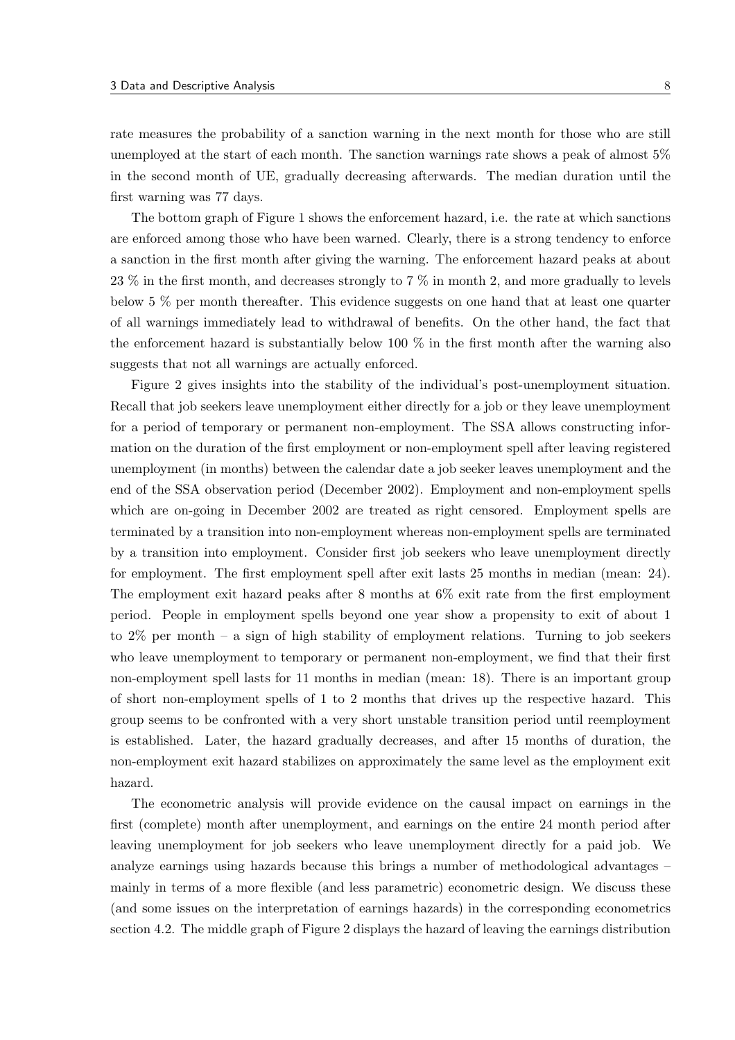rate measures the probability of a sanction warning in the next month for those who are still unemployed at the start of each month. The sanction warnings rate shows a peak of almost 5% in the second month of UE, gradually decreasing afterwards. The median duration until the first warning was 77 days.

The bottom graph of Figure 1 shows the enforcement hazard, i.e. the rate at which sanctions are enforced among those who have been warned. Clearly, there is a strong tendency to enforce a sanction in the first month after giving the warning. The enforcement hazard peaks at about 23 % in the first month, and decreases strongly to 7 % in month 2, and more gradually to levels below 5 % per month thereafter. This evidence suggests on one hand that at least one quarter of all warnings immediately lead to withdrawal of benefits. On the other hand, the fact that the enforcement hazard is substantially below 100 % in the first month after the warning also suggests that not all warnings are actually enforced.

Figure 2 gives insights into the stability of the individual's post-unemployment situation. Recall that job seekers leave unemployment either directly for a job or they leave unemployment for a period of temporary or permanent non-employment. The SSA allows constructing information on the duration of the first employment or non-employment spell after leaving registered unemployment (in months) between the calendar date a job seeker leaves unemployment and the end of the SSA observation period (December 2002). Employment and non-employment spells which are on-going in December 2002 are treated as right censored. Employment spells are terminated by a transition into non-employment whereas non-employment spells are terminated by a transition into employment. Consider first job seekers who leave unemployment directly for employment. The first employment spell after exit lasts 25 months in median (mean: 24). The employment exit hazard peaks after 8 months at 6% exit rate from the first employment period. People in employment spells beyond one year show a propensity to exit of about 1 to 2% per month – a sign of high stability of employment relations. Turning to job seekers who leave unemployment to temporary or permanent non-employment, we find that their first non-employment spell lasts for 11 months in median (mean: 18). There is an important group of short non-employment spells of 1 to 2 months that drives up the respective hazard. This group seems to be confronted with a very short unstable transition period until reemployment is established. Later, the hazard gradually decreases, and after 15 months of duration, the non-employment exit hazard stabilizes on approximately the same level as the employment exit hazard.

The econometric analysis will provide evidence on the causal impact on earnings in the first (complete) month after unemployment, and earnings on the entire 24 month period after leaving unemployment for job seekers who leave unemployment directly for a paid job. We analyze earnings using hazards because this brings a number of methodological advantages – mainly in terms of a more flexible (and less parametric) econometric design. We discuss these (and some issues on the interpretation of earnings hazards) in the corresponding econometrics section 4.2. The middle graph of Figure 2 displays the hazard of leaving the earnings distribution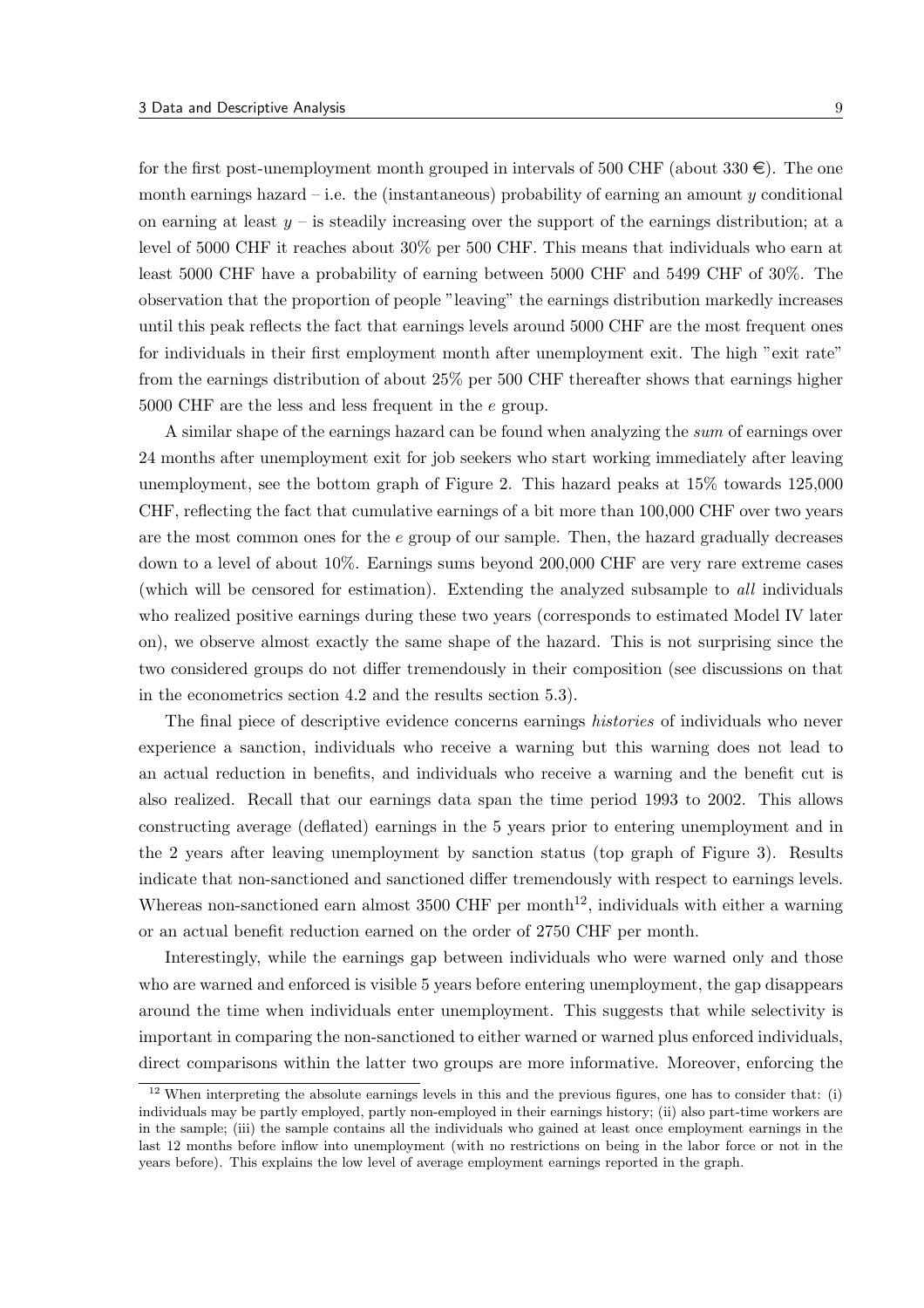for the first post-unemployment month grouped in intervals of 500 CHF (about 330 €). The one month earnings hazard – i.e. the (instantaneous) probability of earning an amount $y$ conditional on earning at least $y$ – is steadily increasing over the support of the earnings distribution; at a level of 5000 CHF it reaches about 30% per 500 CHF. This means that individuals who earn at least 5000 CHF have a probability of earning between 5000 CHF and 5499 CHF of 30%. The observation that the proportion of people "leaving" the earnings distribution markedly increases until this peak reflects the fact that earnings levels around 5000 CHF are the most frequent ones for individuals in their first employment month after unemployment exit. The high "exit rate" from the earnings distribution of about 25% per 500 CHF thereafter shows that earnings higher 5000 CHF are the less and less frequent in the $e$ group.

A similar shape of the earnings hazard can be found when analyzing the *sum* of earnings over 24 months after unemployment exit for job seekers who start working immediately after leaving unemployment, see the bottom graph of Figure 2. This hazard peaks at 15% towards 125,000 CHF, reflecting the fact that cumulative earnings of a bit more than 100,000 CHF over two years are the most common ones for the $e$ group of our sample. Then, the hazard gradually decreases down to a level of about 10%. Earnings sums beyond 200,000 CHF are very rare extreme cases (which will be censored for estimation). Extending the analyzed subsample to *all* individuals who realized positive earnings during these two years (corresponds to estimated Model IV later on), we observe almost exactly the same shape of the hazard. This is not surprising since the two considered groups do not differ tremendously in their composition (see discussions on that in the econometrics section 4.2 and the results section 5.3).

The final piece of descriptive evidence concerns earnings *histories* of individuals who never experience a sanction, individuals who receive a warning but this warning does not lead to an actual reduction in benefits, and individuals who receive a warning and the benefit cut is also realized. Recall that our earnings data span the time period 1993 to 2002. This allows constructing average (deflated) earnings in the 5 years prior to entering unemployment and in the 2 years after leaving unemployment by sanction status (top graph of Figure 3). Results indicate that non-sanctioned and sanctioned differ tremendously with respect to earnings levels. Whereas non-sanctioned earn almost 3500 CHF per month[12], individuals with either a warning or an actual benefit reduction earned on the order of 2750 CHF per month.

Interestingly, while the earnings gap between individuals who were warned only and those who are warned and enforced is visible 5 years before entering unemployment, the gap disappears around the time when individuals enter unemployment. This suggests that while selectivity is important in comparing the non-sanctioned to either warned or warned plus enforced individuals, direct comparisons within the latter two groups are more informative. Moreover, enforcing the

[12] When interpreting the absolute earnings levels in this and the previous figures, one has to consider that: (i) individuals may be partly employed, partly non-employed in their earnings history; (ii) also part-time workers are in the sample; (iii) the sample contains all the individuals who gained at least once employment earnings in the last 12 months before inflow into unemployment (with no restrictions on being in the labor force or not in the years before). This explains the low level of average employment earnings reported in the graph.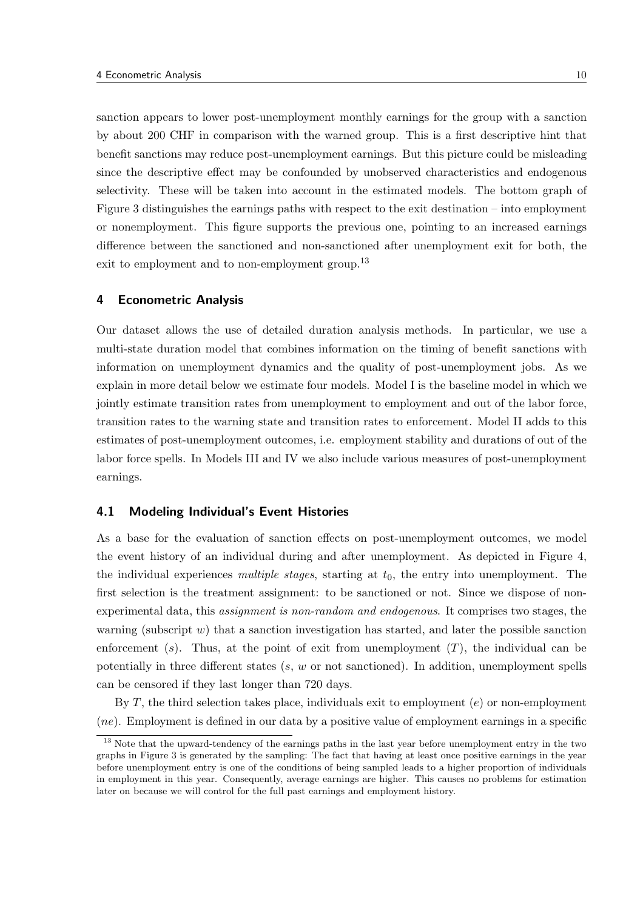sanction appears to lower post-unemployment monthly earnings for the group with a sanction by about 200 CHF in comparison with the warned group. This is a first descriptive hint that benefit sanctions may reduce post-unemployment earnings. But this picture could be misleading since the descriptive effect may be confounded by unobserved characteristics and endogenous selectivity. These will be taken into account in the estimated models. The bottom graph of Figure 3 distinguishes the earnings paths with respect to the exit destination – into employment or nonemployment. This figure supports the previous one, pointing to an increased earnings difference between the sanctioned and non-sanctioned after unemployment exit for both, the exit to employment and to non-employment group.[13]

## 4 Econometric Analysis

Our dataset allows the use of detailed duration analysis methods. In particular, we use a multi-state duration model that combines information on the timing of benefit sanctions with information on unemployment dynamics and the quality of post-unemployment jobs. As we explain in more detail below we estimate four models. Model I is the baseline model in which we jointly estimate transition rates from unemployment to employment and out of the labor force, transition rates to the warning state and transition rates to enforcement. Model II adds to this estimates of post-unemployment outcomes, i.e. employment stability and durations of out of the labor force spells. In Models III and IV we also include various measures of post-unemployment earnings.

### 4.1 Modeling Individual's Event Histories

As a base for the evaluation of sanction effects on post-unemployment outcomes, we model the event history of an individual during and after unemployment. As depicted in Figure 4, the individual experiences *multiple stages*, starting at $t_0$, the entry into unemployment. The first selection is the treatment assignment: to be sanctioned or not. Since we dispose of non-experimental data, this *assignment is non-random and endogenous*. It comprises two stages, the warning (subscript $w$) that a sanction investigation has started, and later the possible sanction enforcement ($s$). Thus, at the point of exit from unemployment ($T$), the individual can be potentially in three different states ($s$, $w$ or not sanctioned). In addition, unemployment spells can be censored if they last longer than 720 days.

By $T$, the third selection takes place, individuals exit to employment ($e$) or non-employment ($ne$). Employment is defined in our data by a positive value of employment earnings in a specific

[13] Note that the upward-tendency of the earnings paths in the last year before unemployment entry in the two graphs in Figure 3 is generated by the sampling: The fact that having at least once positive earnings in the year before unemployment entry is one of the conditions of being sampled leads to a higher proportion of individuals in employment in this year. Consequently, average earnings are higher. This causes no problems for estimation later on because we will control for the full past earnings and employment history.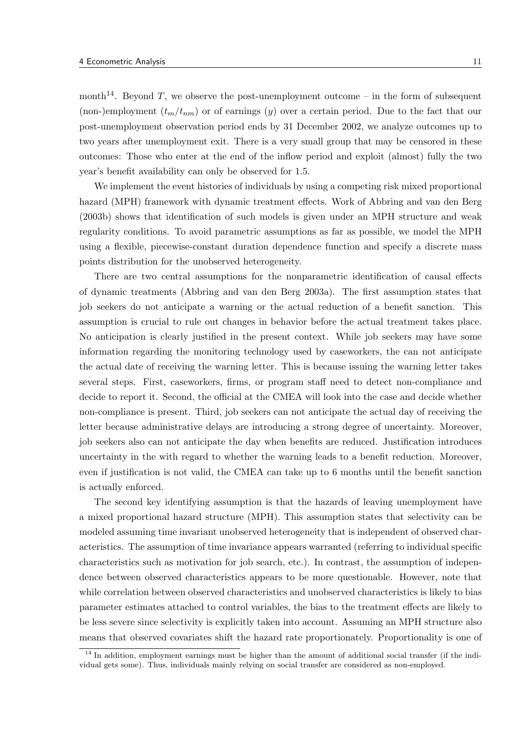month[14]. Beyond $T$, we observe the post-unemployment outcome – in the form of subsequent (non-)employment ($t_m/t_{nm}$) or of earnings ($y$) over a certain period. Due to the fact that our post-unemployment observation period ends by 31 December 2002, we analyze outcomes up to two years after unemployment exit. There is a very small group that may be censored in these outcomes: Those who enter at the end of the inflow period and exploit (almost) fully the two year's benefit availability can only be observed for 1.5.

We implement the event histories of individuals by using a competing risk mixed proportional hazard (MPH) framework with dynamic treatment effects. Work of Abbring and van den Berg (2003b) shows that identification of such models is given under an MPH structure and weak regularity conditions. To avoid parametric assumptions as far as possible, we model the MPH using a flexible, piecewise-constant duration dependence function and specify a discrete mass points distribution for the unobserved heterogeneity.

There are two central assumptions for the nonparametric identification of causal effects of dynamic treatments (Abbring and van den Berg 2003a). The first assumption states that job seekers do not anticipate a warning or the actual reduction of a benefit sanction. This assumption is crucial to rule out changes in behavior before the actual treatment takes place. No anticipation is clearly justified in the present context. While job seekers may have some information regarding the monitoring technology used by caseworkers, the can not anticipate the actual date of receiving the warning letter. This is because issuing the warning letter takes several steps. First, caseworkers, firms, or program staff need to detect non-compliance and decide to report it. Second, the official at the CMEA will look into the case and decide whether non-compliance is present. Third, job seekers can not anticipate the actual day of receiving the letter because administrative delays are introducing a strong degree of uncertainty. Moreover, job seekers also can not anticipate the day when benefits are reduced. Justification introduces uncertainty in the with regard to whether the warning leads to a benefit reduction. Moreover, even if justification is not valid, the CMEA can take up to 6 months until the benefit sanction is actually enforced.

The second key identifying assumption is that the hazards of leaving unemployment have a mixed proportional hazard structure (MPH). This assumption states that selectivity can be modeled assuming time invariant unobserved heterogeneity that is independent of observed characteristics. The assumption of time invariance appears warranted (referring to individual specific characteristics such as motivation for job search, etc.). In contrast, the assumption of independence between observed characteristics appears to be more questionable. However, note that while correlation between observed characteristics and unobserved characteristics is likely to bias parameter estimates attached to control variables, the bias to the treatment effects are likely to be less severe since selectivity is explicitly taken into account. Assuming an MPH structure also means that observed covariates shift the hazard rate proportionately. Proportionality is one of

[14] In addition, employment earnings must be higher than the amount of additional social transfer (if the individual gets some). Thus, individuals mainly relying on social transfer are considered as non-employed.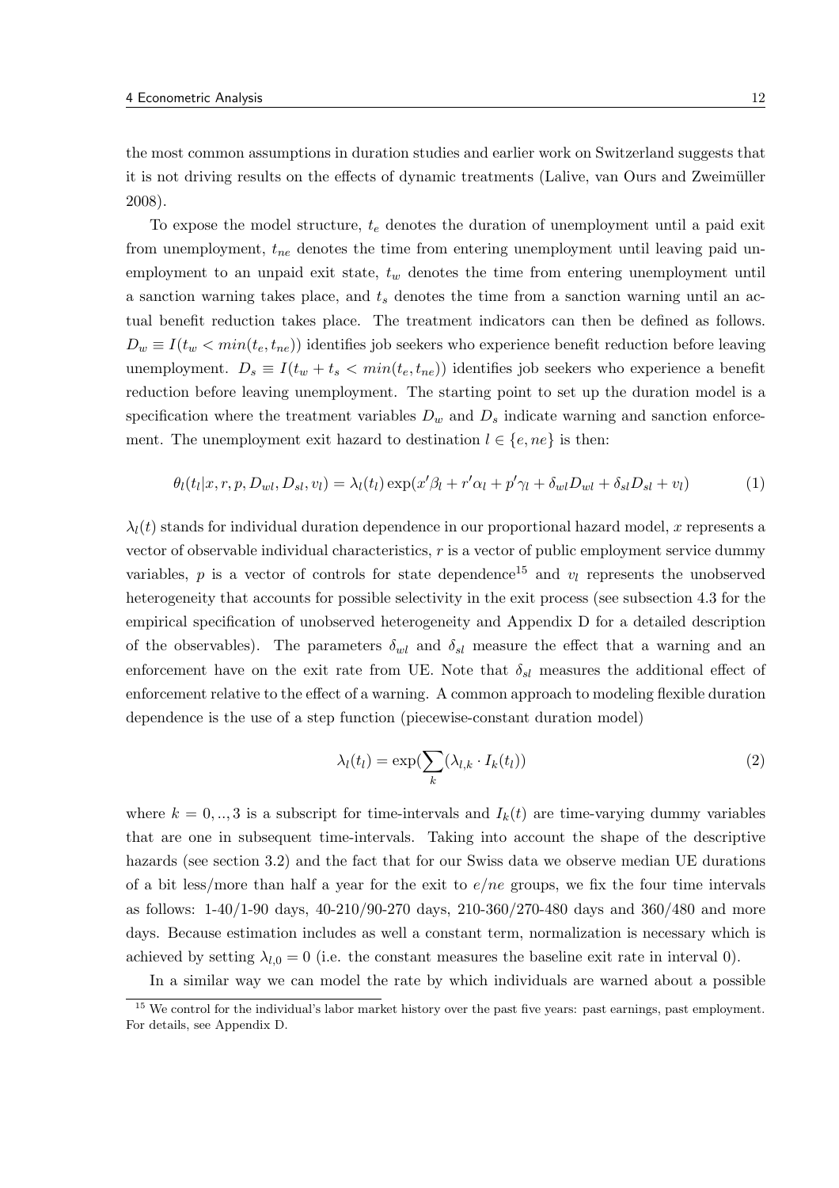the most common assumptions in duration studies and earlier work on Switzerland suggests that it is not driving results on the effects of dynamic treatments (Lalive, van Ours and Zweimüller 2008).

To expose the model structure, $t_e$ denotes the duration of unemployment until a paid exit from unemployment, $t_{ne}$ denotes the time from entering unemployment until leaving paid unemployment to an unpaid exit state, $t_w$ denotes the time from entering unemployment until a sanction warning takes place, and $t_s$ denotes the time from a sanction warning until an actual benefit reduction takes place. The treatment indicators can then be defined as follows. $D_w \equiv I(t_w < min(t_e, t_{ne}))$ identifies job seekers who experience benefit reduction before leaving unemployment. $D_s \equiv I(t_w + t_s < min(t_e, t_{ne}))$ identifies job seekers who experience a benefit reduction before leaving unemployment. The starting point to set up the duration model is a specification where the treatment variables $D_w$ and $D_s$ indicate warning and sanction enforcement. The unemployment exit hazard to destination $l \in \{e, ne\}$ is then:

$$\theta_l(t_l|x, r, p, D_{wl}, D_{sl}, v_l) = \lambda_l(t_l) \exp(x'\beta_l + r'\alpha_l + p'\gamma_l + \delta_{wl}D_{wl} + \delta_{sl}D_{sl} + v_l) \tag{1}$$

$\lambda_l(t)$ stands for individual duration dependence in our proportional hazard model, $x$ represents a vector of observable individual characteristics, $r$ is a vector of public employment service dummy variables, $p$ is a vector of controls for state dependence[15] and $v_l$ represents the unobserved heterogeneity that accounts for possible selectivity in the exit process (see subsection 4.3 for the empirical specification of unobserved heterogeneity and Appendix D for a detailed description of the observables). The parameters $\delta_{wl}$ and $\delta_{sl}$ measure the effect that a warning and an enforcement have on the exit rate from UE. Note that $\delta_{sl}$ measures the additional effect of enforcement relative to the effect of a warning. A common approach to modeling flexible duration dependence is the use of a step function (piecewise-constant duration model)

$$\lambda_l(t_l) = \exp(\sum_k (\lambda_{l,k} \cdot I_k(t_l)) \tag{2}$$

where $k = 0, .., 3$ is a subscript for time-intervals and $I_k(t)$ are time-varying dummy variables that are one in subsequent time-intervals. Taking into account the shape of the descriptive hazards (see section 3.2) and the fact that for our Swiss data we observe median UE durations of a bit less/more than half a year for the exit to $e/ne$ groups, we fix the four time intervals as follows: 1-40/1-90 days, 40-210/90-270 days, 210-360/270-480 days and 360/480 and more days. Because estimation includes as well a constant term, normalization is necessary which is achieved by setting $\lambda_{l,0} = 0$ (i.e. the constant measures the baseline exit rate in interval 0).

In a similar way we can model the rate by which individuals are warned about a possible

[15] We control for the individual's labor market history over the past five years: past earnings, past employment. For details, see Appendix D.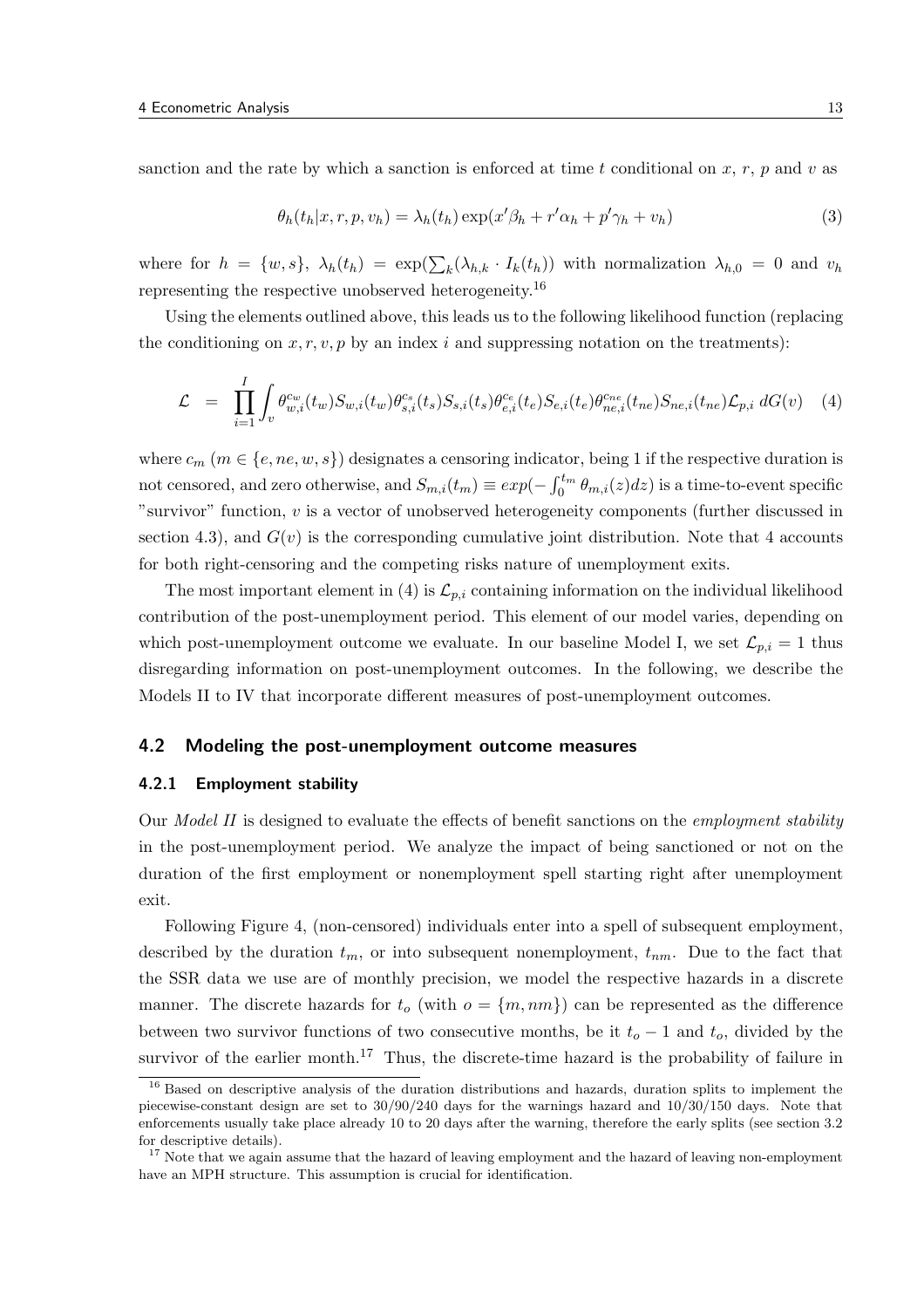sanction and the rate by which a sanction is enforced at time $t$ conditional on $x$, $r$, $p$ and $v$ as

$$\theta_h(t_h|x,r,p,v_h) = \lambda_h(t_h)\exp(x'\beta_h + r'\alpha_h + p'\gamma_h + v_h) \tag{3}$$

where for $h = \{w,s\}$, $\lambda_h(t_h) = \exp(\sum_k(\lambda_{h,k} \cdot I_k(t_h))$ with normalization $\lambda_{h,0} = 0$ and $v_h$ representing the respective unobserved heterogeneity.[16]

Using the elements outlined above, this leads us to the following likelihood function (replacing the conditioning on $x, r, v, p$ by an index $i$ and suppressing notation on the treatments):

$$\mathcal{L} = \prod_{i=1}^{I} \int_v \theta_{w,i}^{c_w}(t_w) S_{w,i}(t_w) \theta_{s,i}^{c_s}(t_s) S_{s,i}(t_s) \theta_{e,i}^{c_e}(t_e) S_{e,i}(t_e) \theta_{ne,i}^{c_{ne}}(t_{ne}) S_{ne,i}(t_{ne}) \mathcal{L}_{p,i} \, dG(v) \tag{4}$$

where $c_m$ ($m \in \{e, ne, w, s\}$) designates a censoring indicator, being 1 if the respective duration is not censored, and zero otherwise, and $S_{m,i}(t_m) \equiv exp(-\int_0^{t_m} \theta_{m,i}(z)dz)$ is a time-to-event specific "survivor" function, $v$ is a vector of unobserved heterogeneity components (further discussed in section 4.3), and $G(v)$ is the corresponding cumulative joint distribution. Note that 4 accounts for both right-censoring and the competing risks nature of unemployment exits.

The most important element in (4) is $\mathcal{L}_{p,i}$ containing information on the individual likelihood contribution of the post-unemployment period. This element of our model varies, depending on which post-unemployment outcome we evaluate. In our baseline Model I, we set $\mathcal{L}_{p,i} = 1$ thus disregarding information on post-unemployment outcomes. In the following, we describe the Models II to IV that incorporate different measures of post-unemployment outcomes.

## 4.2 Modeling the post-unemployment outcome measures

### 4.2.1 Employment stability

Our *Model II* is designed to evaluate the effects of benefit sanctions on the *employment stability* in the post-unemployment period. We analyze the impact of being sanctioned or not on the duration of the first employment or nonemployment spell starting right after unemployment exit.

Following Figure 4, (non-censored) individuals enter into a spell of subsequent employment, described by the duration $t_m$, or into subsequent nonemployment, $t_{nm}$. Due to the fact that the SSR data we use are of monthly precision, we model the respective hazards in a discrete manner. The discrete hazards for $t_o$ (with $o = \{m, nm\}$) can be represented as the difference between two survivor functions of two consecutive months, be it $t_o - 1$ and $t_o$, divided by the survivor of the earlier month.[17] Thus, the discrete-time hazard is the probability of failure in

[16] Based on descriptive analysis of the duration distributions and hazards, duration splits to implement the piecewise-constant design are set to 30/90/240 days for the warnings hazard and 10/30/150 days. Note that enforcements usually take place already 10 to 20 days after the warning, therefore the early splits (see section 3.2 for descriptive details).

[17] Note that we again assume that the hazard of leaving employment and the hazard of leaving non-employment have an MPH structure. This assumption is crucial for identification.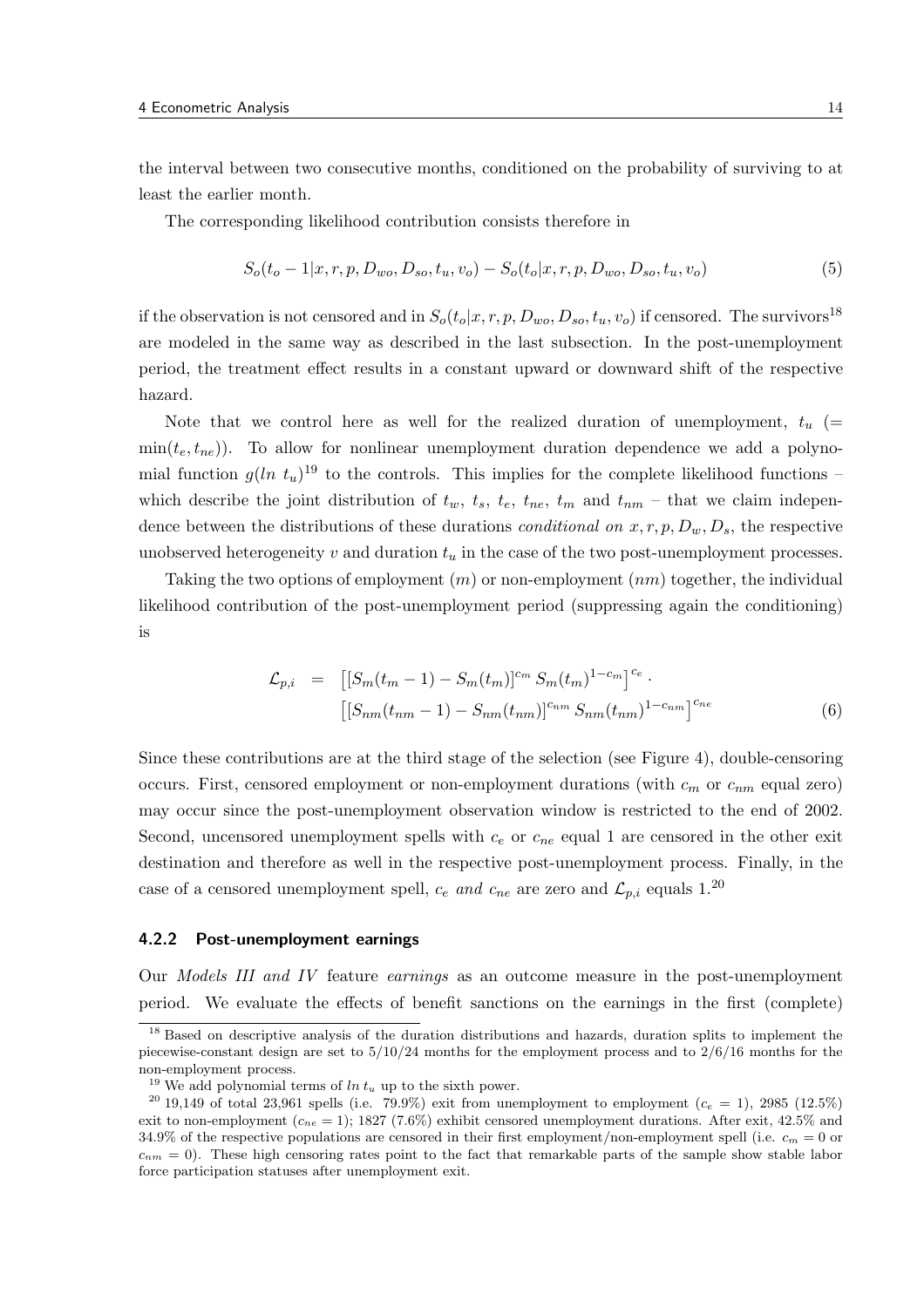the interval between two consecutive months, conditioned on the probability of surviving to at least the earlier month.

The corresponding likelihood contribution consists therefore in

$$S_o(t_o - 1|x, r, p, D_{wo}, D_{so}, t_u, v_o) - S_o(t_o|x, r, p, D_{wo}, D_{so}, t_u, v_o) \tag{5}$$

if the observation is not censored and in $S_o(t_o|x, r, p, D_{wo}, D_{so}, t_u, v_o)$ if censored. The survivors[18] are modeled in the same way as described in the last subsection. In the post-unemployment period, the treatment effect results in a constant upward or downward shift of the respective hazard.

Note that we control here as well for the realized duration of unemployment, $t_u$ ($= \min(t_e, t_{ne})$). To allow for nonlinear unemployment duration dependence we add a polynomial function $g(ln\ t_u)$[19] to the controls. This implies for the complete likelihood functions – which describe the joint distribution of $t_w$, $t_s$, $t_e$, $t_{ne}$, $t_m$ and $t_{nm}$ – that we claim independence between the distributions of these durations *conditional on* $x, r, p, D_w, D_s$, the respective unobserved heterogeneity $v$ and duration $t_u$ in the case of the two post-unemployment processes.

Taking the two options of employment ($m$) or non-employment ($nm$) together, the individual likelihood contribution of the post-unemployment period (suppressing again the conditioning) is

$$\begin{aligned} \mathcal{L}_{p,i} &= \left[ [S_m(t_m - 1) - S_m(t_m)]^{c_m} \, S_m(t_m)^{1-c_m} \right]^{c_e} \cdot \\ & \quad \left[ [S_{nm}(t_{nm} - 1) - S_{nm}(t_{nm})]^{c_{nm}} \, S_{nm}(t_{nm})^{1-c_{nm}} \right]^{c_{ne}} \end{aligned} \tag{6}$$

Since these contributions are at the third stage of the selection (see Figure 4), double-censoring occurs. First, censored employment or non-employment durations (with $c_m$ or $c_{nm}$ equal zero) may occur since the post-unemployment observation window is restricted to the end of 2002. Second, uncensored unemployment spells with $c_e$ or $c_{ne}$ equal 1 are censored in the other exit destination and therefore as well in the respective post-unemployment process. Finally, in the case of a censored unemployment spell, $c_e$ *and* $c_{ne}$ are zero and $\mathcal{L}_{p,i}$ equals 1.[20]

### 4.2.2 Post-unemployment earnings

Our *Models III and IV* feature *earnings* as an outcome measure in the post-unemployment period. We evaluate the effects of benefit sanctions on the earnings in the first (complete)

---

[18] Based on descriptive analysis of the duration distributions and hazards, duration splits to implement the piecewise-constant design are set to 5/10/24 months for the employment process and to 2/6/16 months for the non-employment process.

[19] We add polynomial terms of $ln\ t_u$ up to the sixth power.

[20] 19,149 of total 23,961 spells (i.e. 79.9%) exit from unemployment to employment ($c_e = 1$), 2985 (12.5%) exit to non-employment ($c_{ne} = 1$); 1827 (7.6%) exhibit censored unemployment durations. After exit, 42.5% and 34.9% of the respective populations are censored in their first employment/non-employment spell (i.e. $c_m = 0$ or $c_{nm} = 0$). These high censoring rates point to the fact that remarkable parts of the sample show stable labor force participation statuses after unemployment exit.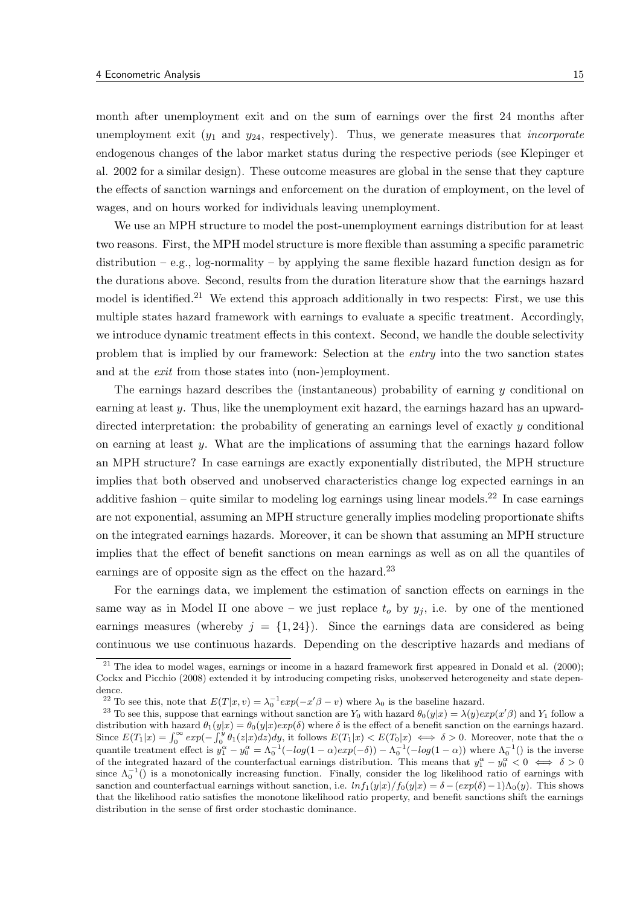month after unemployment exit and on the sum of earnings over the first 24 months after unemployment exit ($y_1$ and $y_{24}$, respectively). Thus, we generate measures that *incorporate* endogenous changes of the labor market status during the respective periods (see Klepinger et al. 2002 for a similar design). These outcome measures are global in the sense that they capture the effects of sanction warnings and enforcement on the duration of employment, on the level of wages, and on hours worked for individuals leaving unemployment.

We use an MPH structure to model the post-unemployment earnings distribution for at least two reasons. First, the MPH model structure is more flexible than assuming a specific parametric distribution – e.g., log-normality – by applying the same flexible hazard function design as for the durations above. Second, results from the duration literature show that the earnings hazard model is identified.[21] We extend this approach additionally in two respects: First, we use this multiple states hazard framework with earnings to evaluate a specific treatment. Accordingly, we introduce dynamic treatment effects in this context. Second, we handle the double selectivity problem that is implied by our framework: Selection at the *entry* into the two sanction states and at the *exit* from those states into (non-)employment.

The earnings hazard describes the (instantaneous) probability of earning $y$ conditional on earning at least $y$. Thus, like the unemployment exit hazard, the earnings hazard has an upward-directed interpretation: the probability of generating an earnings level of exactly $y$ conditional on earning at least $y$. What are the implications of assuming that the earnings hazard follow an MPH structure? In case earnings are exactly exponentially distributed, the MPH structure implies that both observed and unobserved characteristics change log expected earnings in an additive fashion – quite similar to modeling log earnings using linear models.[22] In case earnings are not exponential, assuming an MPH structure generally implies modeling proportionate shifts on the integrated earnings hazards. Moreover, it can be shown that assuming an MPH structure implies that the effect of benefit sanctions on mean earnings as well as on all the quantiles of earnings are of opposite sign as the effect on the hazard.[23]

For the earnings data, we implement the estimation of sanction effects on earnings in the same way as in Model II one above – we just replace $t_o$ by $y_j$, i.e. by one of the mentioned earnings measures (whereby $j = \{1, 24\}$). Since the earnings data are considered as being continuous we use continuous hazards. Depending on the descriptive hazards and medians of

---

[21] The idea to model wages, earnings or income in a hazard framework first appeared in Donald et al. (2000); Cockx and Picchio (2008) extended it by introducing competing risks, unobserved heterogeneity and state dependence.

[22] To see this, note that $E(T|x,v) = \lambda_0^{-1} exp(-x'\beta - v)$ where $\lambda_0$ is the baseline hazard.

[23] To see this, suppose that earnings without sanction are $Y_0$ with hazard $\theta_0(y|x) = \lambda(y)exp(x'\beta)$ and $Y_1$ follow a distribution with hazard $\theta_1(y|x) = \theta_0(y|x)exp(\delta)$ where $\delta$ is the effect of a benefit sanction on the earnings hazard. Since $E(T_1|x) = \int_0^\infty exp(-\int_0^y \theta_1(z|x)dz)dy$, it follows $E(T_1|x) < E(T_0|x) \iff \delta > 0$. Moreover, note that the $\alpha$ quantile treatment effect is $y_1^\alpha - y_0^\alpha = \Lambda_0^{-1}(-log(1-\alpha)exp(-\delta)) - \Lambda_0^{-1}(-log(1-\alpha))$ where $\Lambda_0^{-1}()$ is the inverse of the integrated hazard of the counterfactual earnings distribution. This means that $y_1^\alpha - y_0^\alpha < 0 \iff \delta > 0$ since $\Lambda_0^{-1}()$ is a monotonically increasing function. Finally, consider the log likelihood ratio of earnings with sanction and counterfactual earnings without sanction, i.e. $ln f_1(y|x)/f_0(y|x) = \delta - (exp(\delta) - 1)\Lambda_0(y)$. This shows that the likelihood ratio satisfies the monotone likelihood ratio property, and benefit sanctions shift the earnings distribution in the sense of first order stochastic dominance.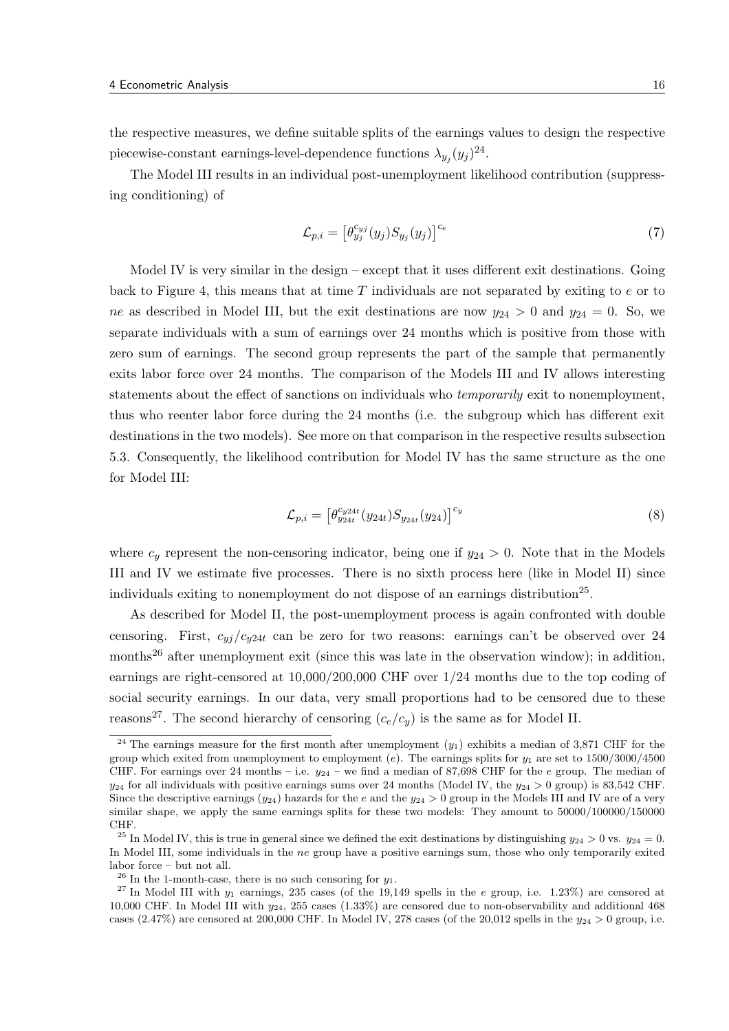the respective measures, we define suitable splits of the earnings values to design the respective piecewise-constant earnings-level-dependence functions $\lambda_{y_j}(y_j)$[24].

The Model III results in an individual post-unemployment likelihood contribution (suppressing conditioning) of

$$\mathcal{L}_{p,i} = \left[\theta_{y_j}^{c_{yj}}(y_j) S_{y_j}(y_j)\right]^{c_e} \tag{7}$$

Model IV is very similar in the design – except that it uses different exit destinations. Going back to Figure 4, this means that at time $T$ individuals are not separated by exiting to $e$ or to $ne$ as described in Model III, but the exit destinations are now $y_{24} > 0$ and $y_{24} = 0$. So, we separate individuals with a sum of earnings over 24 months which is positive from those with zero sum of earnings. The second group represents the part of the sample that permanently exits labor force over 24 months. The comparison of the Models III and IV allows interesting statements about the effect of sanctions on individuals who *temporarily* exit to nonemployment, thus who reenter labor force during the 24 months (i.e. the subgroup which has different exit destinations in the two models). See more on that comparison in the respective results subsection 5.3. Consequently, the likelihood contribution for Model IV has the same structure as the one for Model III:

$$\mathcal{L}_{p,i} = \left[\theta_{y24t}^{c_{y24t}}(y_{24t}) S_{y_{24t}}(y_{24})\right]^{c_y} \tag{8}$$

where $c_y$ represent the non-censoring indicator, being one if $y_{24} > 0$. Note that in the Models III and IV we estimate five processes. There is no sixth process here (like in Model II) since individuals exiting to nonemployment do not dispose of an earnings distribution[25].

As described for Model II, the post-unemployment process is again confronted with double censoring. First, $c_{yj}/c_{y24t}$ can be zero for two reasons: earnings can't be observed over 24 months[26] after unemployment exit (since this was late in the observation window); in addition, earnings are right-censored at 10,000/200,000 CHF over 1/24 months due to the top coding of social security earnings. In our data, very small proportions had to be censored due to these reasons[27]. The second hierarchy of censoring ($c_e/c_y$) is the same as for Model II.

[24] The earnings measure for the first month after unemployment ($y_1$) exhibits a median of 3,871 CHF for the group which exited from unemployment to employment ($e$). The earnings splits for $y_1$ are set to 1500/3000/4500 CHF. For earnings over 24 months – i.e. $y_{24}$ – we find a median of 87,698 CHF for the $e$ group. The median of $y_{24}$ for all individuals with positive earnings sums over 24 months (Model IV, the $y_{24} > 0$ group) is 83,542 CHF. Since the descriptive earnings ($y_{24}$) hazards for the $e$ and the $y_{24} > 0$ group in the Models III and IV are of a very similar shape, we apply the same earnings splits for these two models: They amount to 50000/100000/150000 CHF.

[25] In Model IV, this is true in general since we defined the exit destinations by distinguishing $y_{24} > 0$ vs. $y_{24} = 0$. In Model III, some individuals in the $ne$ group have a positive earnings sum, those who only temporarily exited labor force – but not all.

[26] In the 1-month-case, there is no such censoring for $y_1$.

[27] In Model III with $y_1$ earnings, 235 cases (of the 19,149 spells in the $e$ group, i.e. 1.23%) are censored at 10,000 CHF. In Model III with $y_{24}$, 255 cases (1.33%) are censored due to non-observability and additional 468 cases (2.47%) are censored at 200,000 CHF. In Model IV, 278 cases (of the 20,012 spells in the $y_{24} > 0$ group, i.e.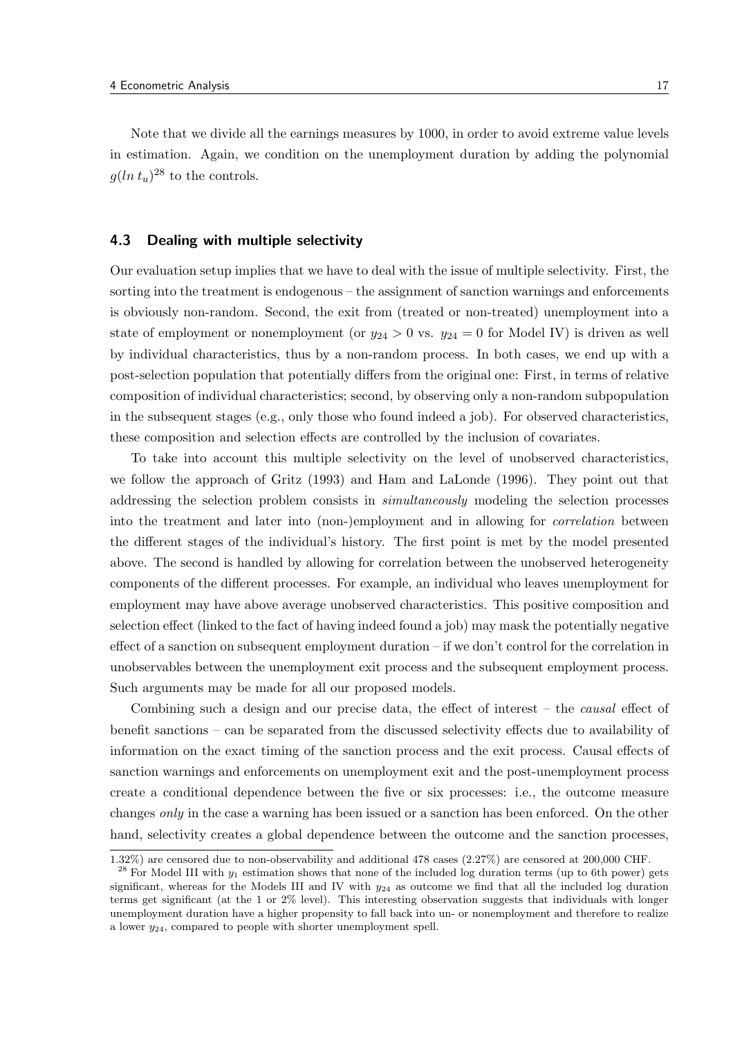Note that we divide all the earnings measures by 1000, in order to avoid extreme value levels in estimation. Again, we condition on the unemployment duration by adding the polynomial $g(ln\, t_u)$[28] to the controls.

### 4.3 Dealing with multiple selectivity

Our evaluation setup implies that we have to deal with the issue of multiple selectivity. First, the sorting into the treatment is endogenous – the assignment of sanction warnings and enforcements is obviously non-random. Second, the exit from (treated or non-treated) unemployment into a state of employment or nonemployment (or $y_{24} > 0$ vs. $y_{24} = 0$ for Model IV) is driven as well by individual characteristics, thus by a non-random process. In both cases, we end up with a post-selection population that potentially differs from the original one: First, in terms of relative composition of individual characteristics; second, by observing only a non-random subpopulation in the subsequent stages (e.g., only those who found indeed a job). For observed characteristics, these composition and selection effects are controlled by the inclusion of covariates.

To take into account this multiple selectivity on the level of unobserved characteristics, we follow the approach of Gritz (1993) and Ham and LaLonde (1996). They point out that addressing the selection problem consists in *simultaneously* modeling the selection processes into the treatment and later into (non-)employment and in allowing for *correlation* between the different stages of the individual's history. The first point is met by the model presented above. The second is handled by allowing for correlation between the unobserved heterogeneity components of the different processes. For example, an individual who leaves unemployment for employment may have above average unobserved characteristics. This positive composition and selection effect (linked to the fact of having indeed found a job) may mask the potentially negative effect of a sanction on subsequent employment duration – if we don't control for the correlation in unobservables between the unemployment exit process and the subsequent employment process. Such arguments may be made for all our proposed models.

Combining such a design and our precise data, the effect of interest – the *causal* effect of benefit sanctions – can be separated from the discussed selectivity effects due to availability of information on the exact timing of the sanction process and the exit process. Causal effects of sanction warnings and enforcements on unemployment exit and the post-unemployment process create a conditional dependence between the five or six processes: i.e., the outcome measure changes *only* in the case a warning has been issued or a sanction has been enforced. On the other hand, selectivity creates a global dependence between the outcome and the sanction processes,

---

1.32%) are censored due to non-observability and additional 478 cases (2.27%) are censored at 200,000 CHF.

[28] For Model III with $y_1$ estimation shows that none of the included log duration terms (up to 6th power) gets significant, whereas for the Models III and IV with $y_{24}$ as outcome we find that all the included log duration terms get significant (at the 1 or 2% level). This interesting observation suggests that individuals with longer unemployment duration have a higher propensity to fall back into un- or nonemployment and therefore to realize a lower $y_{24}$, compared to people with shorter unemployment spell.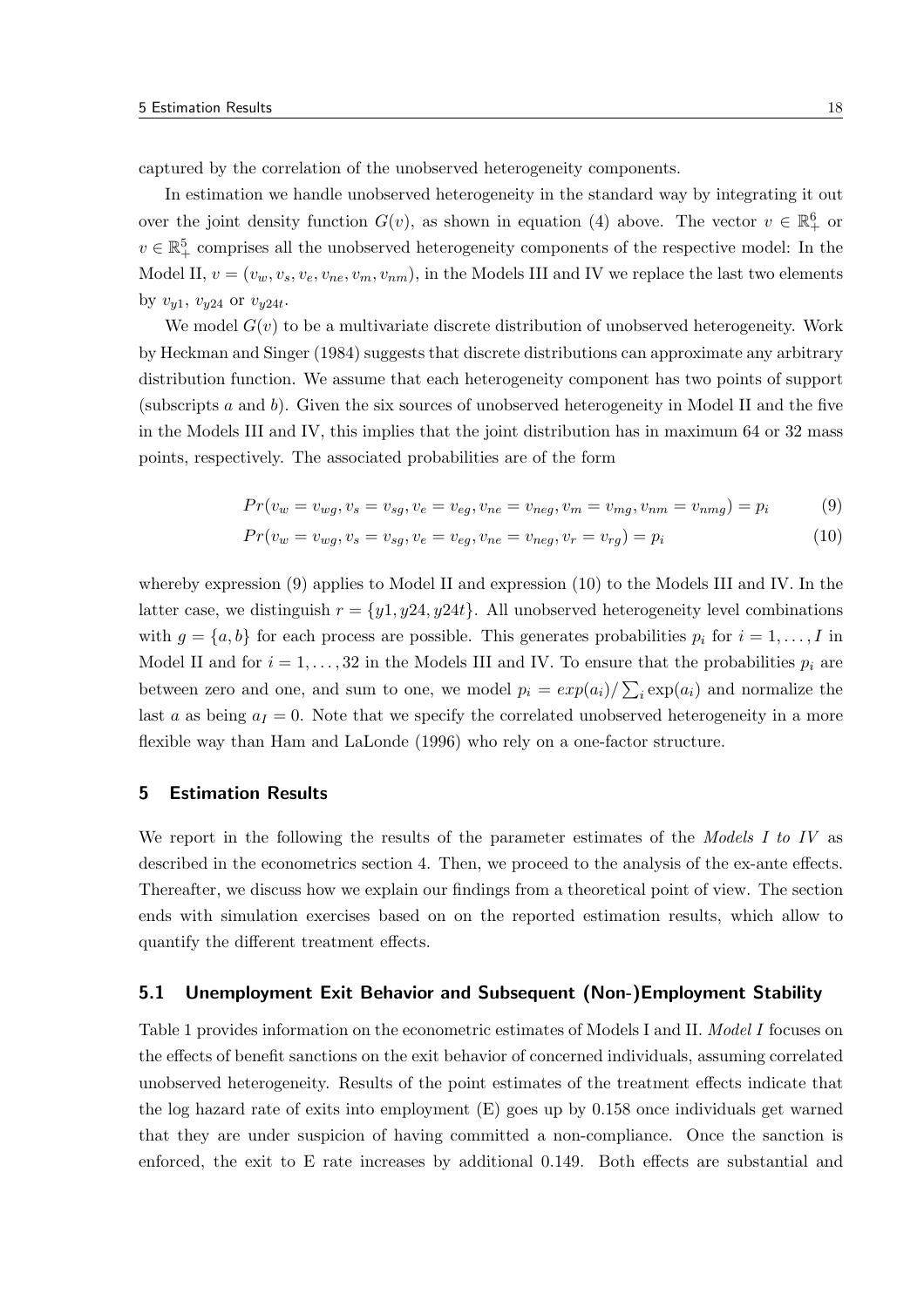captured by the correlation of the unobserved heterogeneity components.

In estimation we handle unobserved heterogeneity in the standard way by integrating it out over the joint density function $G(v)$, as shown in equation (4) above. The vector $v \in \mathbb{R}^6_+$ or $v \in \mathbb{R}^5_+$ comprises all the unobserved heterogeneity components of the respective model: In the Model II, $v = (v_w, v_s, v_e, v_{ne}, v_m, v_{nm})$, in the Models III and IV we replace the last two elements by $v_{y1}$, $v_{y24}$ or $v_{y24t}$.

We model $G(v)$ to be a multivariate discrete distribution of unobserved heterogeneity. Work by Heckman and Singer (1984) suggests that discrete distributions can approximate any arbitrary distribution function. We assume that each heterogeneity component has two points of support (subscripts $a$ and $b$). Given the six sources of unobserved heterogeneity in Model II and the five in the Models III and IV, this implies that the joint distribution has in maximum 64 or 32 mass points, respectively. The associated probabilities are of the form

$$Pr(v_w = v_{wg}, v_s = v_{sg}, v_e = v_{eg}, v_{ne} = v_{neg}, v_m = v_{mg}, v_{nm} = v_{nmg}) = p_i \tag{9}$$

$$Pr(v_w = v_{wg}, v_s = v_{sg}, v_e = v_{eg}, v_{ne} = v_{neg}, v_r = v_{rg}) = p_i \tag{10}$$

whereby expression (9) applies to Model II and expression (10) to the Models III and IV. In the latter case, we distinguish $r = \{y1, y24, y24t\}$. All unobserved heterogeneity level combinations with $g = \{a, b\}$ for each process are possible. This generates probabilities $p_i$ for $i = 1, \ldots, I$ in Model II and for $i = 1, \ldots, 32$ in the Models III and IV. To ensure that the probabilities $p_i$ are between zero and one, and sum to one, we model $p_i = exp(a_i)/\sum_i \exp(a_i)$ and normalize the last $a$ as being $a_I = 0$. Note that we specify the correlated unobserved heterogeneity in a more flexible way than Ham and LaLonde (1996) who rely on a one-factor structure.

## 5 Estimation Results

We report in the following the results of the parameter estimates of the *Models I to IV* as described in the econometrics section 4. Then, we proceed to the analysis of the ex-ante effects. Thereafter, we discuss how we explain our findings from a theoretical point of view. The section ends with simulation exercises based on on the reported estimation results, which allow to quantify the different treatment effects.

### 5.1 Unemployment Exit Behavior and Subsequent (Non-)Employment Stability

Table 1 provides information on the econometric estimates of Models I and II. *Model I* focuses on the effects of benefit sanctions on the exit behavior of concerned individuals, assuming correlated unobserved heterogeneity. Results of the point estimates of the treatment effects indicate that the log hazard rate of exits into employment (E) goes up by 0.158 once individuals get warned that they are under suspicion of having committed a non-compliance. Once the sanction is enforced, the exit to E rate increases by additional 0.149. Both effects are substantial and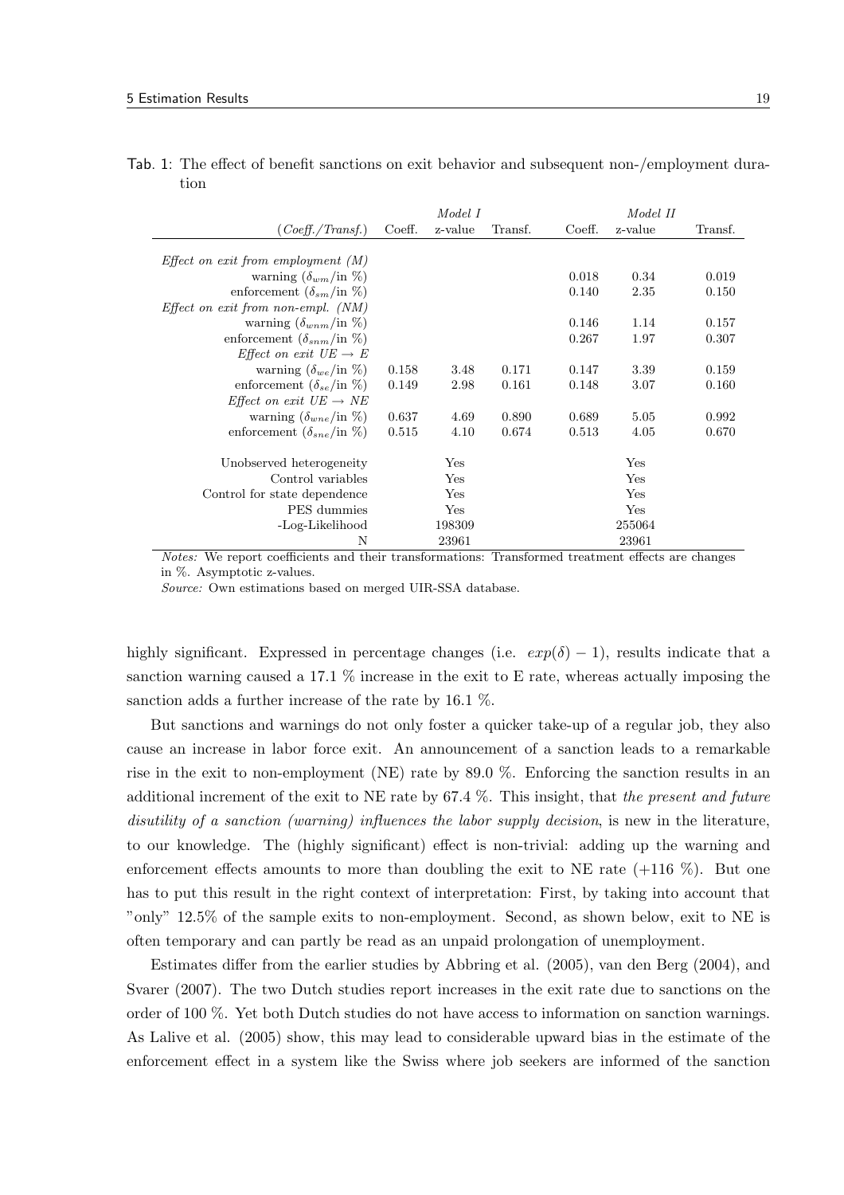Tab. 1: The effect of benefit sanctions on exit behavior and subsequent non-/employment duration

| | *Model I* | | | *Model II* | | |
|---|---|---|---|---|---|---|
| (*Coeff./Transf.*) | Coeff. | z-value | Transf. | Coeff. | z-value | Transf. |
| *Effect on exit from employment (M)* | | | | | | |
| warning ($\delta_{wm}$/in %) | | | | 0.018 | 0.34 | 0.019 |
| enforcement ($\delta_{sm}$/in %) | | | | 0.140 | 2.35 | 0.150 |
| *Effect on exit from non-empl. (NM)* | | | | | | |
| warning ($\delta_{wnm}$/in %) | | | | 0.146 | 1.14 | 0.157 |
| enforcement ($\delta_{snm}$/in %) | | | | 0.267 | 1.97 | 0.307 |
| *Effect on exit UE $\rightarrow$ E* | | | | | | |
| warning ($\delta_{we}$/in %) | 0.158 | 3.48 | 0.171 | 0.147 | 3.39 | 0.159 |
| enforcement ($\delta_{se}$/in %) | 0.149 | 2.98 | 0.161 | 0.148 | 3.07 | 0.160 |
| *Effect on exit UE $\rightarrow$ NE* | | | | | | |
| warning ($\delta_{wne}$/in %) | 0.637 | 4.69 | 0.890 | 0.689 | 5.05 | 0.992 |
| enforcement ($\delta_{sne}$/in %) | 0.515 | 4.10 | 0.674 | 0.513 | 4.05 | 0.670 |
| Unobserved heterogeneity | | Yes | | | Yes | |
| Control variables | | Yes | | | Yes | |
| Control for state dependence | | Yes | | | Yes | |
| PES dummies | | Yes | | | Yes | |
| -Log-Likelihood | | 198309 | | | 255064 | |
| N | | 23961 | | | 23961 | |

*Notes:* We report coefficients and their transformations: Transformed treatment effects are changes in %. Asymptotic z-values.

*Source:* Own estimations based on merged UIR-SSA database.

highly significant. Expressed in percentage changes (i.e. $exp(\delta) - 1$), results indicate that a sanction warning caused a 17.1 % increase in the exit to E rate, whereas actually imposing the sanction adds a further increase of the rate by 16.1 %.

But sanctions and warnings do not only foster a quicker take-up of a regular job, they also cause an increase in labor force exit. An announcement of a sanction leads to a remarkable rise in the exit to non-employment (NE) rate by 89.0 %. Enforcing the sanction results in an additional increment of the exit to NE rate by 67.4 %. This insight, that *the present and future disutility of a sanction (warning) influences the labor supply decision*, is new in the literature, to our knowledge. The (highly significant) effect is non-trivial: adding up the warning and enforcement effects amounts to more than doubling the exit to NE rate (+116 %). But one has to put this result in the right context of interpretation: First, by taking into account that "only" 12.5% of the sample exits to non-employment. Second, as shown below, exit to NE is often temporary and can partly be read as an unpaid prolongation of unemployment.

Estimates differ from the earlier studies by Abbring et al. (2005), van den Berg (2004), and Svarer (2007). The two Dutch studies report increases in the exit rate due to sanctions on the order of 100 %. Yet both Dutch studies do not have access to information on sanction warnings. As Lalive et al. (2005) show, this may lead to considerable upward bias in the estimate of the enforcement effect in a system like the Swiss where job seekers are informed of the sanction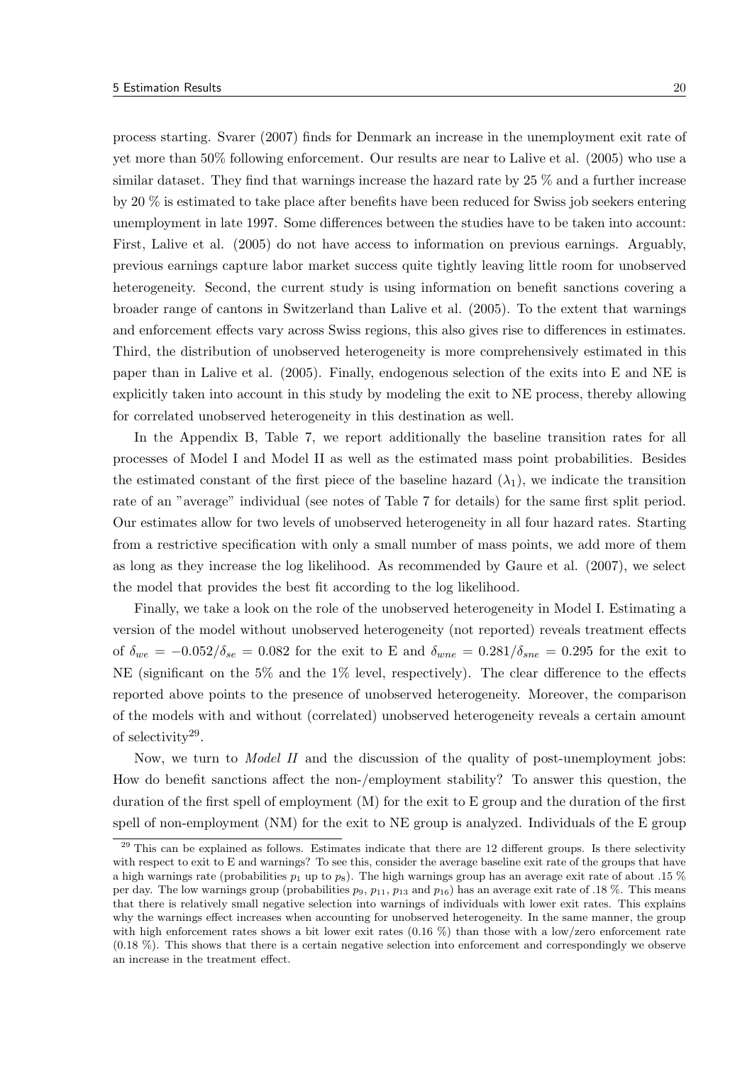process starting. Svarer (2007) finds for Denmark an increase in the unemployment exit rate of yet more than 50% following enforcement. Our results are near to Lalive et al. (2005) who use a similar dataset. They find that warnings increase the hazard rate by 25 % and a further increase by 20 % is estimated to take place after benefits have been reduced for Swiss job seekers entering unemployment in late 1997. Some differences between the studies have to be taken into account: First, Lalive et al. (2005) do not have access to information on previous earnings. Arguably, previous earnings capture labor market success quite tightly leaving little room for unobserved heterogeneity. Second, the current study is using information on benefit sanctions covering a broader range of cantons in Switzerland than Lalive et al. (2005). To the extent that warnings and enforcement effects vary across Swiss regions, this also gives rise to differences in estimates. Third, the distribution of unobserved heterogeneity is more comprehensively estimated in this paper than in Lalive et al. (2005). Finally, endogenous selection of the exits into E and NE is explicitly taken into account in this study by modeling the exit to NE process, thereby allowing for correlated unobserved heterogeneity in this destination as well.

In the Appendix B, Table 7, we report additionally the baseline transition rates for all processes of Model I and Model II as well as the estimated mass point probabilities. Besides the estimated constant of the first piece of the baseline hazard ($\lambda_1$), we indicate the transition rate of an "average" individual (see notes of Table 7 for details) for the same first split period. Our estimates allow for two levels of unobserved heterogeneity in all four hazard rates. Starting from a restrictive specification with only a small number of mass points, we add more of them as long as they increase the log likelihood. As recommended by Gaure et al. (2007), we select the model that provides the best fit according to the log likelihood.

Finally, we take a look on the role of the unobserved heterogeneity in Model I. Estimating a version of the model without unobserved heterogeneity (not reported) reveals treatment effects of $\delta_{we} = -0.052/\delta_{se} = 0.082$ for the exit to E and $\delta_{wne} = 0.281/\delta_{sne} = 0.295$ for the exit to NE (significant on the 5% and the 1% level, respectively). The clear difference to the effects reported above points to the presence of unobserved heterogeneity. Moreover, the comparison of the models with and without (correlated) unobserved heterogeneity reveals a certain amount of selectivity[29].

Now, we turn to *Model II* and the discussion of the quality of post-unemployment jobs: How do benefit sanctions affect the non-/employment stability? To answer this question, the duration of the first spell of employment (M) for the exit to E group and the duration of the first spell of non-employment (NM) for the exit to NE group is analyzed. Individuals of the E group

[29] This can be explained as follows. Estimates indicate that there are 12 different groups. Is there selectivity with respect to exit to E and warnings? To see this, consider the average baseline exit rate of the groups that have a high warnings rate (probabilities $p_1$ up to $p_8$). The high warnings group has an average exit rate of about .15 % per day. The low warnings group (probabilities $p_9$, $p_{11}$, $p_{13}$ and $p_{16}$) has an average exit rate of .18 %. This means that there is relatively small negative selection into warnings of individuals with lower exit rates. This explains why the warnings effect increases when accounting for unobserved heterogeneity. In the same manner, the group with high enforcement rates shows a bit lower exit rates (0.16 %) than those with a low/zero enforcement rate (0.18 %). This shows that there is a certain negative selection into enforcement and correspondingly we observe an increase in the treatment effect.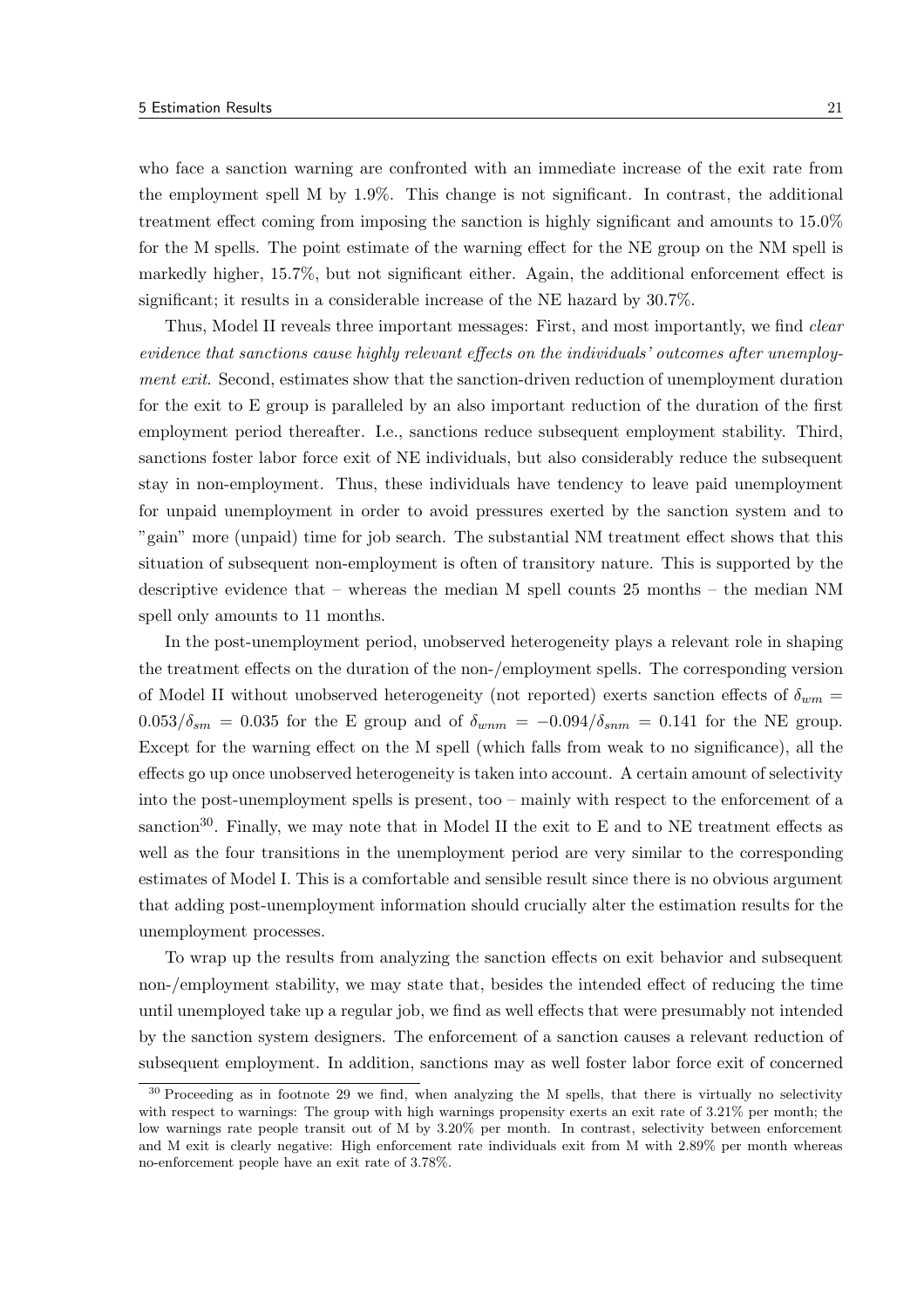who face a sanction warning are confronted with an immediate increase of the exit rate from the employment spell M by 1.9%. This change is not significant. In contrast, the additional treatment effect coming from imposing the sanction is highly significant and amounts to 15.0% for the M spells. The point estimate of the warning effect for the NE group on the NM spell is markedly higher, 15.7%, but not significant either. Again, the additional enforcement effect is significant; it results in a considerable increase of the NE hazard by 30.7%.

Thus, Model II reveals three important messages: First, and most importantly, we find *clear evidence that sanctions cause highly relevant effects on the individuals' outcomes after unemployment exit*. Second, estimates show that the sanction-driven reduction of unemployment duration for the exit to E group is paralleled by an also important reduction of the duration of the first employment period thereafter. I.e., sanctions reduce subsequent employment stability. Third, sanctions foster labor force exit of NE individuals, but also considerably reduce the subsequent stay in non-employment. Thus, these individuals have tendency to leave paid unemployment for unpaid unemployment in order to avoid pressures exerted by the sanction system and to "gain" more (unpaid) time for job search. The substantial NM treatment effect shows that this situation of subsequent non-employment is often of transitory nature. This is supported by the descriptive evidence that – whereas the median M spell counts 25 months – the median NM spell only amounts to 11 months.

In the post-unemployment period, unobserved heterogeneity plays a relevant role in shaping the treatment effects on the duration of the non-/employment spells. The corresponding version of Model II without unobserved heterogeneity (not reported) exerts sanction effects of $\delta_{wm} = 0.053/\delta_{sm} = 0.035$ for the E group and of $\delta_{wnm} = -0.094/\delta_{snm} = 0.141$ for the NE group. Except for the warning effect on the M spell (which falls from weak to no significance), all the effects go up once unobserved heterogeneity is taken into account. A certain amount of selectivity into the post-unemployment spells is present, too – mainly with respect to the enforcement of a sanction[30]. Finally, we may note that in Model II the exit to E and to NE treatment effects as well as the four transitions in the unemployment period are very similar to the corresponding estimates of Model I. This is a comfortable and sensible result since there is no obvious argument that adding post-unemployment information should crucially alter the estimation results for the unemployment processes.

To wrap up the results from analyzing the sanction effects on exit behavior and subsequent non-/employment stability, we may state that, besides the intended effect of reducing the time until unemployed take up a regular job, we find as well effects that were presumably not intended by the sanction system designers. The enforcement of a sanction causes a relevant reduction of subsequent employment. In addition, sanctions may as well foster labor force exit of concerned

[30] Proceeding as in footnote 29 we find, when analyzing the M spells, that there is virtually no selectivity with respect to warnings: The group with high warnings propensity exerts an exit rate of 3.21% per month; the low warnings rate people transit out of M by 3.20% per month. In contrast, selectivity between enforcement and M exit is clearly negative: High enforcement rate individuals exit from M with 2.89% per month whereas no-enforcement people have an exit rate of 3.78%.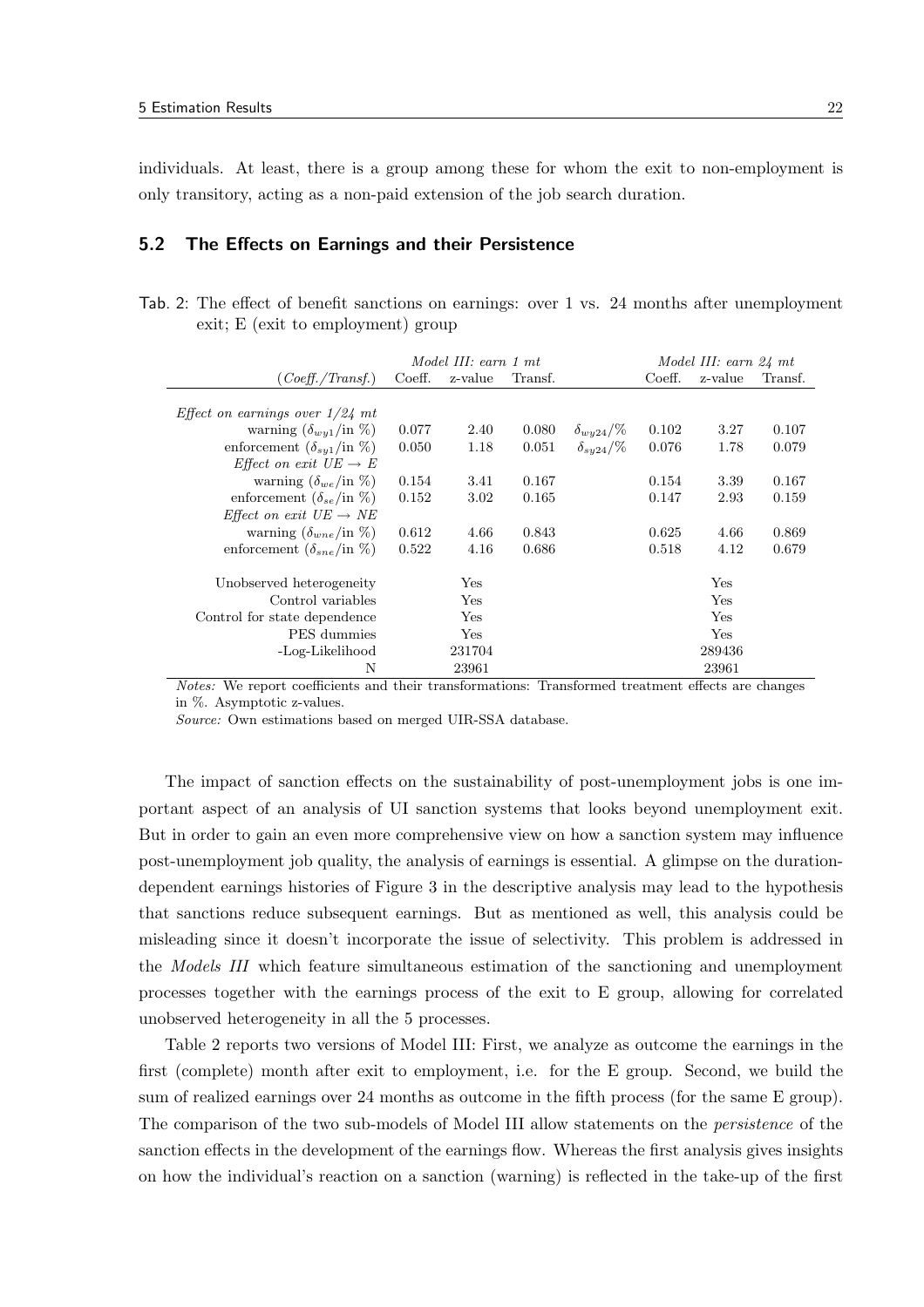individuals. At least, there is a group among these for whom the exit to non-employment is only transitory, acting as a non-paid extension of the job search duration.

### 5.2 The Effects on Earnings and their Persistence

Tab. 2: The effect of benefit sanctions on earnings: over 1 vs. 24 months after unemployment exit; E (exit to employment) group

| | *Model III: earn 1 mt* | | | | *Model III: earn 24 mt* | | |
|---|---|---|---|---|---|---|---|
| (*Coeff./Transf.*) | Coeff. | z-value | Transf. | | Coeff. | z-value | Transf. |
| *Effect on earnings over 1/24 mt* | | | | | | | |
| warning ($\delta_{wy1}$/in %) | 0.077 | 2.40 | 0.080 | $\delta_{wy24}$/% | 0.102 | 3.27 | 0.107 |
| enforcement ($\delta_{sy1}$/in %) | 0.050 | 1.18 | 0.051 | $\delta_{sy24}$/% | 0.076 | 1.78 | 0.079 |
| *Effect on exit UE → E* | | | | | | | |
| warning ($\delta_{we}$/in %) | 0.154 | 3.41 | 0.167 | | 0.154 | 3.39 | 0.167 |
| enforcement ($\delta_{se}$/in %) | 0.152 | 3.02 | 0.165 | | 0.147 | 2.93 | 0.159 |
| *Effect on exit UE → NE* | | | | | | | |
| warning ($\delta_{wne}$/in %) | 0.612 | 4.66 | 0.843 | | 0.625 | 4.66 | 0.869 |
| enforcement ($\delta_{sne}$/in %) | 0.522 | 4.16 | 0.686 | | 0.518 | 4.12 | 0.679 |
| Unobserved heterogeneity | | Yes | | | | Yes | |
| Control variables | | Yes | | | | Yes | |
| Control for state dependence | | Yes | | | | Yes | |
| PES dummies | | Yes | | | | Yes | |
| -Log-Likelihood | | 231704 | | | | 289436 | |
| N | | 23961 | | | | 23961 | |

*Notes:* We report coefficients and their transformations: Transformed treatment effects are changes in %. Asymptotic z-values.

*Source:* Own estimations based on merged UIR-SSA database.

The impact of sanction effects on the sustainability of post-unemployment jobs is one important aspect of an analysis of UI sanction systems that looks beyond unemployment exit. But in order to gain an even more comprehensive view on how a sanction system may influence post-unemployment job quality, the analysis of earnings is essential. A glimpse on the duration-dependent earnings histories of Figure 3 in the descriptive analysis may lead to the hypothesis that sanctions reduce subsequent earnings. But as mentioned as well, this analysis could be misleading since it doesn't incorporate the issue of selectivity. This problem is addressed in the *Models III* which feature simultaneous estimation of the sanctioning and unemployment processes together with the earnings process of the exit to E group, allowing for correlated unobserved heterogeneity in all the 5 processes.

Table 2 reports two versions of Model III: First, we analyze as outcome the earnings in the first (complete) month after exit to employment, i.e. for the E group. Second, we build the sum of realized earnings over 24 months as outcome in the fifth process (for the same E group). The comparison of the two sub-models of Model III allow statements on the *persistence* of the sanction effects in the development of the earnings flow. Whereas the first analysis gives insights on how the individual's reaction on a sanction (warning) is reflected in the take-up of the first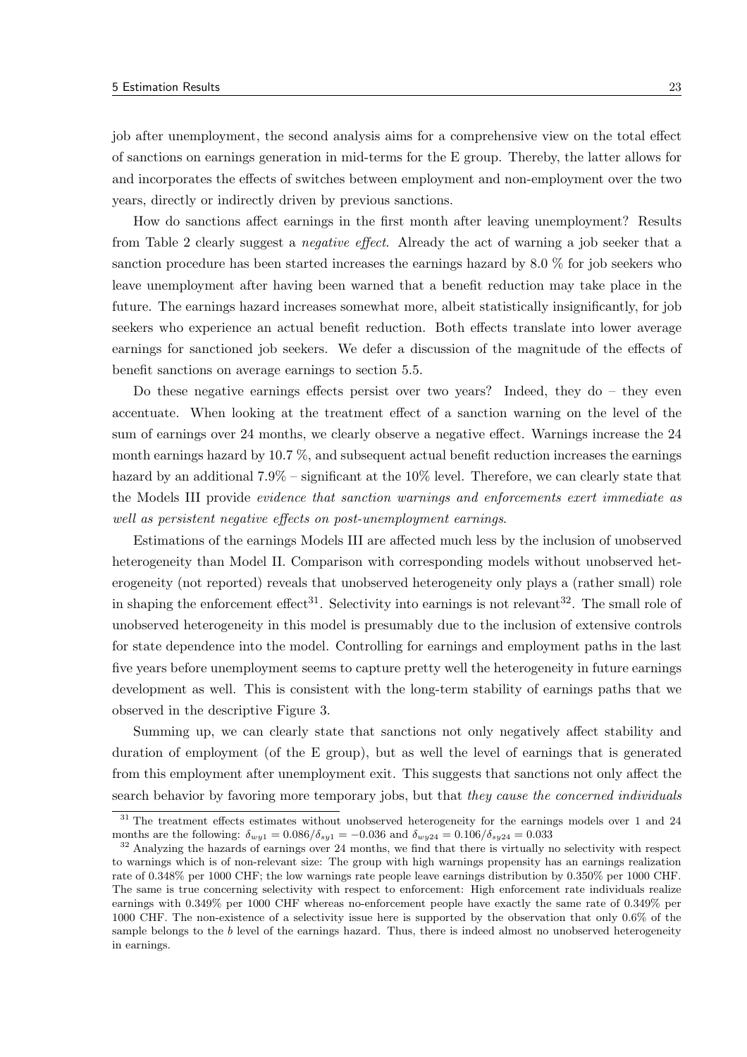job after unemployment, the second analysis aims for a comprehensive view on the total effect of sanctions on earnings generation in mid-terms for the E group. Thereby, the latter allows for and incorporates the effects of switches between employment and non-employment over the two years, directly or indirectly driven by previous sanctions.

How do sanctions affect earnings in the first month after leaving unemployment? Results from Table 2 clearly suggest a *negative effect*. Already the act of warning a job seeker that a sanction procedure has been started increases the earnings hazard by 8.0 % for job seekers who leave unemployment after having been warned that a benefit reduction may take place in the future. The earnings hazard increases somewhat more, albeit statistically insignificantly, for job seekers who experience an actual benefit reduction. Both effects translate into lower average earnings for sanctioned job seekers. We defer a discussion of the magnitude of the effects of benefit sanctions on average earnings to section 5.5.

Do these negative earnings effects persist over two years? Indeed, they do – they even accentuate. When looking at the treatment effect of a sanction warning on the level of the sum of earnings over 24 months, we clearly observe a negative effect. Warnings increase the 24 month earnings hazard by 10.7 %, and subsequent actual benefit reduction increases the earnings hazard by an additional 7.9% – significant at the 10% level. Therefore, we can clearly state that the Models III provide *evidence that sanction warnings and enforcements exert immediate as well as persistent negative effects on post-unemployment earnings*.

Estimations of the earnings Models III are affected much less by the inclusion of unobserved heterogeneity than Model II. Comparison with corresponding models without unobserved heterogeneity (not reported) reveals that unobserved heterogeneity only plays a (rather small) role in shaping the enforcement effect[31]. Selectivity into earnings is not relevant[32]. The small role of unobserved heterogeneity in this model is presumably due to the inclusion of extensive controls for state dependence into the model. Controlling for earnings and employment paths in the last five years before unemployment seems to capture pretty well the heterogeneity in future earnings development as well. This is consistent with the long-term stability of earnings paths that we observed in the descriptive Figure 3.

Summing up, we can clearly state that sanctions not only negatively affect stability and duration of employment (of the E group), but as well the level of earnings that is generated from this employment after unemployment exit. This suggests that sanctions not only affect the search behavior by favoring more temporary jobs, but that *they cause the concerned individuals*

[31] The treatment effects estimates without unobserved heterogeneity for the earnings models over 1 and 24 months are the following: $\delta_{wy1} = 0.086/\delta_{sy1} = -0.036$ and $\delta_{wy24} = 0.106/\delta_{sy24} = 0.033$

[32] Analyzing the hazards of earnings over 24 months, we find that there is virtually no selectivity with respect to warnings which is of non-relevant size: The group with high warnings propensity has an earnings realization rate of 0.348% per 1000 CHF; the low warnings rate people leave earnings distribution by 0.350% per 1000 CHF. The same is true concerning selectivity with respect to enforcement: High enforcement rate individuals realize earnings with 0.349% per 1000 CHF whereas no-enforcement people have exactly the same rate of 0.349% per 1000 CHF. The non-existence of a selectivity issue here is supported by the observation that only 0.6% of the sample belongs to the $b$ level of the earnings hazard. Thus, there is indeed almost no unobserved heterogeneity in earnings.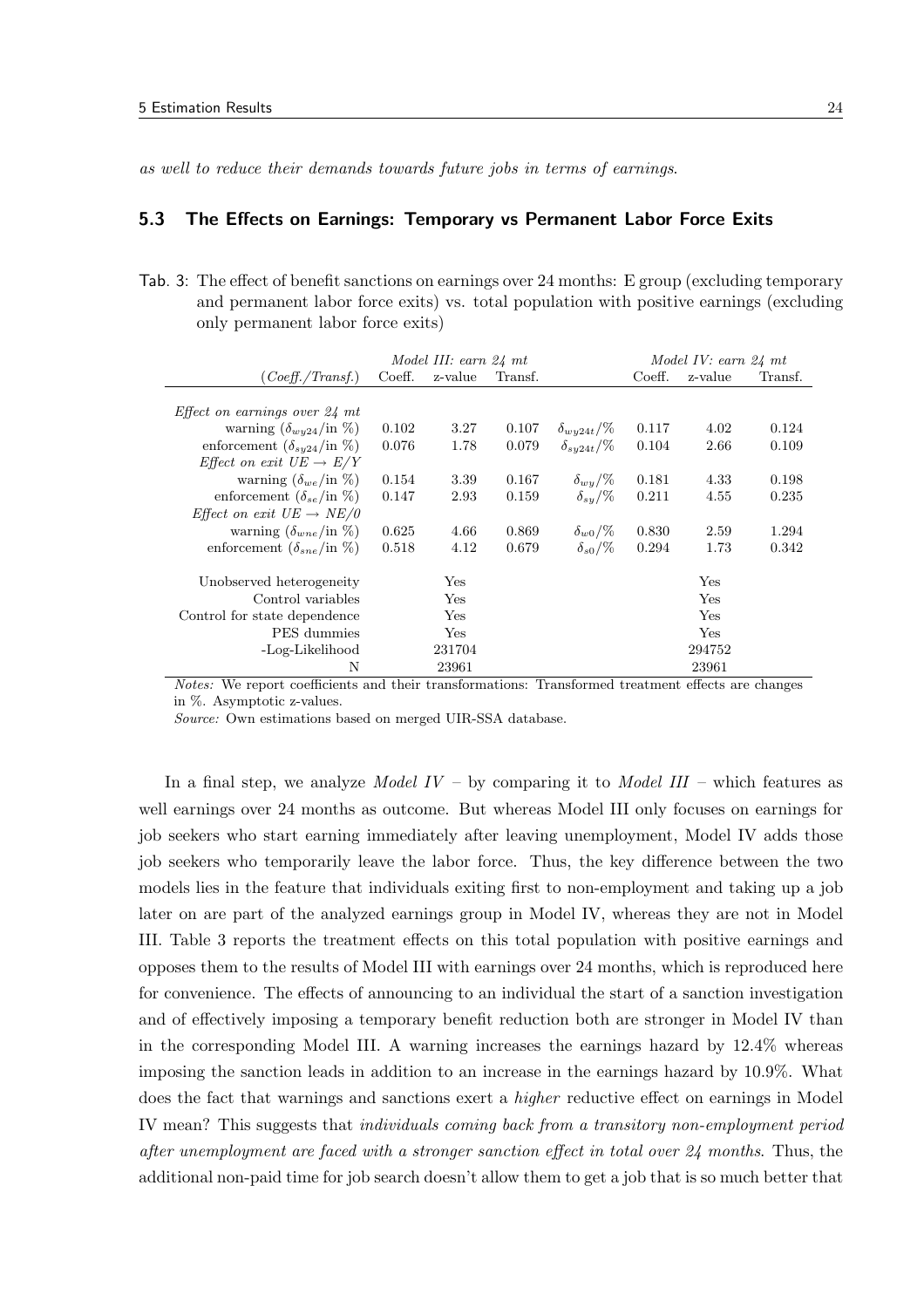*as well to reduce their demands towards future jobs in terms of earnings*.

### 5.3 The Effects on Earnings: Temporary vs Permanent Labor Force Exits

Tab. 3: The effect of benefit sanctions on earnings over 24 months: E group (excluding temporary and permanent labor force exits) vs. total population with positive earnings (excluding only permanent labor force exits)

| | *Model III: earn 24 mt* | | | | *Model IV: earn 24 mt* | | |
|---|---|---|---|---|---|---|---|
| (*Coeff./Transf.*) | Coeff. | z-value | Transf. | | Coeff. | z-value | Transf. |
| *Effect on earnings over 24 mt* | | | | | | | |
| warning ($\delta_{wy24}$/in %) | 0.102 | 3.27 | 0.107 | $\delta_{wy24t}/\%$ | 0.117 | 4.02 | 0.124 |
| enforcement ($\delta_{sy24}$/in %) | 0.076 | 1.78 | 0.079 | $\delta_{sy24t}/\%$ | 0.104 | 2.66 | 0.109 |
| *Effect on exit UE → E/Y* | | | | | | | |
| warning ($\delta_{we}$/in %) | 0.154 | 3.39 | 0.167 | $\delta_{wy}/\%$ | 0.181 | 4.33 | 0.198 |
| enforcement ($\delta_{se}$/in %) | 0.147 | 2.93 | 0.159 | $\delta_{sy}/\%$ | 0.211 | 4.55 | 0.235 |
| *Effect on exit UE → NE/0* | | | | | | | |
| warning ($\delta_{wne}$/in %) | 0.625 | 4.66 | 0.869 | $\delta_{w0}/\%$ | 0.830 | 2.59 | 1.294 |
| enforcement ($\delta_{sne}$/in %) | 0.518 | 4.12 | 0.679 | $\delta_{s0}/\%$ | 0.294 | 1.73 | 0.342 |
| Unobserved heterogeneity | | Yes | | | | Yes | |
| Control variables | | Yes | | | | Yes | |
| Control for state dependence | | Yes | | | | Yes | |
| PES dummies | | Yes | | | | Yes | |
| -Log-Likelihood | | 231704 | | | | 294752 | |
| N | | 23961 | | | | 23961 | |

*Notes:* We report coefficients and their transformations: Transformed treatment effects are changes in %. Asymptotic z-values.

*Source:* Own estimations based on merged UIR-SSA database.

In a final step, we analyze *Model IV* – by comparing it to *Model III* – which features as well earnings over 24 months as outcome. But whereas Model III only focuses on earnings for job seekers who start earning immediately after leaving unemployment, Model IV adds those job seekers who temporarily leave the labor force. Thus, the key difference between the two models lies in the feature that individuals exiting first to non-employment and taking up a job later on are part of the analyzed earnings group in Model IV, whereas they are not in Model III. Table 3 reports the treatment effects on this total population with positive earnings and opposes them to the results of Model III with earnings over 24 months, which is reproduced here for convenience. The effects of announcing to an individual the start of a sanction investigation and of effectively imposing a temporary benefit reduction both are stronger in Model IV than in the corresponding Model III. A warning increases the earnings hazard by 12.4% whereas imposing the sanction leads in addition to an increase in the earnings hazard by 10.9%. What does the fact that warnings and sanctions exert a *higher* reductive effect on earnings in Model IV mean? This suggests that *individuals coming back from a transitory non-employment period after unemployment are faced with a stronger sanction effect in total over 24 months*. Thus, the additional non-paid time for job search doesn't allow them to get a job that is so much better that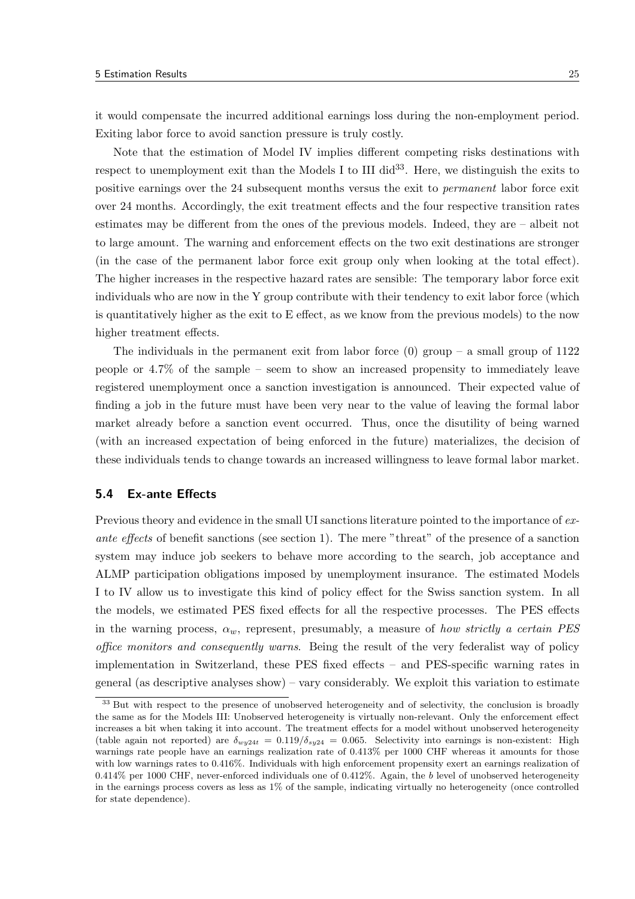it would compensate the incurred additional earnings loss during the non-employment period. Exiting labor force to avoid sanction pressure is truly costly.

Note that the estimation of Model IV implies different competing risks destinations with respect to unemployment exit than the Models I to III did[33]. Here, we distinguish the exits to positive earnings over the 24 subsequent months versus the exit to *permanent* labor force exit over 24 months. Accordingly, the exit treatment effects and the four respective transition rates estimates may be different from the ones of the previous models. Indeed, they are – albeit not to large amount. The warning and enforcement effects on the two exit destinations are stronger (in the case of the permanent labor force exit group only when looking at the total effect). The higher increases in the respective hazard rates are sensible: The temporary labor force exit individuals who are now in the Y group contribute with their tendency to exit labor force (which is quantitatively higher as the exit to E effect, as we know from the previous models) to the now higher treatment effects.

The individuals in the permanent exit from labor force (0) group – a small group of 1122 people or 4.7% of the sample – seem to show an increased propensity to immediately leave registered unemployment once a sanction investigation is announced. Their expected value of finding a job in the future must have been very near to the value of leaving the formal labor market already before a sanction event occurred. Thus, once the disutility of being warned (with an increased expectation of being enforced in the future) materializes, the decision of these individuals tends to change towards an increased willingness to leave formal labor market.

## 5.4 Ex-ante Effects

Previous theory and evidence in the small UI sanctions literature pointed to the importance of *ex-ante effects* of benefit sanctions (see section 1). The mere "threat" of the presence of a sanction system may induce job seekers to behave more according to the search, job acceptance and ALMP participation obligations imposed by unemployment insurance. The estimated Models I to IV allow us to investigate this kind of policy effect for the Swiss sanction system. In all the models, we estimated PES fixed effects for all the respective processes. The PES effects in the warning process, $\alpha_w$, represent, presumably, a measure of *how strictly a certain PES office monitors and consequently warns*. Being the result of the very federalist way of policy implementation in Switzerland, these PES fixed effects – and PES-specific warning rates in general (as descriptive analyses show) – vary considerably. We exploit this variation to estimate

[33] But with respect to the presence of unobserved heterogeneity and of selectivity, the conclusion is broadly the same as for the Models III: Unobserved heterogeneity is virtually non-relevant. Only the enforcement effect increases a bit when taking it into account. The treatment effects for a model without unobserved heterogeneity (table again not reported) are $\delta_{wy24t} = 0.119/\delta_{sy24} = 0.065$. Selectivity into earnings is non-existent: High warnings rate people have an earnings realization rate of 0.413% per 1000 CHF whereas it amounts for those with low warnings rates to 0.416%. Individuals with high enforcement propensity exert an earnings realization of 0.414% per 1000 CHF, never-enforced individuals one of 0.412%. Again, the $b$ level of unobserved heterogeneity in the earnings process covers as less as 1% of the sample, indicating virtually no heterogeneity (once controlled for state dependence).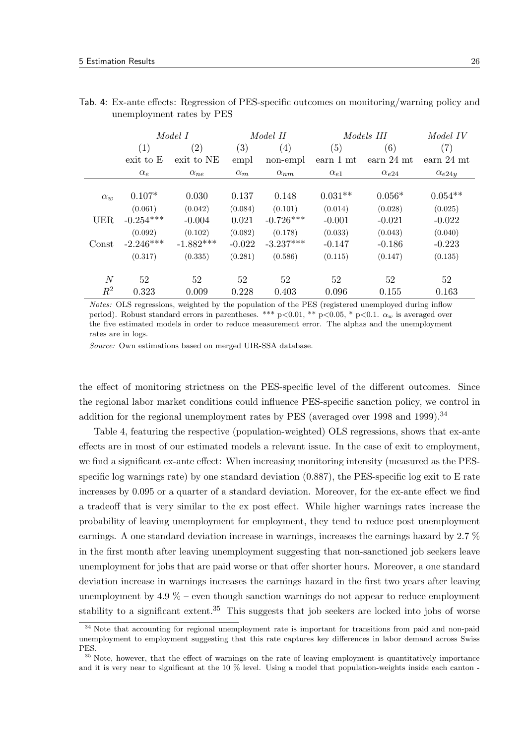Tab. 4: Ex-ante effects: Regression of PES-specific outcomes on monitoring/warning policy and unemployment rates by PES

| | *Model I* | | *Model II* | | *Models III* | | *Model IV* |
|---|---|---|---|---|---|---|---|
| | (1) | (2) | (3) | (4) | (5) | (6) | (7) |
| | exit to E | exit to NE | empl | non-empl | earn 1 mt | earn 24 mt | earn 24 mt |
| | $\alpha_e$ | $\alpha_{ne}$ | $\alpha_m$ | $\alpha_{nm}$ | $\alpha_{e1}$ | $\alpha_{e24}$ | $\alpha_{e24y}$ |
| $\alpha_w$ | 0.107* | 0.030 | 0.137 | 0.148 | 0.031** | 0.056* | 0.054** |
| | (0.061) | (0.042) | (0.084) | (0.101) | (0.014) | (0.028) | (0.025) |
| UER | -0.254*** | -0.004 | 0.021 | -0.726*** | -0.001 | -0.021 | -0.022 |
| | (0.092) | (0.102) | (0.082) | (0.178) | (0.033) | (0.043) | (0.040) |
| Const | -2.246*** | -1.882*** | -0.022 | -3.237*** | -0.147 | -0.186 | -0.223 |
| | (0.317) | (0.335) | (0.281) | (0.586) | (0.115) | (0.147) | (0.135) |
| $N$ | 52 | 52 | 52 | 52 | 52 | 52 | 52 |
| $R^2$ | 0.323 | 0.009 | 0.228 | 0.403 | 0.096 | 0.155 | 0.163 |

*Notes:* OLS regressions, weighted by the population of the PES (registered unemployed during inflow period). Robust standard errors in parentheses. *** p<0.01, ** p<0.05, * p<0.1. $\alpha_w$ is averaged over the five estimated models in order to reduce measurement error. The alphas and the unemployment rates are in logs.

*Source:* Own estimations based on merged UIR-SSA database.

the effect of monitoring strictness on the PES-specific level of the different outcomes. Since the regional labor market conditions could influence PES-specific sanction policy, we control in addition for the regional unemployment rates by PES (averaged over 1998 and 1999).[34]

Table 4, featuring the respective (population-weighted) OLS regressions, shows that ex-ante effects are in most of our estimated models a relevant issue. In the case of exit to employment, we find a significant ex-ante effect: When increasing monitoring intensity (measured as the PES-specific log warnings rate) by one standard deviation (0.887), the PES-specific log exit to E rate increases by 0.095 or a quarter of a standard deviation. Moreover, for the ex-ante effect we find a tradeoff that is very similar to the ex post effect. While higher warnings rates increase the probability of leaving unemployment for employment, they tend to reduce post unemployment earnings. A one standard deviation increase in warnings, increases the earnings hazard by 2.7 % in the first month after leaving unemployment suggesting that non-sanctioned job seekers leave unemployment for jobs that are paid worse or that offer shorter hours. Moreover, a one standard deviation increase in warnings increases the earnings hazard in the first two years after leaving unemployment by 4.9 % – even though sanction warnings do not appear to reduce employment stability to a significant extent.[35] This suggests that job seekers are locked into jobs of worse

[34] Note that accounting for regional unemployment rate is important for transitions from paid and non-paid unemployment to employment suggesting that this rate captures key differences in labor demand across Swiss PES.

[35] Note, however, that the effect of warnings on the rate of leaving employment is quantitatively importance and it is very near to significant at the 10 % level. Using a model that population-weights inside each canton -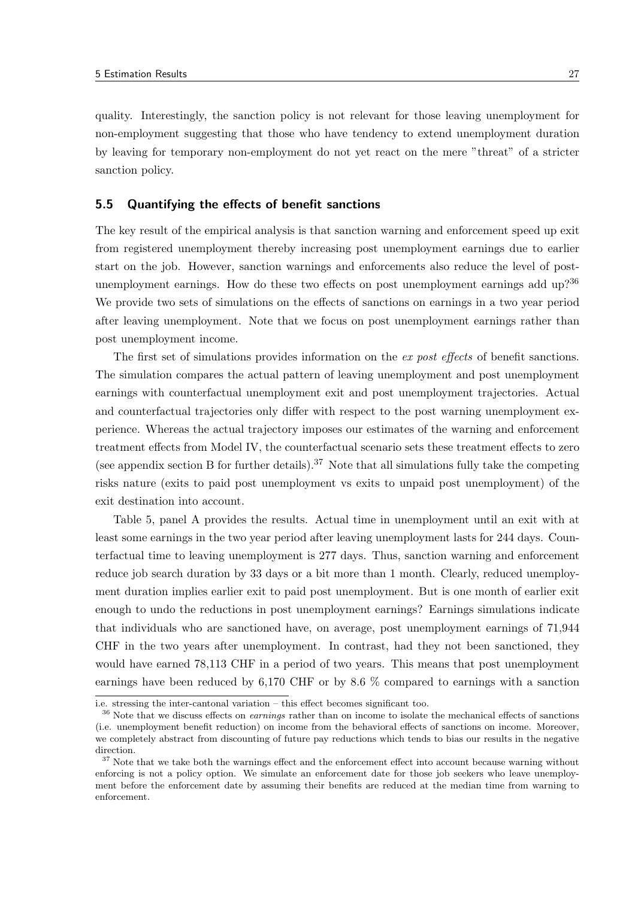quality. Interestingly, the sanction policy is not relevant for those leaving unemployment for non-employment suggesting that those who have tendency to extend unemployment duration by leaving for temporary non-employment do not yet react on the mere "threat" of a stricter sanction policy.

### 5.5 Quantifying the effects of benefit sanctions

The key result of the empirical analysis is that sanction warning and enforcement speed up exit from registered unemployment thereby increasing post unemployment earnings due to earlier start on the job. However, sanction warnings and enforcements also reduce the level of post-unemployment earnings. How do these two effects on post unemployment earnings add up?[36] We provide two sets of simulations on the effects of sanctions on earnings in a two year period after leaving unemployment. Note that we focus on post unemployment earnings rather than post unemployment income.

The first set of simulations provides information on the *ex post effects* of benefit sanctions. The simulation compares the actual pattern of leaving unemployment and post unemployment earnings with counterfactual unemployment exit and post unemployment trajectories. Actual and counterfactual trajectories only differ with respect to the post warning unemployment experience. Whereas the actual trajectory imposes our estimates of the warning and enforcement treatment effects from Model IV, the counterfactual scenario sets these treatment effects to zero (see appendix section B for further details).[37] Note that all simulations fully take the competing risks nature (exits to paid post unemployment vs exits to unpaid post unemployment) of the exit destination into account.

Table 5, panel A provides the results. Actual time in unemployment until an exit with at least some earnings in the two year period after leaving unemployment lasts for 244 days. Counterfactual time to leaving unemployment is 277 days. Thus, sanction warning and enforcement reduce job search duration by 33 days or a bit more than 1 month. Clearly, reduced unemployment duration implies earlier exit to paid post unemployment. But is one month of earlier exit enough to undo the reductions in post unemployment earnings? Earnings simulations indicate that individuals who are sanctioned have, on average, post unemployment earnings of 71,944 CHF in the two years after unemployment. In contrast, had they not been sanctioned, they would have earned 78,113 CHF in a period of two years. This means that post unemployment earnings have been reduced by 6,170 CHF or by 8.6 % compared to earnings with a sanction

---

i.e. stressing the inter-cantonal variation – this effect becomes significant too.

[36] Note that we discuss effects on *earnings* rather than on income to isolate the mechanical effects of sanctions (i.e. unemployment benefit reduction) on income from the behavioral effects of sanctions on income. Moreover, we completely abstract from discounting of future pay reductions which tends to bias our results in the negative direction.

[37] Note that we take both the warnings effect and the enforcement effect into account because warning without enforcing is not a policy option. We simulate an enforcement date for those job seekers who leave unemployment before the enforcement date by assuming their benefits are reduced at the median time from warning to enforcement.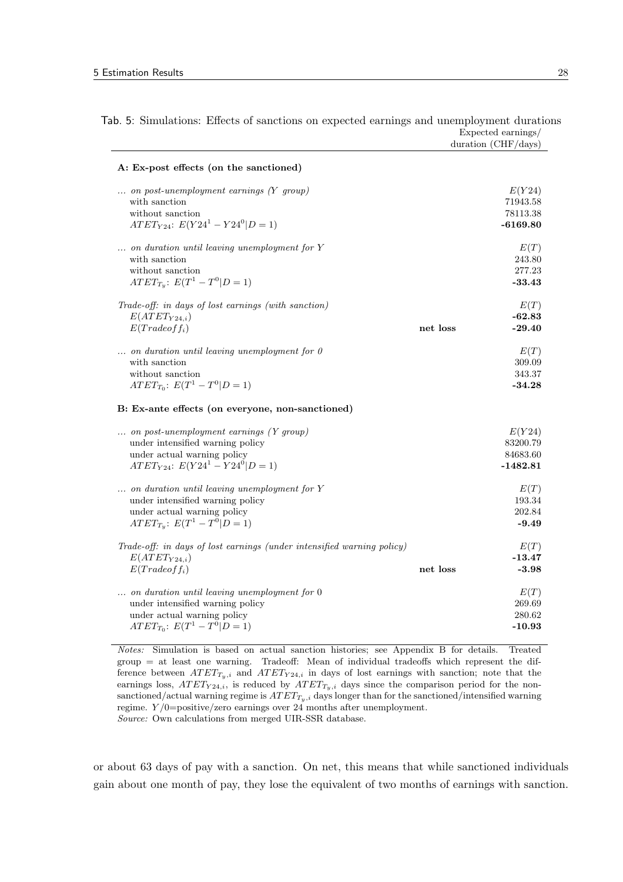Tab. 5: Simulations: Effects of sanctions on expected earnings and unemployment durations

| | | Expected earnings/ duration (CHF/days) |
|---|---|---|
| **A: Ex-post effects (on the sanctioned)** | | |
| *... on post-unemployment earnings (Y group)* | | $E(Y24)$ |
| with sanction | | 71943.58 |
| without sanction | | 78113.38 |
| $ATET_{Y24}$: $E(Y24^1 - Y24^0 \mid D=1)$ | | **-6169.80** |
| *... on duration until leaving unemployment for Y* | | $E(T)$ |
| with sanction | | 243.80 |
| without sanction | | 277.23 |
| $ATET_{T_y}$: $E(T^1 - T^0 \mid D=1)$ | | **-33.43** |
| *Trade-off: in days of lost earnings (with sanction)* | | $E(T)$ |
| $E(ATET_{Y24,i})$ | | **-62.83** |
| $E(Tradeoff_i)$ | **net loss** | **-29.40** |
| *... on duration until leaving unemployment for 0* | | $E(T)$ |
| with sanction | | 309.09 |
| without sanction | | 343.37 |
| $ATET_{T_0}$: $E(T^1 - T^0 \mid D=1)$ | | **-34.28** |
| **B: Ex-ante effects (on everyone, non-sanctioned)** | | |
| *... on post-unemployment earnings (Y group)* | | $E(Y24)$ |
| under intensified warning policy | | 83200.79 |
| under actual warning policy | | 84683.60 |
| $ATET_{Y24}$: $E(Y24^1 - Y24^0 \mid D=1)$ | | **-1482.81** |
| *... on duration until leaving unemployment for Y* | | $E(T)$ |
| under intensified warning policy | | 193.34 |
| under actual warning policy | | 202.84 |
| $ATET_{T_y}$: $E(T^1 - T^0 \mid D=1)$ | | **-9.49** |
| *Trade-off: in days of lost earnings (under intensified warning policy)* | | $E(T)$ |
| $E(ATET_{Y24,i})$ | | **-13.47** |
| $E(Tradeoff_i)$ | **net loss** | **-3.98** |
| *... on duration until leaving unemployment for 0* | | $E(T)$ |
| under intensified warning policy | | 269.69 |
| under actual warning policy | | 280.62 |
| $ATET_{T_0}$: $E(T^1 - T^0 \mid D=1)$ | | **-10.93** |

*Notes:* Simulation is based on actual sanction histories; see Appendix B for details. Treated group = at least one warning. Tradeoff: Mean of individual tradeoffs which represent the difference between $ATET_{T_y,i}$ and $ATET_{Y24,i}$ in days of lost earnings with sanction; note that the earnings loss, $ATET_{Y24,i}$, is reduced by $ATET_{T_y,i}$ days since the comparison period for the non-sanctioned/actual warning regime is $ATET_{T_y,i}$ days longer than for the sanctioned/intensified warning regime. $Y/0$=positive/zero earnings over 24 months after unemployment.
*Source:* Own calculations from merged UIR-SSR database.

or about 63 days of pay with a sanction. On net, this means that while sanctioned individuals gain about one month of pay, they lose the equivalent of two months of earnings with sanction.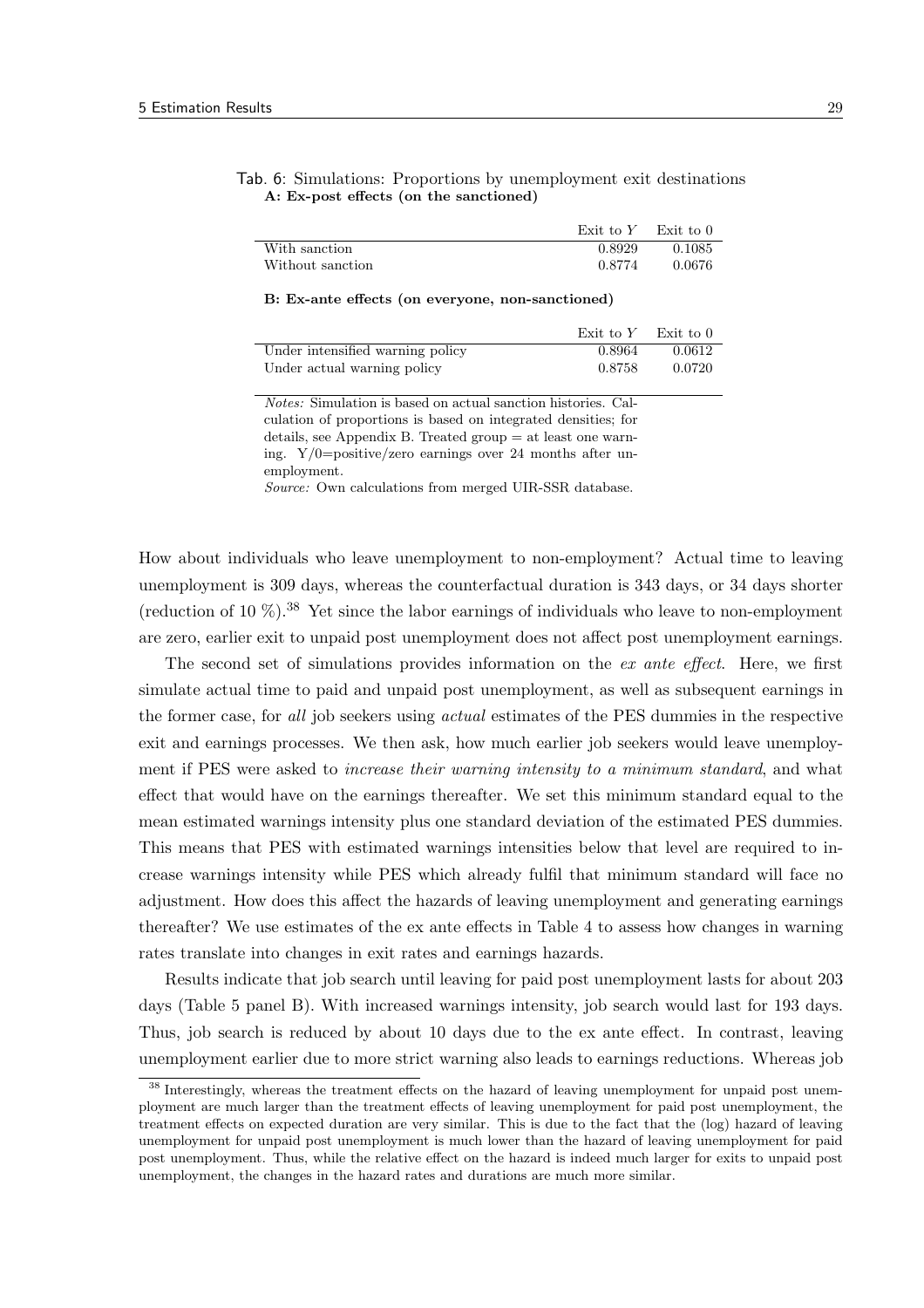Tab. 6: Simulations: Proportions by unemployment exit destinations

**A: Ex-post effects (on the sanctioned)**

| | Exit to $Y$ | Exit to 0 |
|---|---|---|
| With sanction | 0.8929 | 0.1085 |
| Without sanction | 0.8774 | 0.0676 |

**B: Ex-ante effects (on everyone, non-sanctioned)**

| | Exit to $Y$ | Exit to 0 |
|---|---|---|
| Under intensified warning policy | 0.8964 | 0.0612 |
| Under actual warning policy | 0.8758 | 0.0720 |

*Notes:* Simulation is based on actual sanction histories. Calculation of proportions is based on integrated densities; for details, see Appendix B. Treated group = at least one warning. Y/0=positive/zero earnings over 24 months after unemployment.

*Source:* Own calculations from merged UIR-SSR database.

How about individuals who leave unemployment to non-employment? Actual time to leaving unemployment is 309 days, whereas the counterfactual duration is 343 days, or 34 days shorter (reduction of 10 %).[38] Yet since the labor earnings of individuals who leave to non-employment are zero, earlier exit to unpaid post unemployment does not affect post unemployment earnings.

The second set of simulations provides information on the *ex ante effect*. Here, we first simulate actual time to paid and unpaid post unemployment, as well as subsequent earnings in the former case, for *all* job seekers using *actual* estimates of the PES dummies in the respective exit and earnings processes. We then ask, how much earlier job seekers would leave unemployment if PES were asked to *increase their warning intensity to a minimum standard*, and what effect that would have on the earnings thereafter. We set this minimum standard equal to the mean estimated warnings intensity plus one standard deviation of the estimated PES dummies. This means that PES with estimated warnings intensities below that level are required to increase warnings intensity while PES which already fulfil that minimum standard will face no adjustment. How does this affect the hazards of leaving unemployment and generating earnings thereafter? We use estimates of the ex ante effects in Table 4 to assess how changes in warning rates translate into changes in exit rates and earnings hazards.

Results indicate that job search until leaving for paid post unemployment lasts for about 203 days (Table 5 panel B). With increased warnings intensity, job search would last for 193 days. Thus, job search is reduced by about 10 days due to the ex ante effect. In contrast, leaving unemployment earlier due to more strict warning also leads to earnings reductions. Whereas job

[38] Interestingly, whereas the treatment effects on the hazard of leaving unemployment for unpaid post unemployment are much larger than the treatment effects of leaving unemployment for paid post unemployment, the treatment effects on expected duration are very similar. This is due to the fact that the (log) hazard of leaving unemployment for unpaid post unemployment is much lower than the hazard of leaving unemployment for paid post unemployment. Thus, while the relative effect on the hazard is indeed much larger for exits to unpaid post unemployment, the changes in the hazard rates and durations are much more similar.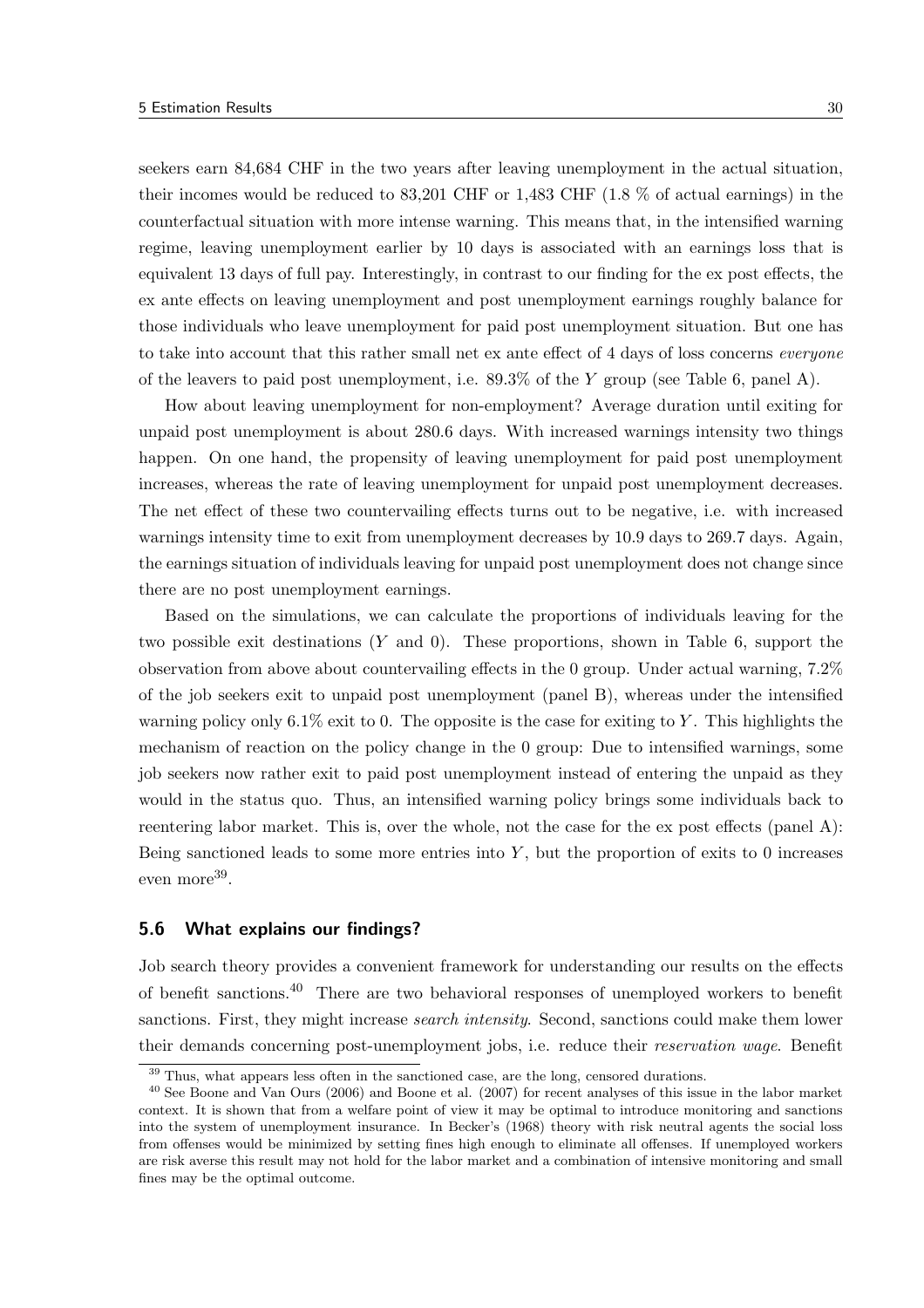seekers earn 84,684 CHF in the two years after leaving unemployment in the actual situation, their incomes would be reduced to 83,201 CHF or 1,483 CHF (1.8 % of actual earnings) in the counterfactual situation with more intense warning. This means that, in the intensified warning regime, leaving unemployment earlier by 10 days is associated with an earnings loss that is equivalent 13 days of full pay. Interestingly, in contrast to our finding for the ex post effects, the ex ante effects on leaving unemployment and post unemployment earnings roughly balance for those individuals who leave unemployment for paid post unemployment situation. But one has to take into account that this rather small net ex ante effect of 4 days of loss concerns *everyone* of the leavers to paid post unemployment, i.e. 89.3% of the $Y$ group (see Table 6, panel A).

How about leaving unemployment for non-employment? Average duration until exiting for unpaid post unemployment is about 280.6 days. With increased warnings intensity two things happen. On one hand, the propensity of leaving unemployment for paid post unemployment increases, whereas the rate of leaving unemployment for unpaid post unemployment decreases. The net effect of these two countervailing effects turns out to be negative, i.e. with increased warnings intensity time to exit from unemployment decreases by 10.9 days to 269.7 days. Again, the earnings situation of individuals leaving for unpaid post unemployment does not change since there are no post unemployment earnings.

Based on the simulations, we can calculate the proportions of individuals leaving for the two possible exit destinations ($Y$ and 0). These proportions, shown in Table 6, support the observation from above about countervailing effects in the 0 group. Under actual warning, 7.2% of the job seekers exit to unpaid post unemployment (panel B), whereas under the intensified warning policy only 6.1% exit to 0. The opposite is the case for exiting to $Y$. This highlights the mechanism of reaction on the policy change in the 0 group: Due to intensified warnings, some job seekers now rather exit to paid post unemployment instead of entering the unpaid as they would in the status quo. Thus, an intensified warning policy brings some individuals back to reentering labor market. This is, over the whole, not the case for the ex post effects (panel A): Being sanctioned leads to some more entries into $Y$, but the proportion of exits to 0 increases even more[39].

### 5.6 What explains our findings?

Job search theory provides a convenient framework for understanding our results on the effects of benefit sanctions.[40] There are two behavioral responses of unemployed workers to benefit sanctions. First, they might increase *search intensity*. Second, sanctions could make them lower their demands concerning post-unemployment jobs, i.e. reduce their *reservation wage*. Benefit

[39] Thus, what appears less often in the sanctioned case, are the long, censored durations.

[40] See Boone and Van Ours (2006) and Boone et al. (2007) for recent analyses of this issue in the labor market context. It is shown that from a welfare point of view it may be optimal to introduce monitoring and sanctions into the system of unemployment insurance. In Becker's (1968) theory with risk neutral agents the social loss from offenses would be minimized by setting fines high enough to eliminate all offenses. If unemployed workers are risk averse this result may not hold for the labor market and a combination of intensive monitoring and small fines may be the optimal outcome.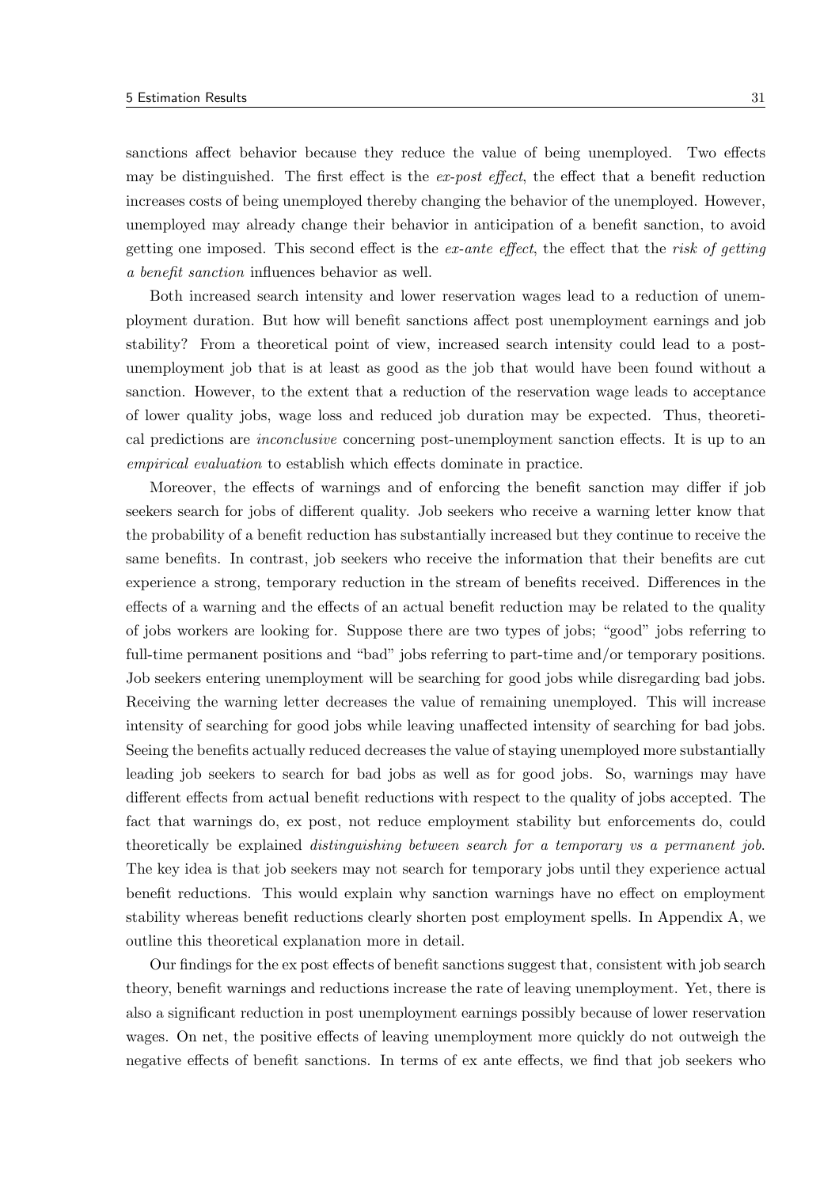sanctions affect behavior because they reduce the value of being unemployed. Two effects may be distinguished. The first effect is the *ex-post effect*, the effect that a benefit reduction increases costs of being unemployed thereby changing the behavior of the unemployed. However, unemployed may already change their behavior in anticipation of a benefit sanction, to avoid getting one imposed. This second effect is the *ex-ante effect*, the effect that the *risk of getting a benefit sanction* influences behavior as well.

Both increased search intensity and lower reservation wages lead to a reduction of unemployment duration. But how will benefit sanctions affect post unemployment earnings and job stability? From a theoretical point of view, increased search intensity could lead to a post-unemployment job that is at least as good as the job that would have been found without a sanction. However, to the extent that a reduction of the reservation wage leads to acceptance of lower quality jobs, wage loss and reduced job duration may be expected. Thus, theoretical predictions are *inconclusive* concerning post-unemployment sanction effects. It is up to an *empirical evaluation* to establish which effects dominate in practice.

Moreover, the effects of warnings and of enforcing the benefit sanction may differ if job seekers search for jobs of different quality. Job seekers who receive a warning letter know that the probability of a benefit reduction has substantially increased but they continue to receive the same benefits. In contrast, job seekers who receive the information that their benefits are cut experience a strong, temporary reduction in the stream of benefits received. Differences in the effects of a warning and the effects of an actual benefit reduction may be related to the quality of jobs workers are looking for. Suppose there are two types of jobs; "good" jobs referring to full-time permanent positions and "bad" jobs referring to part-time and/or temporary positions. Job seekers entering unemployment will be searching for good jobs while disregarding bad jobs. Receiving the warning letter decreases the value of remaining unemployed. This will increase intensity of searching for good jobs while leaving unaffected intensity of searching for bad jobs. Seeing the benefits actually reduced decreases the value of staying unemployed more substantially leading job seekers to search for bad jobs as well as for good jobs. So, warnings may have different effects from actual benefit reductions with respect to the quality of jobs accepted. The fact that warnings do, ex post, not reduce employment stability but enforcements do, could theoretically be explained *distinguishing between search for a temporary vs a permanent job*. The key idea is that job seekers may not search for temporary jobs until they experience actual benefit reductions. This would explain why sanction warnings have no effect on employment stability whereas benefit reductions clearly shorten post employment spells. In Appendix A, we outline this theoretical explanation more in detail.

Our findings for the ex post effects of benefit sanctions suggest that, consistent with job search theory, benefit warnings and reductions increase the rate of leaving unemployment. Yet, there is also a significant reduction in post unemployment earnings possibly because of lower reservation wages. On net, the positive effects of leaving unemployment more quickly do not outweigh the negative effects of benefit sanctions. In terms of ex ante effects, we find that job seekers who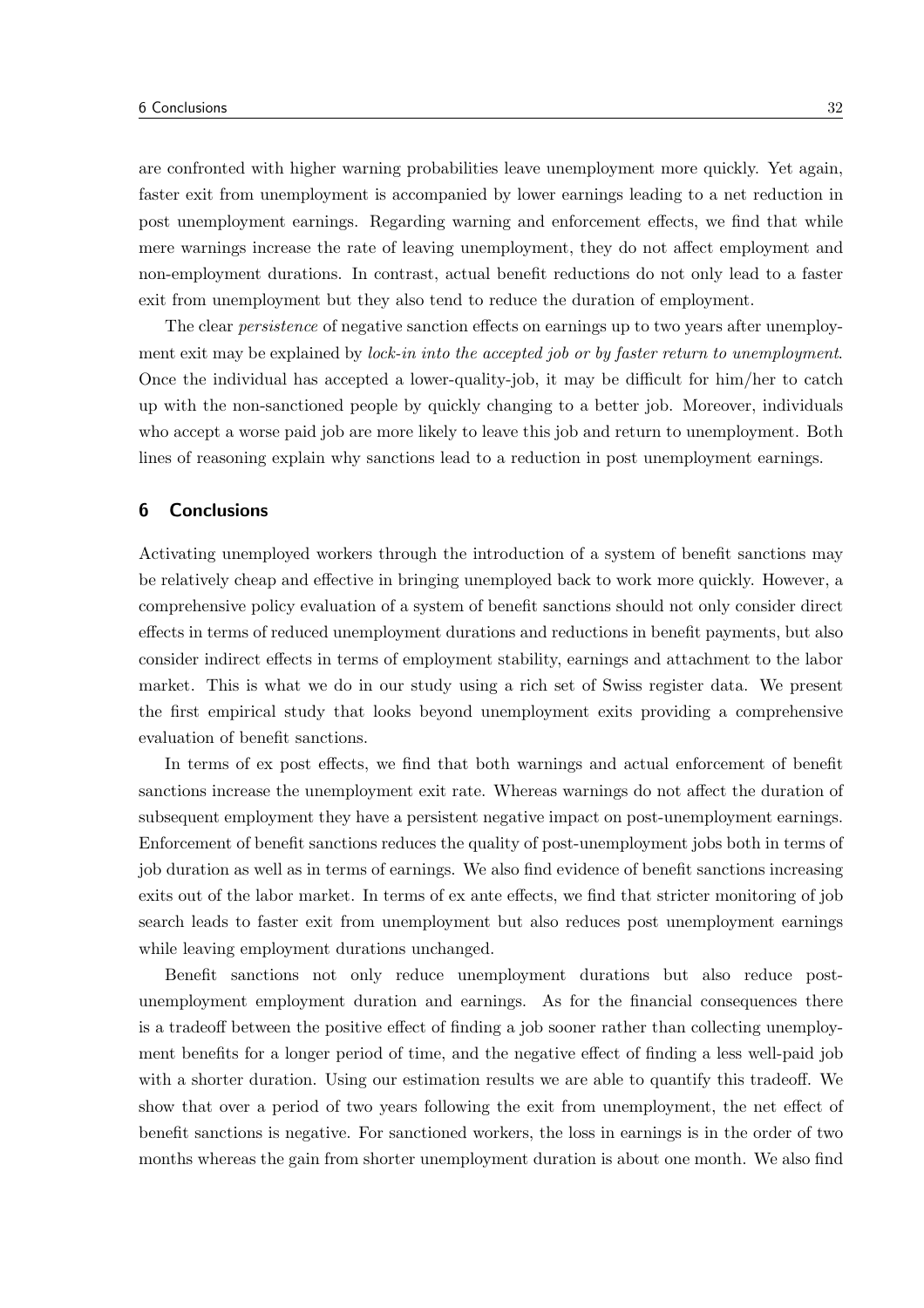are confronted with higher warning probabilities leave unemployment more quickly. Yet again, faster exit from unemployment is accompanied by lower earnings leading to a net reduction in post unemployment earnings. Regarding warning and enforcement effects, we find that while mere warnings increase the rate of leaving unemployment, they do not affect employment and non-employment durations. In contrast, actual benefit reductions do not only lead to a faster exit from unemployment but they also tend to reduce the duration of employment.

The clear *persistence* of negative sanction effects on earnings up to two years after unemployment exit may be explained by *lock-in into the accepted job or by faster return to unemployment*. Once the individual has accepted a lower-quality-job, it may be difficult for him/her to catch up with the non-sanctioned people by quickly changing to a better job. Moreover, individuals who accept a worse paid job are more likely to leave this job and return to unemployment. Both lines of reasoning explain why sanctions lead to a reduction in post unemployment earnings.

## 6 Conclusions

Activating unemployed workers through the introduction of a system of benefit sanctions may be relatively cheap and effective in bringing unemployed back to work more quickly. However, a comprehensive policy evaluation of a system of benefit sanctions should not only consider direct effects in terms of reduced unemployment durations and reductions in benefit payments, but also consider indirect effects in terms of employment stability, earnings and attachment to the labor market. This is what we do in our study using a rich set of Swiss register data. We present the first empirical study that looks beyond unemployment exits providing a comprehensive evaluation of benefit sanctions.

In terms of ex post effects, we find that both warnings and actual enforcement of benefit sanctions increase the unemployment exit rate. Whereas warnings do not affect the duration of subsequent employment they have a persistent negative impact on post-unemployment earnings. Enforcement of benefit sanctions reduces the quality of post-unemployment jobs both in terms of job duration as well as in terms of earnings. We also find evidence of benefit sanctions increasing exits out of the labor market. In terms of ex ante effects, we find that stricter monitoring of job search leads to faster exit from unemployment but also reduces post unemployment earnings while leaving employment durations unchanged.

Benefit sanctions not only reduce unemployment durations but also reduce post-unemployment employment duration and earnings. As for the financial consequences there is a tradeoff between the positive effect of finding a job sooner rather than collecting unemployment benefits for a longer period of time, and the negative effect of finding a less well-paid job with a shorter duration. Using our estimation results we are able to quantify this tradeoff. We show that over a period of two years following the exit from unemployment, the net effect of benefit sanctions is negative. For sanctioned workers, the loss in earnings is in the order of two months whereas the gain from shorter unemployment duration is about one month. We also find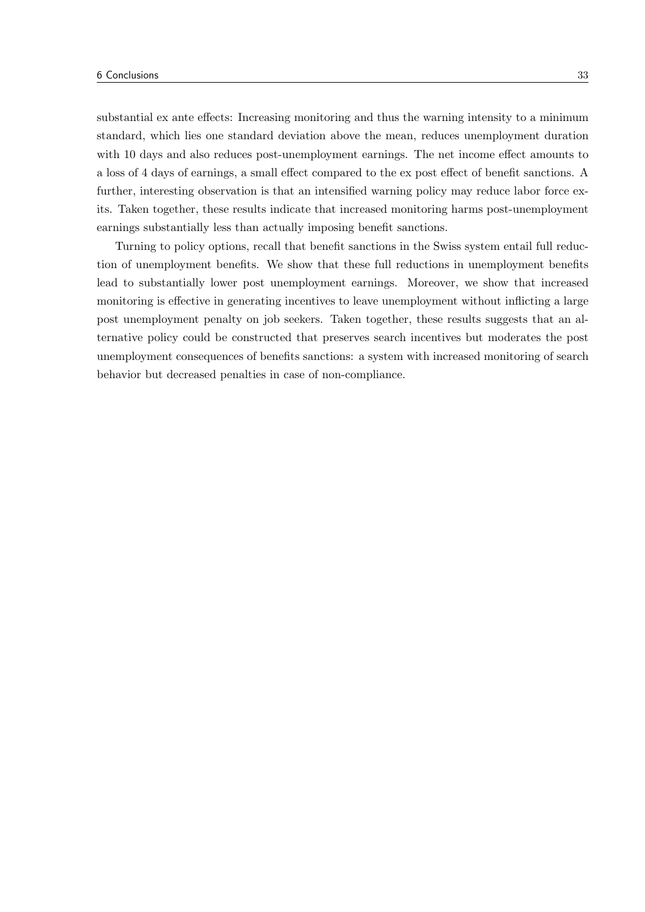substantial ex ante effects: Increasing monitoring and thus the warning intensity to a minimum standard, which lies one standard deviation above the mean, reduces unemployment duration with 10 days and also reduces post-unemployment earnings. The net income effect amounts to a loss of 4 days of earnings, a small effect compared to the ex post effect of benefit sanctions. A further, interesting observation is that an intensified warning policy may reduce labor force exits. Taken together, these results indicate that increased monitoring harms post-unemployment earnings substantially less than actually imposing benefit sanctions.

Turning to policy options, recall that benefit sanctions in the Swiss system entail full reduction of unemployment benefits. We show that these full reductions in unemployment benefits lead to substantially lower post unemployment earnings. Moreover, we show that increased monitoring is effective in generating incentives to leave unemployment without inflicting a large post unemployment penalty on job seekers. Taken together, these results suggests that an alternative policy could be constructed that preserves search incentives but moderates the post unemployment consequences of benefits sanctions: a system with increased monitoring of search behavior but decreased penalties in case of non-compliance.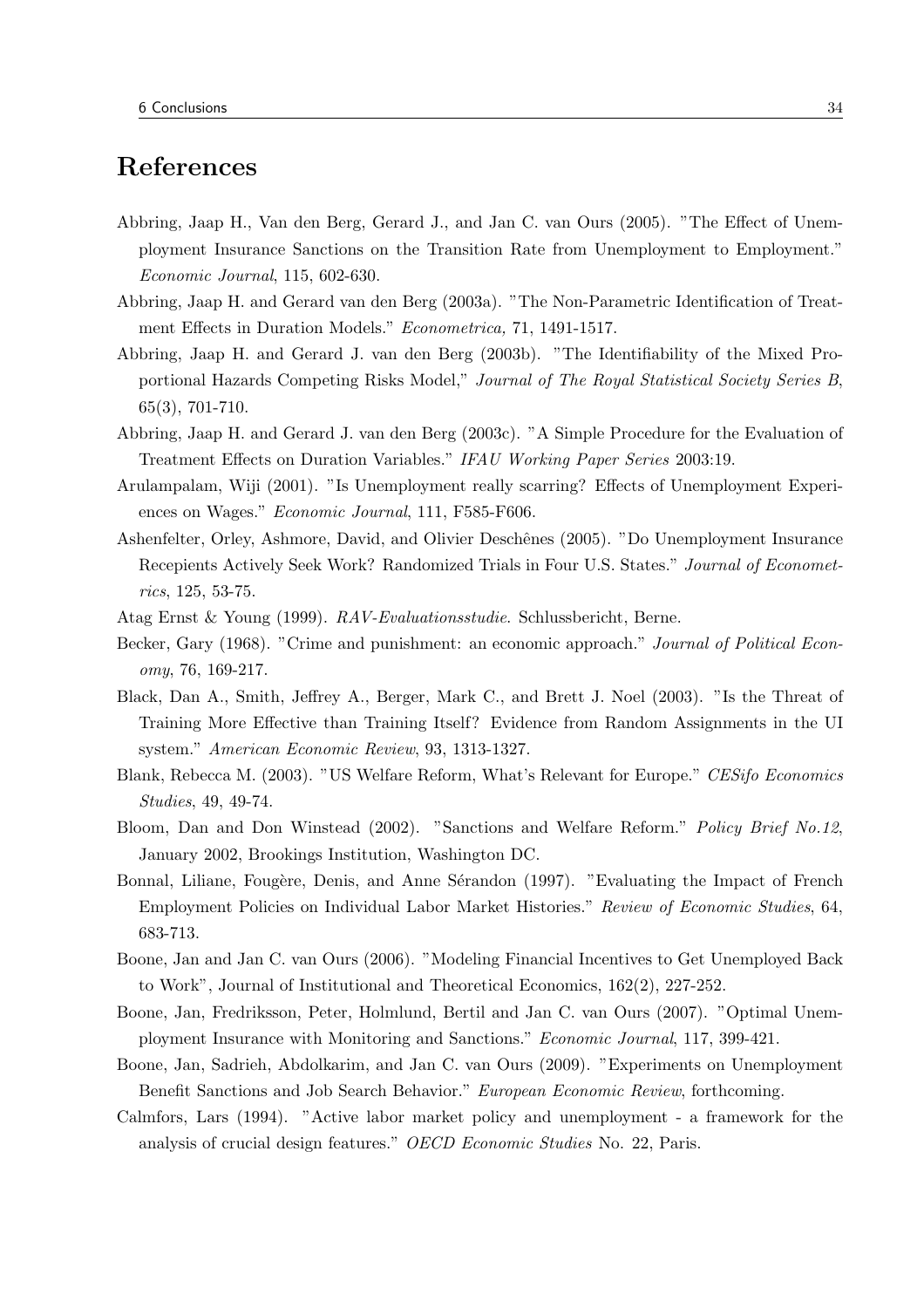# References

Abbring, Jaap H., Van den Berg, Gerard J., and Jan C. van Ours (2005). "The Effect of Unemployment Insurance Sanctions on the Transition Rate from Unemployment to Employment." *Economic Journal*, 115, 602-630.

Abbring, Jaap H. and Gerard van den Berg (2003a). "The Non-Parametric Identification of Treatment Effects in Duration Models." *Econometrica,* 71, 1491-1517.

Abbring, Jaap H. and Gerard J. van den Berg (2003b). "The Identifiability of the Mixed Proportional Hazards Competing Risks Model," *Journal of The Royal Statistical Society Series B*, 65(3), 701-710.

Abbring, Jaap H. and Gerard J. van den Berg (2003c). "A Simple Procedure for the Evaluation of Treatment Effects on Duration Variables." *IFAU Working Paper Series* 2003:19.

Arulampalam, Wiji (2001). "Is Unemployment really scarring? Effects of Unemployment Experiences on Wages." *Economic Journal*, 111, F585-F606.

Ashenfelter, Orley, Ashmore, David, and Olivier Deschênes (2005). "Do Unemployment Insurance Recepients Actively Seek Work? Randomized Trials in Four U.S. States." *Journal of Econometrics*, 125, 53-75.

Atag Ernst & Young (1999). *RAV-Evaluationsstudie*. Schlussbericht, Berne.

Becker, Gary (1968). "Crime and punishment: an economic approach." *Journal of Political Economy*, 76, 169-217.

Black, Dan A., Smith, Jeffrey A., Berger, Mark C., and Brett J. Noel (2003). "Is the Threat of Training More Effective than Training Itself? Evidence from Random Assignments in the UI system." *American Economic Review*, 93, 1313-1327.

Blank, Rebecca M. (2003). "US Welfare Reform, What's Relevant for Europe." *CESifo Economics Studies*, 49, 49-74.

Bloom, Dan and Don Winstead (2002). "Sanctions and Welfare Reform." *Policy Brief No.12*, January 2002, Brookings Institution, Washington DC.

Bonnal, Liliane, Fougère, Denis, and Anne Sérandon (1997). "Evaluating the Impact of French Employment Policies on Individual Labor Market Histories." *Review of Economic Studies*, 64, 683-713.

Boone, Jan and Jan C. van Ours (2006). "Modeling Financial Incentives to Get Unemployed Back to Work", Journal of Institutional and Theoretical Economics, 162(2), 227-252.

Boone, Jan, Fredriksson, Peter, Holmlund, Bertil and Jan C. van Ours (2007). "Optimal Unemployment Insurance with Monitoring and Sanctions." *Economic Journal*, 117, 399-421.

Boone, Jan, Sadrieh, Abdolkarim, and Jan C. van Ours (2009). "Experiments on Unemployment Benefit Sanctions and Job Search Behavior." *European Economic Review*, forthcoming.

Calmfors, Lars (1994). "Active labor market policy and unemployment - a framework for the analysis of crucial design features." *OECD Economic Studies* No. 22, Paris.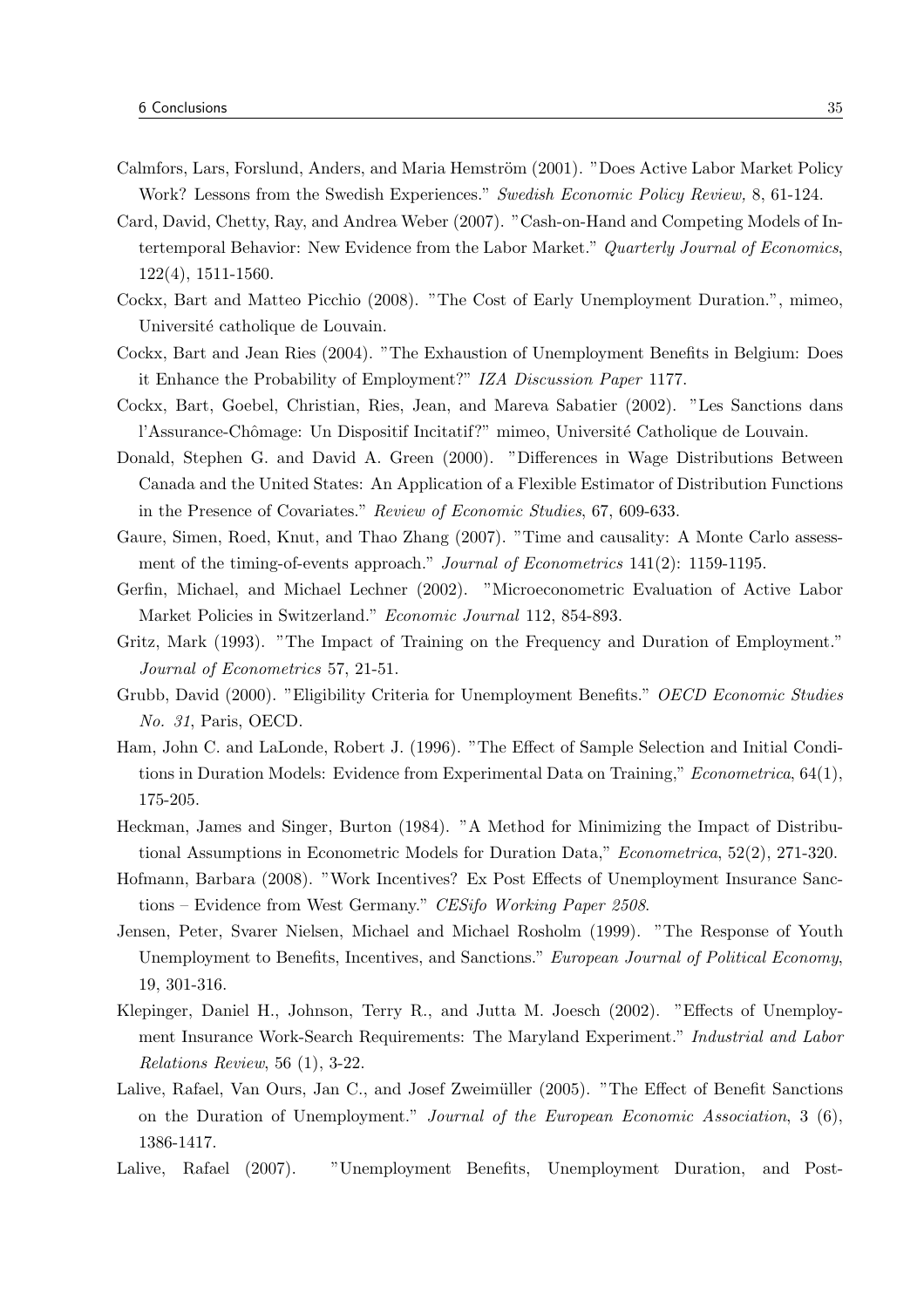Calmfors, Lars, Forslund, Anders, and Maria Hemström (2001). "Does Active Labor Market Policy Work? Lessons from the Swedish Experiences." *Swedish Economic Policy Review,* 8, 61-124.

Card, David, Chetty, Ray, and Andrea Weber (2007). "Cash-on-Hand and Competing Models of Intertemporal Behavior: New Evidence from the Labor Market." *Quarterly Journal of Economics*, 122(4), 1511-1560.

Cockx, Bart and Matteo Picchio (2008). "The Cost of Early Unemployment Duration.", mimeo, Université catholique de Louvain.

Cockx, Bart and Jean Ries (2004). "The Exhaustion of Unemployment Benefits in Belgium: Does it Enhance the Probability of Employment?" *IZA Discussion Paper* 1177.

Cockx, Bart, Goebel, Christian, Ries, Jean, and Mareva Sabatier (2002). "Les Sanctions dans l'Assurance-Chômage: Un Dispositif Incitatif?" mimeo, Université Catholique de Louvain.

Donald, Stephen G. and David A. Green (2000). "Differences in Wage Distributions Between Canada and the United States: An Application of a Flexible Estimator of Distribution Functions in the Presence of Covariates." *Review of Economic Studies*, 67, 609-633.

Gaure, Simen, Roed, Knut, and Thao Zhang (2007). "Time and causality: A Monte Carlo assessment of the timing-of-events approach." *Journal of Econometrics* 141(2): 1159-1195.

Gerfin, Michael, and Michael Lechner (2002). "Microeconometric Evaluation of Active Labor Market Policies in Switzerland." *Economic Journal* 112, 854-893.

Gritz, Mark (1993). "The Impact of Training on the Frequency and Duration of Employment." *Journal of Econometrics* 57, 21-51.

Grubb, David (2000). "Eligibility Criteria for Unemployment Benefits." *OECD Economic Studies No. 31*, Paris, OECD.

Ham, John C. and LaLonde, Robert J. (1996). "The Effect of Sample Selection and Initial Conditions in Duration Models: Evidence from Experimental Data on Training," *Econometrica*, 64(1), 175-205.

Heckman, James and Singer, Burton (1984). "A Method for Minimizing the Impact of Distributional Assumptions in Econometric Models for Duration Data," *Econometrica*, 52(2), 271-320.

Hofmann, Barbara (2008). "Work Incentives? Ex Post Effects of Unemployment Insurance Sanctions – Evidence from West Germany." *CESifo Working Paper 2508.*

Jensen, Peter, Svarer Nielsen, Michael and Michael Rosholm (1999). "The Response of Youth Unemployment to Benefits, Incentives, and Sanctions." *European Journal of Political Economy*, 19, 301-316.

Klepinger, Daniel H., Johnson, Terry R., and Jutta M. Joesch (2002). "Effects of Unemployment Insurance Work-Search Requirements: The Maryland Experiment." *Industrial and Labor Relations Review*, 56 (1), 3-22.

Lalive, Rafael, Van Ours, Jan C., and Josef Zweimüller (2005). "The Effect of Benefit Sanctions on the Duration of Unemployment." *Journal of the European Economic Association*, 3 (6), 1386-1417.

Lalive, Rafael (2007). "Unemployment Benefits, Unemployment Duration, and Post-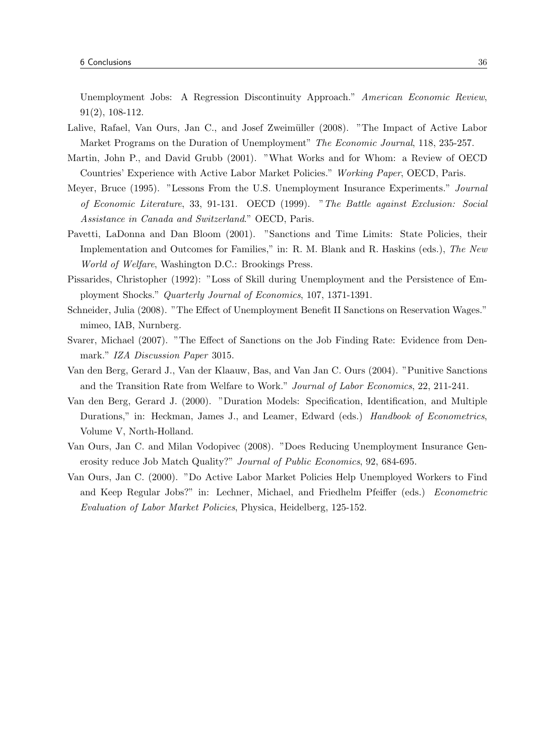Unemployment Jobs: A Regression Discontinuity Approach." *American Economic Review*, 91(2), 108-112.

Lalive, Rafael, Van Ours, Jan C., and Josef Zweimüller (2008). "The Impact of Active Labor Market Programs on the Duration of Unemployment" *The Economic Journal*, 118, 235-257.

Martin, John P., and David Grubb (2001). "What Works and for Whom: a Review of OECD Countries' Experience with Active Labor Market Policies." *Working Paper*, OECD, Paris.

Meyer, Bruce (1995). "Lessons From the U.S. Unemployment Insurance Experiments." *Journal of Economic Literature*, 33, 91-131. OECD (1999). "*The Battle against Exclusion: Social Assistance in Canada and Switzerland*." OECD, Paris.

Pavetti, LaDonna and Dan Bloom (2001). "Sanctions and Time Limits: State Policies, their Implementation and Outcomes for Families," in: R. M. Blank and R. Haskins (eds.), *The New World of Welfare*, Washington D.C.: Brookings Press.

Pissarides, Christopher (1992): "Loss of Skill during Unemployment and the Persistence of Employment Shocks." *Quarterly Journal of Economics*, 107, 1371-1391.

Schneider, Julia (2008). "The Effect of Unemployment Benefit II Sanctions on Reservation Wages." mimeo, IAB, Nurnberg.

Svarer, Michael (2007). "The Effect of Sanctions on the Job Finding Rate: Evidence from Denmark." *IZA Discussion Paper* 3015.

Van den Berg, Gerard J., Van der Klaauw, Bas, and Van Jan C. Ours (2004). "Punitive Sanctions and the Transition Rate from Welfare to Work." *Journal of Labor Economics*, 22, 211-241.

Van den Berg, Gerard J. (2000). "Duration Models: Specification, Identification, and Multiple Durations," in: Heckman, James J., and Leamer, Edward (eds.) *Handbook of Econometrics*, Volume V, North-Holland.

Van Ours, Jan C. and Milan Vodopivec (2008). "Does Reducing Unemployment Insurance Generosity reduce Job Match Quality?" *Journal of Public Economics*, 92, 684-695.

Van Ours, Jan C. (2000). "Do Active Labor Market Policies Help Unemployed Workers to Find and Keep Regular Jobs?" in: Lechner, Michael, and Friedhelm Pfeiffer (eds.) *Econometric Evaluation of Labor Market Policies*, Physica, Heidelberg, 125-152.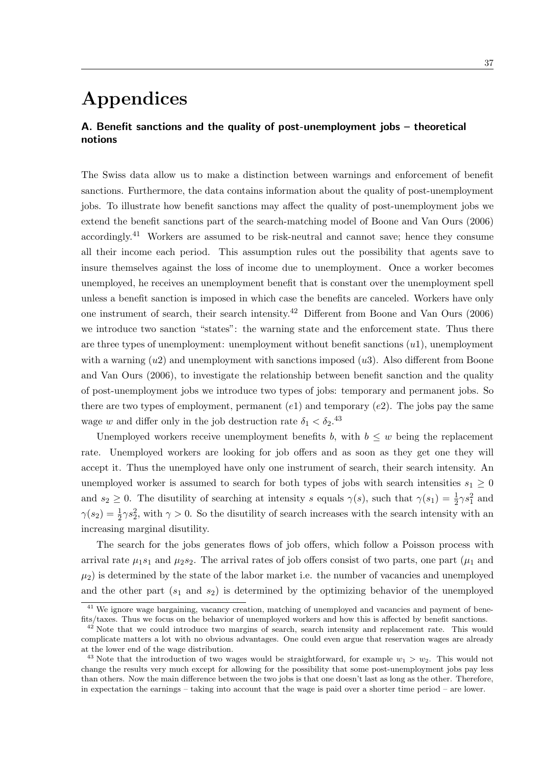# Appendices

### A. Benefit sanctions and the quality of post-unemployment jobs – theoretical notions

The Swiss data allow us to make a distinction between warnings and enforcement of benefit sanctions. Furthermore, the data contains information about the quality of post-unemployment jobs. To illustrate how benefit sanctions may affect the quality of post-unemployment jobs we extend the benefit sanctions part of the search-matching model of Boone and Van Ours (2006) accordingly.[41] Workers are assumed to be risk-neutral and cannot save; hence they consume all their income each period. This assumption rules out the possibility that agents save to insure themselves against the loss of income due to unemployment. Once a worker becomes unemployed, he receives an unemployment benefit that is constant over the unemployment spell unless a benefit sanction is imposed in which case the benefits are canceled. Workers have only one instrument of search, their search intensity.[42] Different from Boone and Van Ours (2006) we introduce two sanction "states": the warning state and the enforcement state. Thus there are three types of unemployment: unemployment without benefit sanctions ($u1$), unemployment with a warning ($u2$) and unemployment with sanctions imposed ($u3$). Also different from Boone and Van Ours (2006), to investigate the relationship between benefit sanction and the quality of post-unemployment jobs we introduce two types of jobs: temporary and permanent jobs. So there are two types of employment, permanent ($e1$) and temporary ($e2$). The jobs pay the same wage $w$ and differ only in the job destruction rate $\delta_1 < \delta_2$.[43]

Unemployed workers receive unemployment benefits $b$, with $b \leq w$ being the replacement rate. Unemployed workers are looking for job offers and as soon as they get one they will accept it. Thus the unemployed have only one instrument of search, their search intensity. An unemployed worker is assumed to search for both types of jobs with search intensities $s_1 \geq 0$ and $s_2 \geq 0$. The disutility of searching at intensity $s$ equals $\gamma(s)$, such that $\gamma(s_1) = \frac{1}{2}\gamma s_1^2$ and $\gamma(s_2) = \frac{1}{2}\gamma s_2^2$, with $\gamma > 0$. So the disutility of search increases with the search intensity with an increasing marginal disutility.

The search for the jobs generates flows of job offers, which follow a Poisson process with arrival rate $\mu_1 s_1$ and $\mu_2 s_2$. The arrival rates of job offers consist of two parts, one part ($\mu_1$ and $\mu_2$) is determined by the state of the labor market i.e. the number of vacancies and unemployed and the other part ($s_1$ and $s_2$) is determined by the optimizing behavior of the unemployed

[41] We ignore wage bargaining, vacancy creation, matching of unemployed and vacancies and payment of benefits/taxes. Thus we focus on the behavior of unemployed workers and how this is affected by benefit sanctions.

[42] Note that we could introduce two margins of search, search intensity and replacement rate. This would complicate matters a lot with no obvious advantages. One could even argue that reservation wages are already at the lower end of the wage distribution.

[43] Note that the introduction of two wages would be straightforward, for example $w_1 > w_2$. This would not change the results very much except for allowing for the possibility that some post-unemployment jobs pay less than others. Now the main difference between the two jobs is that one doesn't last as long as the other. Therefore, in expectation the earnings – taking into account that the wage is paid over a shorter time period – are lower.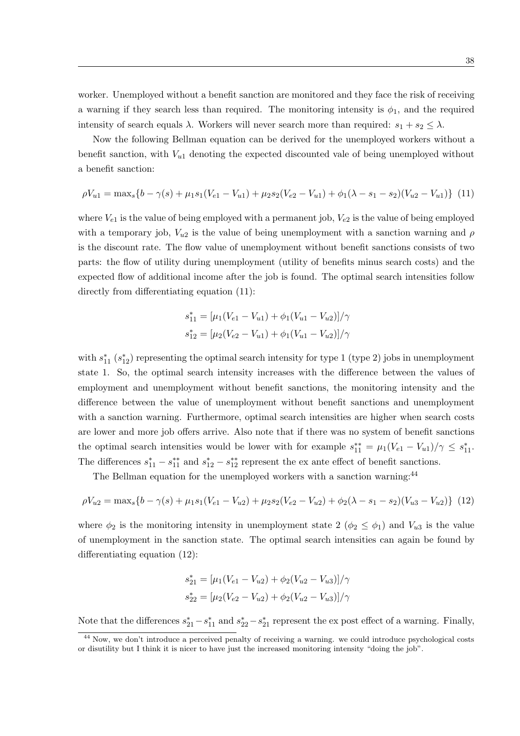worker. Unemployed without a benefit sanction are monitored and they face the risk of receiving a warning if they search less than required. The monitoring intensity is $\phi_1$, and the required intensity of search equals $\lambda$. Workers will never search more than required: $s_1 + s_2 \leq \lambda$.

Now the following Bellman equation can be derived for the unemployed workers without a benefit sanction, with $V_{u1}$ denoting the expected discounted vale of being unemployed without a benefit sanction:

$$\rho V_{u1} = \max_s\{b - \gamma(s) + \mu_1 s_1(V_{e1} - V_{u1}) + \mu_2 s_2(V_{e2} - V_{u1}) + \phi_1(\lambda - s_1 - s_2)(V_{u2} - V_{u1})\} \quad (11)$$

where $V_{e1}$ is the value of being employed with a permanent job, $V_{e2}$ is the value of being employed with a temporary job, $V_{u2}$ is the value of being unemployment with a sanction warning and $\rho$ is the discount rate. The flow value of unemployment without benefit sanctions consists of two parts: the flow of utility during unemployment (utility of benefits minus search costs) and the expected flow of additional income after the job is found. The optimal search intensities follow directly from differentiating equation (11):

$$s^*_{11} = [\mu_1(V_{e1} - V_{u1}) + \phi_1(V_{u1} - V_{u2})]/\gamma$$
$$s^*_{12} = [\mu_2(V_{e2} - V_{u1}) + \phi_1(V_{u1} - V_{u2})]/\gamma$$

with $s^*_{11}$ ($s^*_{12}$) representing the optimal search intensity for type 1 (type 2) jobs in unemployment state 1. So, the optimal search intensity increases with the difference between the values of employment and unemployment without benefit sanctions, the monitoring intensity and the difference between the value of unemployment without benefit sanctions and unemployment with a sanction warning. Furthermore, optimal search intensities are higher when search costs are lower and more job offers arrive. Also note that if there was no system of benefit sanctions the optimal search intensities would be lower with for example $s^{**}_{11} = \mu_1(V_{e1} - V_{u1})/\gamma \leq s^*_{11}$. The differences $s^*_{11} - s^{**}_{11}$ and $s^*_{12} - s^{**}_{12}$ represent the ex ante effect of benefit sanctions.

The Bellman equation for the unemployed workers with a sanction warning:[44]

$$\rho V_{u2} = \max_s\{b - \gamma(s) + \mu_1 s_1(V_{e1} - V_{u2}) + \mu_2 s_2(V_{e2} - V_{u2}) + \phi_2(\lambda - s_1 - s_2)(V_{u3} - V_{u2})\} \quad (12)$$

where $\phi_2$ is the monitoring intensity in unemployment state 2 ($\phi_2 \leq \phi_1$) and $V_{u3}$ is the value of unemployment in the sanction state. The optimal search intensities can again be found by differentiating equation (12):

$$s^*_{21} = [\mu_1(V_{e1} - V_{u2}) + \phi_2(V_{u2} - V_{u3})]/\gamma$$
$$s^*_{22} = [\mu_2(V_{e2} - V_{u2}) + \phi_2(V_{u2} - V_{u3})]/\gamma$$

Note that the differences $s^*_{21} - s^*_{11}$ and $s^*_{22} - s^*_{21}$ represent the ex post effect of a warning. Finally,

[44] Now, we don't introduce a perceived penalty of receiving a warning. we could introduce psychological costs or disutility but I think it is nicer to have just the increased monitoring intensity "doing the job".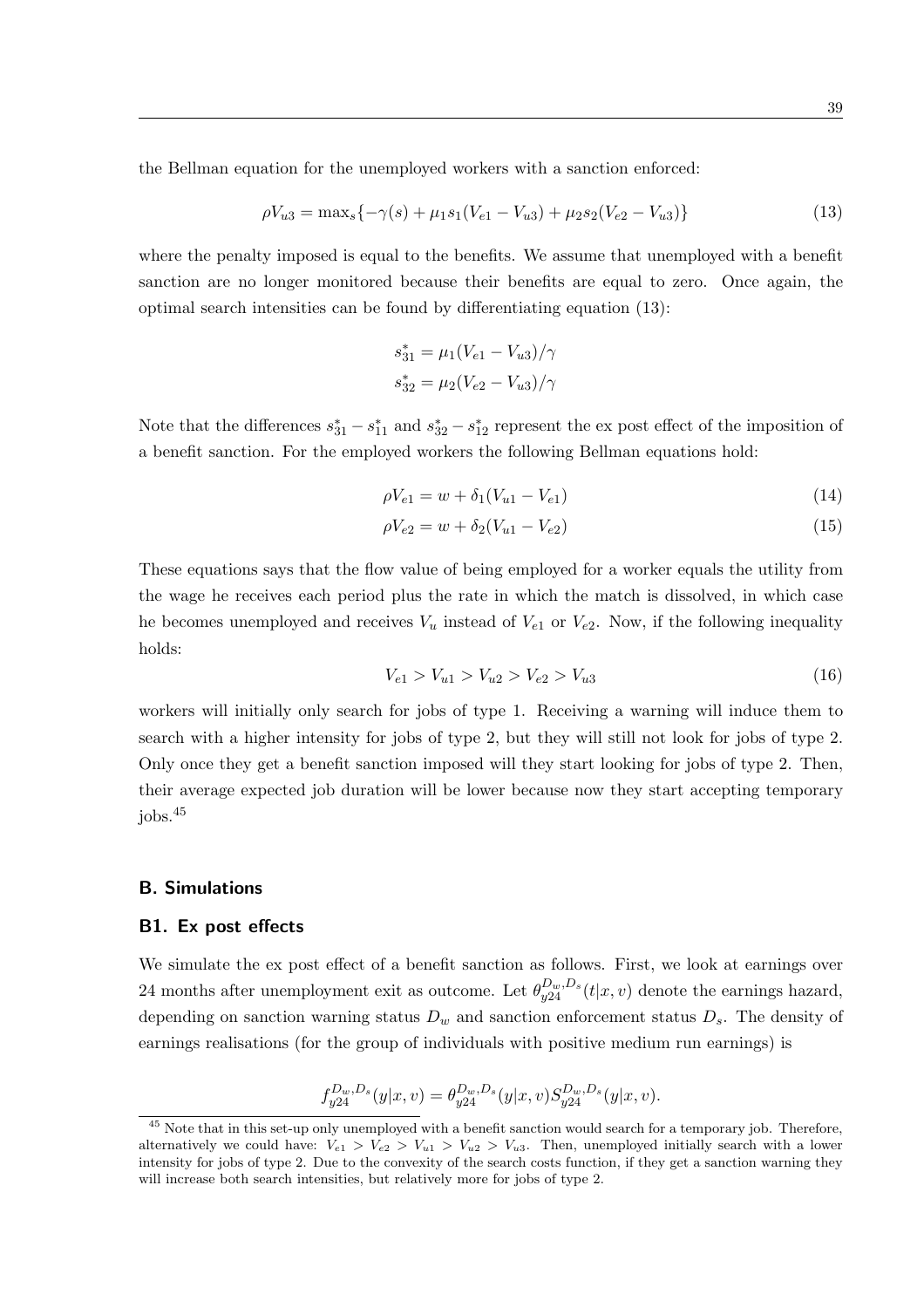the Bellman equation for the unemployed workers with a sanction enforced:

$$\rho V_{u3} = \max_s\{-\gamma(s) + \mu_1 s_1(V_{e1} - V_{u3}) + \mu_2 s_2(V_{e2} - V_{u3})\} \tag{13}$$

where the penalty imposed is equal to the benefits. We assume that unemployed with a benefit sanction are no longer monitored because their benefits are equal to zero. Once again, the optimal search intensities can be found by differentiating equation (13):

$$s^*_{31} = \mu_1(V_{e1} - V_{u3})/\gamma$$
$$s^*_{32} = \mu_2(V_{e2} - V_{u3})/\gamma$$

Note that the differences $s^*_{31} - s^*_{11}$ and $s^*_{32} - s^*_{12}$ represent the ex post effect of the imposition of a benefit sanction. For the employed workers the following Bellman equations hold:

$$\rho V_{e1} = w + \delta_1(V_{u1} - V_{e1}) \tag{14}$$

$$\rho V_{e2} = w + \delta_2(V_{u1} - V_{e2}) \tag{15}$$

These equations says that the flow value of being employed for a worker equals the utility from the wage he receives each period plus the rate in which the match is dissolved, in which case he becomes unemployed and receives $V_u$ instead of $V_{e1}$ or $V_{e2}$. Now, if the following inequality holds:

$$V_{e1} > V_{u1} > V_{u2} > V_{e2} > V_{u3} \tag{16}$$

workers will initially only search for jobs of type 1. Receiving a warning will induce them to search with a higher intensity for jobs of type 2, but they will still not look for jobs of type 2. Only once they get a benefit sanction imposed will they start looking for jobs of type 2. Then, their average expected job duration will be lower because now they start accepting temporary jobs.[45]

## B. Simulations

### B1. Ex post effects

We simulate the ex post effect of a benefit sanction as follows. First, we look at earnings over 24 months after unemployment exit as outcome. Let $\theta^{D_w,D_s}_{y24}(t|x,v)$ denote the earnings hazard, depending on sanction warning status $D_w$ and sanction enforcement status $D_s$. The density of earnings realisations (for the group of individuals with positive medium run earnings) is

$$f^{D_w,D_s}_{y24}(y|x,v) = \theta^{D_w,D_s}_{y24}(y|x,v)S^{D_w,D_s}_{y24}(y|x,v).$$

[45] Note that in this set-up only unemployed with a benefit sanction would search for a temporary job. Therefore, alternatively we could have: $V_{e1} > V_{e2} > V_{u1} > V_{u2} > V_{u3}$. Then, unemployed initially search with a lower intensity for jobs of type 2. Due to the convexity of the search costs function, if they get a sanction warning they will increase both search intensities, but relatively more for jobs of type 2.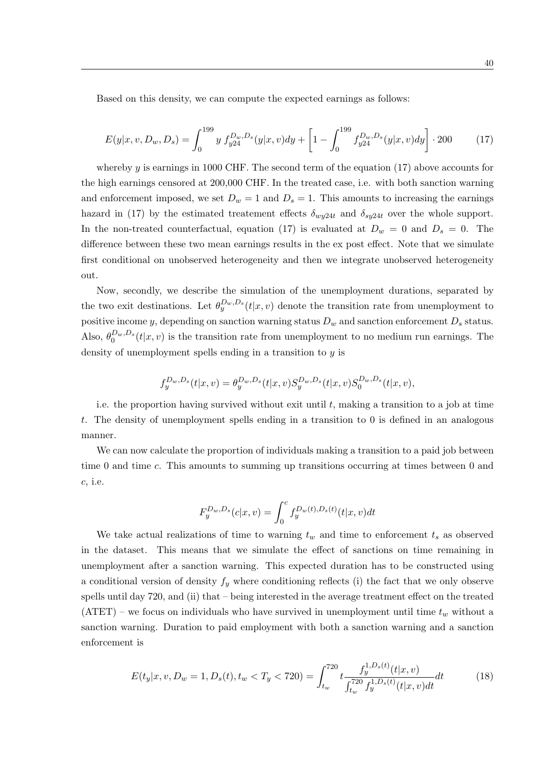Based on this density, we can compute the expected earnings as follows:

$$E(y|x, v, D_w, D_s) = \int_0^{199} y \; f_{y24}^{D_w,D_s}(y|x, v)dy + \left[1 - \int_0^{199} f_{y24}^{D_w,D_s}(y|x, v)dy\right] \cdot 200 \tag{17}$$

whereby $y$ is earnings in 1000 CHF. The second term of the equation (17) above accounts for the high earnings censored at 200,000 CHF. In the treated case, i.e. with both sanction warning and enforcement imposed, we set $D_w = 1$ and $D_s = 1$. This amounts to increasing the earnings hazard in (17) by the estimated treatement effects $\delta_{wy24t}$ and $\delta_{sy24t}$ over the whole support. In the non-treated counterfactual, equation (17) is evaluated at $D_w = 0$ and $D_s = 0$. The difference between these two mean earnings results in the ex post effect. Note that we simulate first conditional on unobserved heterogeneity and then we integrate unobserved heterogeneity out.

Now, secondly, we describe the simulation of the unemployment durations, separated by the two exit destinations. Let $\theta_y^{D_w,D_s}(t|x, v)$ denote the transition rate from unemployment to positive income $y$, depending on sanction warning status $D_w$ and sanction enforcement $D_s$ status. Also, $\theta_0^{D_w,D_s}(t|x, v)$ is the transition rate from unemployment to no medium run earnings. The density of unemployment spells ending in a transition to $y$ is

$$f_y^{D_w,D_s}(t|x, v) = \theta_y^{D_w,D_s}(t|x, v)S_y^{D_w,D_s}(t|x, v)S_0^{D_w,D_s}(t|x, v),$$

i.e. the proportion having survived without exit until $t$, making a transition to a job at time $t$. The density of unemployment spells ending in a transition to 0 is defined in an analogous manner.

We can now calculate the proportion of individuals making a transition to a paid job between time 0 and time $c$. This amounts to summing up transitions occurring at times between 0 and $c$, i.e.

$$F_y^{D_w,D_s}(c|x, v) = \int_0^c f_y^{D_w(t),D_s(t)}(t|x, v)dt$$

We take actual realizations of time to warning $t_w$ and time to enforcement $t_s$ as observed in the dataset. This means that we simulate the effect of sanctions on time remaining in unemployment after a sanction warning. This expected duration has to be constructed using a conditional version of density $f_y$ where conditioning reflects (i) the fact that we only observe spells until day 720, and (ii) that – being interested in the average treatment effect on the treated (ATET) – we focus on individuals who have survived in unemployment until time $t_w$ without a sanction warning. Duration to paid employment with both a sanction warning and a sanction enforcement is

$$E(t_y|x, v, D_w = 1, D_s(t), t_w < T_y < 720) = \int_{t_w}^{720} t \frac{f_y^{1,D_s(t)}(t|x, v)}{\int_{t_w}^{720} f_y^{1,D_s(t)}(t|x, v)dt}dt \tag{18}$$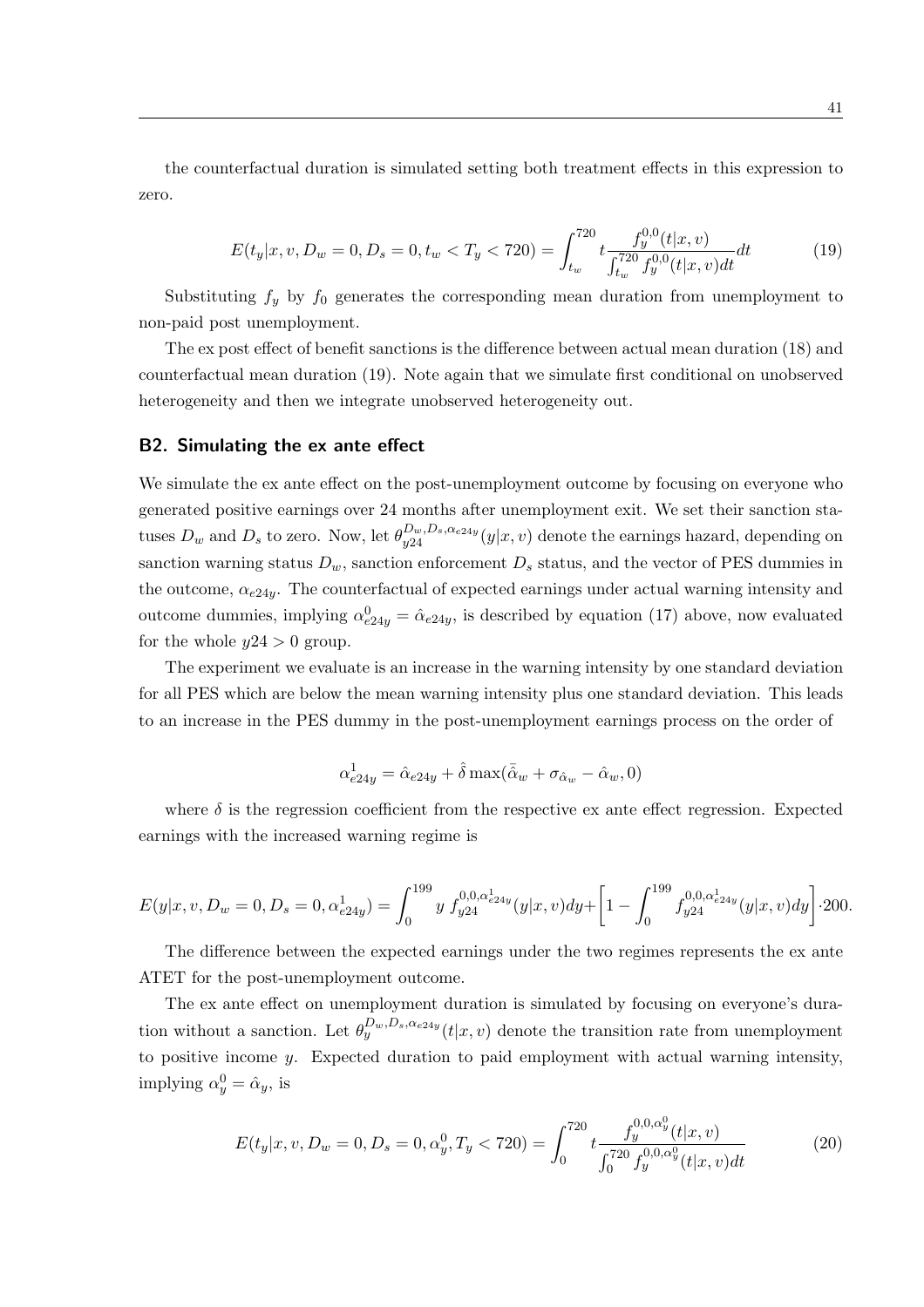the counterfactual duration is simulated setting both treatment effects in this expression to zero.

$$E(t_y|x,v,D_w=0,D_s=0,t_w<T_y<720)=\int_{t_w}^{720} t\frac{f_y^{0,0}(t|x,v)}{\int_{t_w}^{720} f_y^{0,0}(t|x,v)dt}dt \tag{19}$$

Substituting $f_y$ by $f_0$ generates the corresponding mean duration from unemployment to non-paid post unemployment.

The ex post effect of benefit sanctions is the difference between actual mean duration (18) and counterfactual mean duration (19). Note again that we simulate first conditional on unobserved heterogeneity and then we integrate unobserved heterogeneity out.

## B2. Simulating the ex ante effect

We simulate the ex ante effect on the post-unemployment outcome by focusing on everyone who generated positive earnings over 24 months after unemployment exit. We set their sanction statuses $D_w$ and $D_s$ to zero. Now, let $\theta_{y24}^{D_w,D_s,\alpha_{e24y}}(y|x,v)$ denote the earnings hazard, depending on sanction warning status $D_w$, sanction enforcement $D_s$ status, and the vector of PES dummies in the outcome, $\alpha_{e24y}$. The counterfactual of expected earnings under actual warning intensity and outcome dummies, implying $\alpha_{e24y}^0=\hat{\alpha}_{e24y}$, is described by equation (17) above, now evaluated for the whole $y24>0$ group.

The experiment we evaluate is an increase in the warning intensity by one standard deviation for all PES which are below the mean warning intensity plus one standard deviation. This leads to an increase in the PES dummy in the post-unemployment earnings process on the order of

$$\alpha_{e24y}^1=\hat{\alpha}_{e24y}+\hat{\delta}\max(\bar{\hat{\alpha}}_w+\sigma_{\hat{\alpha}_w}-\hat{\alpha}_w,0)$$

where $\delta$ is the regression coefficient from the respective ex ante effect regression. Expected earnings with the increased warning regime is

$$E(y|x,v,D_w=0,D_s=0,\alpha_{e24y}^1)=\int_0^{199} y\ f_{y24}^{0,0,\alpha_{e24y}^1}(y|x,v)dy+\left[1-\int_0^{199} f_{y24}^{0,0,\alpha_{e24y}^1}(y|x,v)dy\right]\cdot 200.$$

The difference between the expected earnings under the two regimes represents the ex ante ATET for the post-unemployment outcome.

The ex ante effect on unemployment duration is simulated by focusing on everyone's duration without a sanction. Let $\theta_y^{D_w,D_s,\alpha_{e24y}}(t|x,v)$ denote the transition rate from unemployment to positive income $y$. Expected duration to paid employment with actual warning intensity, implying $\alpha_y^0=\hat{\alpha}_y$, is

$$E(t_y|x,v,D_w=0,D_s=0,\alpha_y^0,T_y<720)=\int_0^{720} t\frac{f_y^{0,0,\alpha_y^0}(t|x,v)}{\int_0^{720} f_y^{0,0,\alpha_y^0}(t|x,v)dt} \tag{20}$$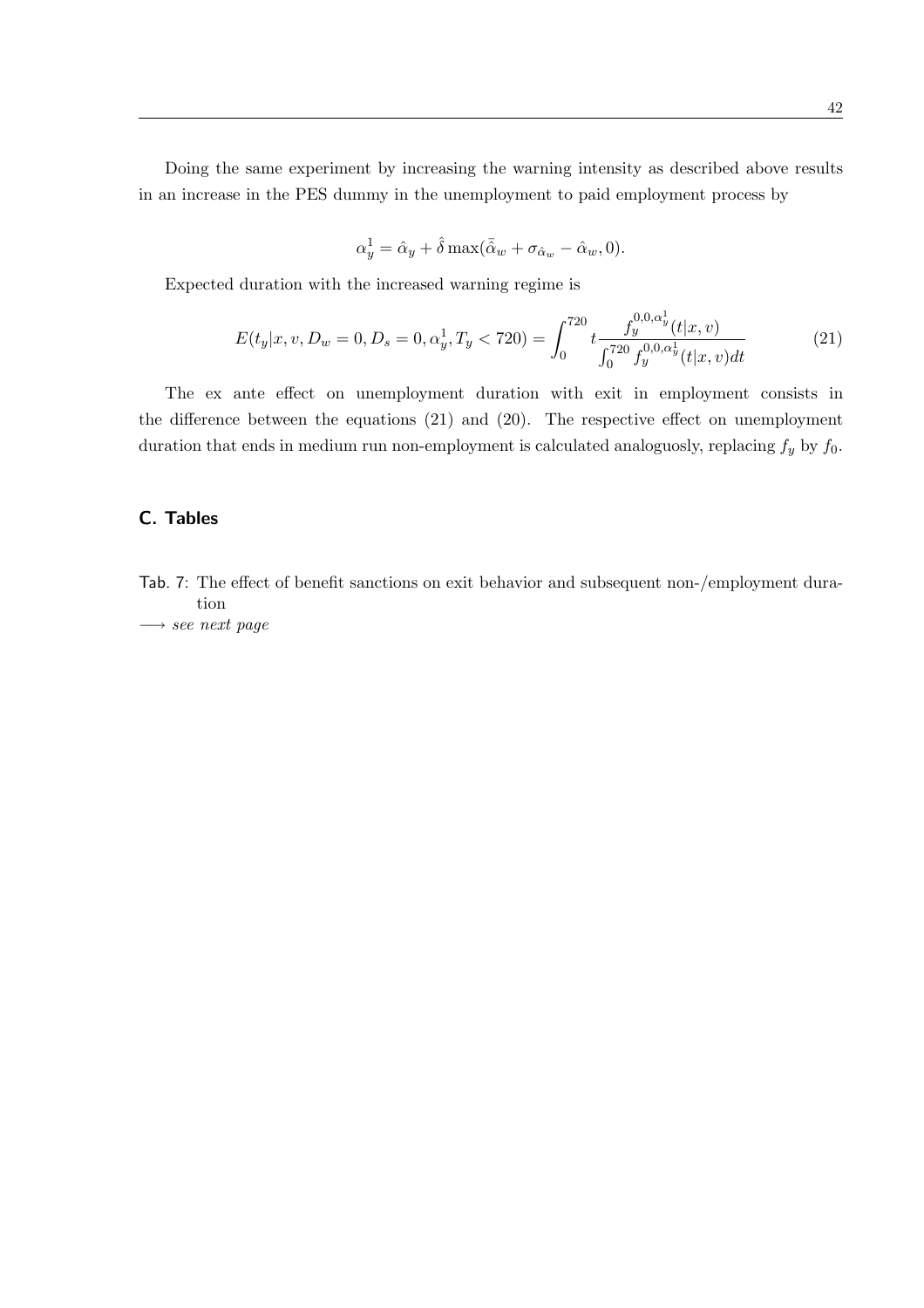Doing the same experiment by increasing the warning intensity as described above results in an increase in the PES dummy in the unemployment to paid employment process by

$$\alpha_y^1 = \hat{\alpha}_y + \hat{\delta} \max(\bar{\hat{\alpha}}_w + \sigma_{\hat{\alpha}_w} - \hat{\alpha}_w, 0).$$

Expected duration with the increased warning regime is

$$E(t_y|x, v, D_w = 0, D_s = 0, \alpha_y^1, T_y < 720) = \int_0^{720} t \frac{f_y^{0,0,\alpha_y^1}(t|x, v)}{\int_0^{720} f_y^{0,0,\alpha_y^1}(t|x, v)dt} \tag{21}$$

The ex ante effect on unemployment duration with exit in employment consists in the difference between the equations (21) and (20). The respective effect on unemployment duration that ends in medium run non-employment is calculated analoguosly, replacing $f_y$ by $f_0$.

## C. Tables

Tab. 7: The effect of benefit sanctions on exit behavior and subsequent non-/employment duration

$\longrightarrow$ *see next page*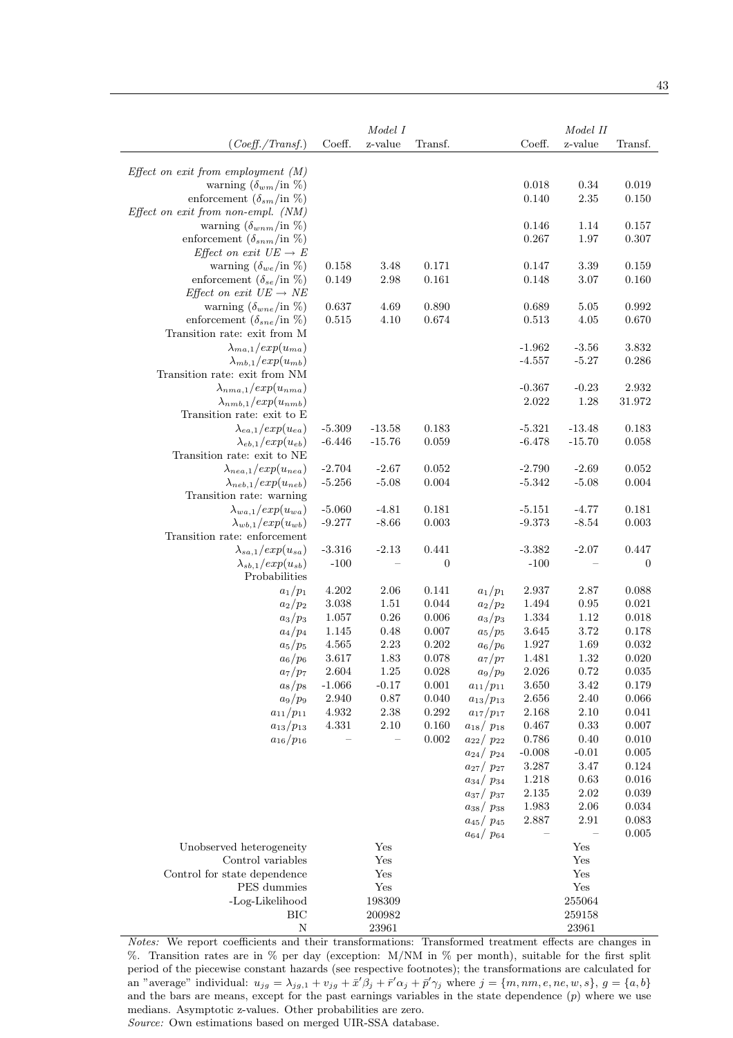| *(Coeff./Transf.)* | Coeff. | *Model I* z-value | Transf. | | Coeff. | *Model II* z-value | Transf. |
|---|---|---|---|---|---|---|---|
| *Effect on exit from employment (M)* | | | | | | | |
| warning ($\delta_{wm}$/in %) | | | | | 0.018 | 0.34 | 0.019 |
| enforcement ($\delta_{sm}$/in %) | | | | | 0.140 | 2.35 | 0.150 |
| *Effect on exit from non-empl. (NM)* | | | | | | | |
| warning ($\delta_{wnm}$/in %) | | | | | 0.146 | 1.14 | 0.157 |
| enforcement ($\delta_{snm}$/in %) | | | | | 0.267 | 1.97 | 0.307 |
| *Effect on exit $UE \rightarrow E$* | | | | | | | |
| warning ($\delta_{we}$/in %) | 0.158 | 3.48 | 0.171 | | 0.147 | 3.39 | 0.159 |
| enforcement ($\delta_{se}$/in %) | 0.149 | 2.98 | 0.161 | | 0.148 | 3.07 | 0.160 |
| *Effect on exit $UE \rightarrow NE$* | | | | | | | |
| warning ($\delta_{wne}$/in %) | 0.637 | 4.69 | 0.890 | | 0.689 | 5.05 | 0.992 |
| enforcement ($\delta_{sne}$/in %) | 0.515 | 4.10 | 0.674 | | 0.513 | 4.05 | 0.670 |
| Transition rate: exit from M | | | | | | | |
| $\lambda_{ma,1}/exp(u_{ma})$ | | | | | -1.962 | -3.56 | 3.832 |
| $\lambda_{mb,1}/exp(u_{mb})$ | | | | | -4.557 | -5.27 | 0.286 |
| Transition rate: exit from NM | | | | | | | |
| $\lambda_{nma,1}/exp(u_{nma})$ | | | | | -0.367 | -0.23 | 2.932 |
| $\lambda_{nmb,1}/exp(u_{nmb})$ | | | | | 2.022 | 1.28 | 31.972 |
| Transition rate: exit to E | | | | | | | |
| $\lambda_{ea,1}/exp(u_{ea})$ | -5.309 | -13.58 | 0.183 | | -5.321 | -13.48 | 0.183 |
| $\lambda_{eb,1}/exp(u_{eb})$ | -6.446 | -15.76 | 0.059 | | -6.478 | -15.70 | 0.058 |
| Transition rate: exit to NE | | | | | | | |
| $\lambda_{nea,1}/exp(u_{nea})$ | -2.704 | -2.67 | 0.052 | | -2.790 | -2.69 | 0.052 |
| $\lambda_{neb,1}/exp(u_{neb})$ | -5.256 | -5.08 | 0.004 | | -5.342 | -5.08 | 0.004 |
| Transition rate: warning | | | | | | | |
| $\lambda_{wa,1}/exp(u_{wa})$ | -5.060 | -4.81 | 0.181 | | -5.151 | -4.77 | 0.181 |
| $\lambda_{wb,1}/exp(u_{wb})$ | -9.277 | -8.66 | 0.003 | | -9.373 | -8.54 | 0.003 |
| Transition rate: enforcement | | | | | | | |
| $\lambda_{sa,1}/exp(u_{sa})$ | -3.316 | -2.13 | 0.441 | | -3.382 | -2.07 | 0.447 |
| $\lambda_{sb,1}/exp(u_{sb})$ | -100 | – | 0 | | -100 | – | 0 |
| Probabilities | | | | | | | |
| $a_1/p_1$ | 4.202 | 2.06 | 0.141 | $a_1/p_1$ | 2.937 | 2.87 | 0.088 |
| $a_2/p_2$ | 3.038 | 1.51 | 0.044 | $a_2/p_2$ | 1.494 | 0.95 | 0.021 |
| $a_3/p_3$ | 1.057 | 0.26 | 0.006 | $a_3/p_3$ | 1.334 | 1.12 | 0.018 |
| $a_4/p_4$ | 1.145 | 0.48 | 0.007 | $a_5/p_5$ | 3.645 | 3.72 | 0.178 |
| $a_5/p_5$ | 4.565 | 2.23 | 0.202 | $a_6/p_6$ | 1.927 | 1.69 | 0.032 |
| $a_6/p_6$ | 3.617 | 1.83 | 0.078 | $a_7/p_7$ | 1.481 | 1.32 | 0.020 |
| $a_7/p_7$ | 2.604 | 1.25 | 0.028 | $a_9/p_9$ | 2.026 | 0.72 | 0.035 |
| $a_8/p_8$ | -1.066 | -0.17 | 0.001 | $a_{11}/p_{11}$ | 3.650 | 3.42 | 0.179 |
| $a_9/p_9$ | 2.940 | 0.87 | 0.040 | $a_{13}/p_{13}$ | 2.656 | 2.40 | 0.066 |
| $a_{11}/p_{11}$ | 4.932 | 2.38 | 0.292 | $a_{17}/p_{17}$ | 2.168 | 2.10 | 0.041 |
| $a_{13}/p_{13}$ | 4.331 | 2.10 | 0.160 | $a_{18}/p_{18}$ | 0.467 | 0.33 | 0.007 |
| $a_{16}/p_{16}$ | – | – | 0.002 | $a_{22}/p_{22}$ | 0.786 | 0.40 | 0.010 |
| | | | | $a_{24}/p_{24}$ | -0.008 | -0.01 | 0.005 |
| | | | | $a_{27}/p_{27}$ | 3.287 | 3.47 | 0.124 |
| | | | | $a_{34}/p_{34}$ | 1.218 | 0.63 | 0.016 |
| | | | | $a_{37}/p_{37}$ | 2.135 | 2.02 | 0.039 |
| | | | | $a_{38}/p_{38}$ | 1.983 | 2.06 | 0.034 |
| | | | | $a_{45}/p_{45}$ | 2.887 | 2.91 | 0.083 |
| | | | | $a_{64}/p_{64}$ | – | – | 0.005 |
| Unobserved heterogeneity | | Yes | | | | Yes | |
| Control variables | | Yes | | | | Yes | |
| Control for state dependence | | Yes | | | | Yes | |
| PES dummies | | Yes | | | | Yes | |
| -Log-Likelihood | | 198309 | | | | 255064 | |
| BIC | | 200982 | | | | 259158 | |
| N | | 23961 | | | | 23961 | |

*Notes:* We report coefficients and their transformations: Transformed treatment effects are changes in %. Transition rates are in % per day (exception: M/NM in % per month), suitable for the first split period of the piecewise constant hazards (see respective footnotes); the transformations are calculated for an "average" individual: $u_{jg} = \lambda_{jg,1} + v_{jg} + \bar{x}'\beta_j + \bar{r}'\alpha_j + \bar{p}'\gamma_j$ where $j = \{m, nm, e, ne, w, s\}$, $g = \{a, b\}$ and the bars are means, except for the past earnings variables in the state dependence ($p$) where we use medians. Asymptotic z-values. Other probabilities are zero.

*Source:* Own estimations based on merged UIR-SSA database.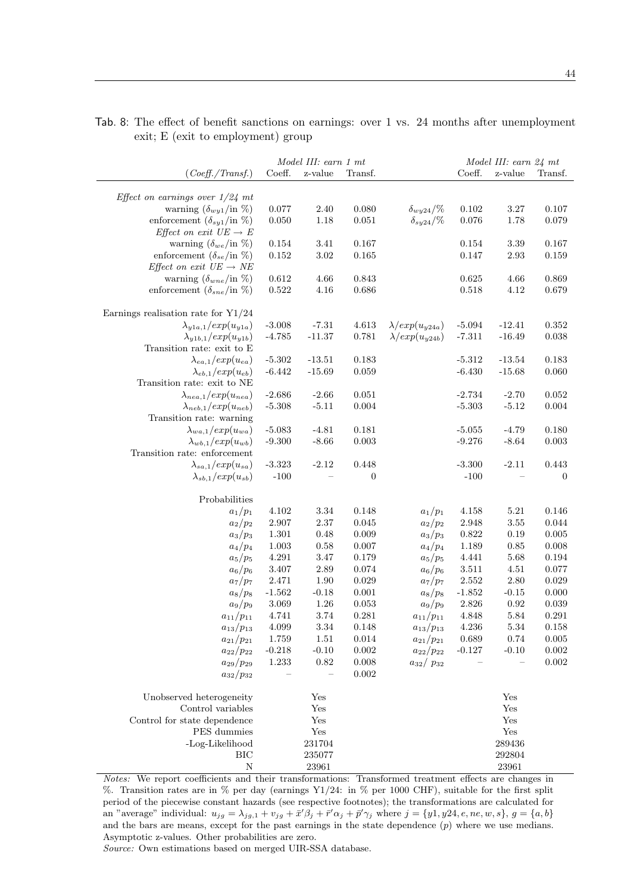Tab. 8: The effect of benefit sanctions on earnings: over 1 vs. 24 months after unemployment exit; E (exit to employment) group

| | *Model III: earn 1 mt* | | | | *Model III: earn 24 mt* | | |
|---|---|---|---|---|---|---|---|
| *(Coeff./Transf.)* | Coeff. | z-value | Transf. | | Coeff. | z-value | Transf. |
| *Effect on earnings over 1/24 mt* | | | | | | | |
| warning ($\delta_{wy1}$/in %) | 0.077 | 2.40 | 0.080 | $\delta_{wy24}$/% | 0.102 | 3.27 | 0.107 |
| enforcement ($\delta_{sy1}$/in %) | 0.050 | 1.18 | 0.051 | $\delta_{sy24}$/% | 0.076 | 1.78 | 0.079 |
| *Effect on exit UE → E* | | | | | | | |
| warning ($\delta_{we}$/in %) | 0.154 | 3.41 | 0.167 | | 0.154 | 3.39 | 0.167 |
| enforcement ($\delta_{se}$/in %) | 0.152 | 3.02 | 0.165 | | 0.147 | 2.93 | 0.159 |
| *Effect on exit UE → NE* | | | | | | | |
| warning ($\delta_{wne}$/in %) | 0.612 | 4.66 | 0.843 | | 0.625 | 4.66 | 0.869 |
| enforcement ($\delta_{sne}$/in %) | 0.522 | 4.16 | 0.686 | | 0.518 | 4.12 | 0.679 |
| Earnings realisation rate for Y1/24 | | | | | | | |
| $\lambda_{y1a,1}/exp(u_{y1a})$ | -3.008 | -7.31 | 4.613 | $\lambda/exp(u_{y24a})$ | -5.094 | -12.41 | 0.352 |
| $\lambda_{y1b,1}/exp(u_{y1b})$ | -4.785 | -11.37 | 0.781 | $\lambda/exp(u_{y24b})$ | -7.311 | -16.49 | 0.038 |
| Transition rate: exit to E | | | | | | | |
| $\lambda_{ea,1}/exp(u_{ea})$ | -5.302 | -13.51 | 0.183 | | -5.312 | -13.54 | 0.183 |
| $\lambda_{eb,1}/exp(u_{eb})$ | -6.442 | -15.69 | 0.059 | | -6.430 | -15.68 | 0.060 |
| Transition rate: exit to NE | | | | | | | |
| $\lambda_{nea,1}/exp(u_{nea})$ | -2.686 | -2.66 | 0.051 | | -2.734 | -2.70 | 0.052 |
| $\lambda_{neb,1}/exp(u_{neb})$ | -5.308 | -5.11 | 0.004 | | -5.303 | -5.12 | 0.004 |
| Transition rate: warning | | | | | | | |
| $\lambda_{wa,1}/exp(u_{wa})$ | -5.083 | -4.81 | 0.181 | | -5.055 | -4.79 | 0.180 |
| $\lambda_{wb,1}/exp(u_{wb})$ | -9.300 | -8.66 | 0.003 | | -9.276 | -8.64 | 0.003 |
| Transition rate: enforcement | | | | | | | |
| $\lambda_{sa,1}/exp(u_{sa})$ | -3.323 | -2.12 | 0.448 | | -3.300 | -2.11 | 0.443 |
| $\lambda_{sb,1}/exp(u_{sb})$ | -100 | – | 0 | | -100 | – | 0 |
| Probabilities | | | | | | | |
| $a_1/p_1$ | 4.102 | 3.34 | 0.148 | $a_1/p_1$ | 4.158 | 5.21 | 0.146 |
| $a_2/p_2$ | 2.907 | 2.37 | 0.045 | $a_2/p_2$ | 2.948 | 3.55 | 0.044 |
| $a_3/p_3$ | 1.301 | 0.48 | 0.009 | $a_3/p_3$ | 0.822 | 0.19 | 0.005 |
| $a_4/p_4$ | 1.003 | 0.58 | 0.007 | $a_4/p_4$ | 1.189 | 0.85 | 0.008 |
| $a_5/p_5$ | 4.291 | 3.47 | 0.179 | $a_5/p_5$ | 4.441 | 5.68 | 0.194 |
| $a_6/p_6$ | 3.407 | 2.89 | 0.074 | $a_6/p_6$ | 3.511 | 4.51 | 0.077 |
| $a_7/p_7$ | 2.471 | 1.90 | 0.029 | $a_7/p_7$ | 2.552 | 2.80 | 0.029 |
| $a_8/p_8$ | -1.562 | -0.18 | 0.001 | $a_8/p_8$ | -1.852 | -0.15 | 0.000 |
| $a_9/p_9$ | 3.069 | 1.26 | 0.053 | $a_9/p_9$ | 2.826 | 0.92 | 0.039 |
| $a_{11}/p_{11}$ | 4.741 | 3.74 | 0.281 | $a_{11}/p_{11}$ | 4.848 | 5.84 | 0.291 |
| $a_{13}/p_{13}$ | 4.099 | 3.34 | 0.148 | $a_{13}/p_{13}$ | 4.236 | 5.34 | 0.158 |
| $a_{21}/p_{21}$ | 1.759 | 1.51 | 0.014 | $a_{21}/p_{21}$ | 0.689 | 0.74 | 0.005 |
| $a_{22}/p_{22}$ | -0.218 | -0.10 | 0.002 | $a_{22}/p_{22}$ | -0.127 | -0.10 | 0.002 |
| $a_{29}/p_{29}$ | 1.233 | 0.82 | 0.008 | $a_{32}/p_{32}$ | – | – | 0.002 |
| $a_{32}/p_{32}$ | – | – | 0.002 | | | | |
| Unobserved heterogeneity | | Yes | | | | Yes | |
| Control variables | | Yes | | | | Yes | |
| Control for state dependence | | Yes | | | | Yes | |
| PES dummies | | Yes | | | | Yes | |
| -Log-Likelihood | | 231704 | | | | 289436 | |
| BIC | | 235077 | | | | 292804 | |
| N | | 23961 | | | | 23961 | |

*Notes:* We report coefficients and their transformations: Transformed treatment effects are changes in %. Transition rates are in % per day (earnings Y1/24: in % per 1000 CHF), suitable for the first split period of the piecewise constant hazards (see respective footnotes); the transformations are calculated for an "average" individual: $u_{jg} = \lambda_{jg,1} + v_{jg} + \bar{x}'\beta_j + \bar{r}'\alpha_j + \bar{p}'\gamma_j$ where $j = \{y1, y24, e, ne, w, s\}$, $g = \{a, b\}$ and the bars are means, except for the past earnings in the state dependence ($p$) where we use medians. Asymptotic z-values. Other probabilities are zero.

*Source:* Own estimations based on merged UIR-SSA database.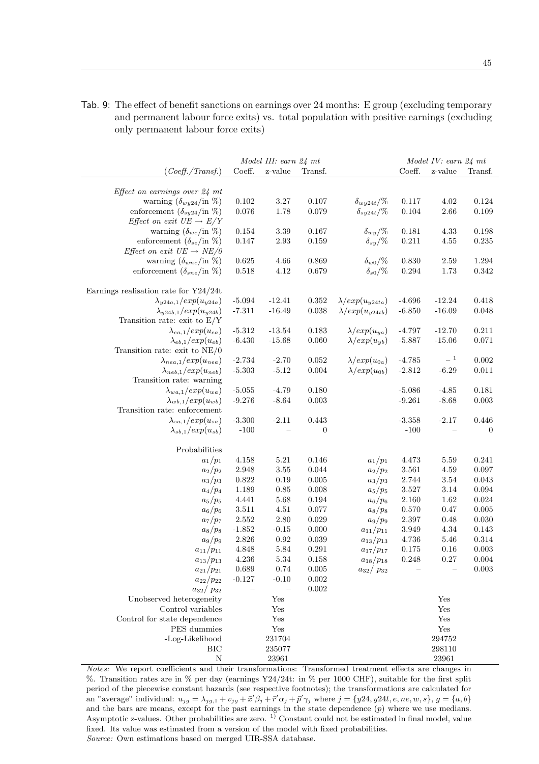Tab. 9: The effect of benefit sanctions on earnings over 24 months: E group (excluding temporary and permanent labour force exits) vs. total population with positive earnings (excluding only permanent labour force exits)

| | *Model III: earn 24 mt* | | | | *Model IV: earn 24 mt* | | |
|---|---|---|---|---|---|---|---|
| *(Coeff./Transf.)* | Coeff. | z-value | Transf. | | Coeff. | z-value | Transf. |
| *Effect on earnings over 24 mt* | | | | | | | |
| warning ($\delta_{wy24}$/in %) | 0.102 | 3.27 | 0.107 | $\delta_{wy24t}$/% | 0.117 | 4.02 | 0.124 |
| enforcement ($\delta_{sy24}$/in %) | 0.076 | 1.78 | 0.079 | $\delta_{sy24t}$/% | 0.104 | 2.66 | 0.109 |
| *Effect on exit UE → E/Y* | | | | | | | |
| warning ($\delta_{we}$/in %) | 0.154 | 3.39 | 0.167 | $\delta_{wy}$/% | 0.181 | 4.33 | 0.198 |
| enforcement ($\delta_{se}$/in %) | 0.147 | 2.93 | 0.159 | $\delta_{sy}$/% | 0.211 | 4.55 | 0.235 |
| *Effect on exit UE → NE/0* | | | | | | | |
| warning ($\delta_{wne}$/in %) | 0.625 | 4.66 | 0.869 | $\delta_{w0}$/% | 0.830 | 2.59 | 1.294 |
| enforcement ($\delta_{sne}$/in %) | 0.518 | 4.12 | 0.679 | $\delta_{s0}$/% | 0.294 | 1.73 | 0.342 |
| Earnings realisation rate for Y24/24t | | | | | | | |
| $\lambda_{y24a,1}/exp(u_{y24a})$ | -5.094 | -12.41 | 0.352 | $\lambda/exp(u_{y24ta})$ | -4.696 | -12.24 | 0.418 |
| $\lambda_{y24b,1}/exp(u_{y24b})$ | -7.311 | -16.49 | 0.038 | $\lambda/exp(u_{y24tb})$ | -6.850 | -16.09 | 0.048 |
| Transition rate: exit to E/Y | | | | | | | |
| $\lambda_{ea,1}/exp(u_{ea})$ | -5.312 | -13.54 | 0.183 | $\lambda/exp(u_{ya})$ | -4.797 | -12.70 | 0.211 |
| $\lambda_{eb,1}/exp(u_{eb})$ | -6.430 | -15.68 | 0.060 | $\lambda/exp(u_{yb})$ | -5.887 | -15.06 | 0.071 |
| Transition rate: exit to NE/0 | | | | | | | |
| $\lambda_{nea,1}/exp(u_{nea})$ | -2.734 | -2.70 | 0.052 | $\lambda/exp(u_{0a})$ | -4.785 | – [1] | 0.002 |
| $\lambda_{neb,1}/exp(u_{neb})$ | -5.303 | -5.12 | 0.004 | $\lambda/exp(u_{0b})$ | -2.812 | -6.29 | 0.011 |
| Transition rate: warning | | | | | | | |
| $\lambda_{wa,1}/exp(u_{wa})$ | -5.055 | -4.79 | 0.180 | | -5.086 | -4.85 | 0.181 |
| $\lambda_{wb,1}/exp(u_{wb})$ | -9.276 | -8.64 | 0.003 | | -9.261 | -8.68 | 0.003 |
| Transition rate: enforcement | | | | | | | |
| $\lambda_{sa,1}/exp(u_{sa})$ | -3.300 | -2.11 | 0.443 | | -3.358 | -2.17 | 0.446 |
| $\lambda_{sb,1}/exp(u_{sb})$ | -100 | – | 0 | | -100 | – | 0 |
| Probabilities | | | | | | | |
| $a_1/p_1$ | 4.158 | 5.21 | 0.146 | $a_1/p_1$ | 4.473 | 5.59 | 0.241 |
| $a_2/p_2$ | 2.948 | 3.55 | 0.044 | $a_2/p_2$ | 3.561 | 4.59 | 0.097 |
| $a_3/p_3$ | 0.822 | 0.19 | 0.005 | $a_3/p_3$ | 2.744 | 3.54 | 0.043 |
| $a_4/p_4$ | 1.189 | 0.85 | 0.008 | $a_5/p_5$ | 3.527 | 3.14 | 0.094 |
| $a_5/p_5$ | 4.441 | 5.68 | 0.194 | $a_6/p_6$ | 2.160 | 1.62 | 0.024 |
| $a_6/p_6$ | 3.511 | 4.51 | 0.077 | $a_8/p_8$ | 0.570 | 0.47 | 0.005 |
| $a_7/p_7$ | 2.552 | 2.80 | 0.029 | $a_9/p_9$ | 2.397 | 0.48 | 0.030 |
| $a_8/p_8$ | -1.852 | -0.15 | 0.000 | $a_{11}/p_{11}$ | 3.949 | 4.34 | 0.143 |
| $a_9/p_9$ | 2.826 | 0.92 | 0.039 | $a_{13}/p_{13}$ | 4.736 | 5.46 | 0.314 |
| $a_{11}/p_{11}$ | 4.848 | 5.84 | 0.291 | $a_{17}/p_{17}$ | 0.175 | 0.16 | 0.003 |
| $a_{13}/p_{13}$ | 4.236 | 5.34 | 0.158 | $a_{18}/p_{18}$ | 0.248 | 0.27 | 0.004 |
| $a_{21}/p_{21}$ | 0.689 | 0.74 | 0.005 | $a_{32}/p_{32}$ | – | – | 0.003 |
| $a_{22}/p_{22}$ | -0.127 | -0.10 | 0.002 | | | | |
| $a_{32}/p_{32}$ | – | – | 0.002 | | | | |
| Unobserved heterogeneity | | Yes | | | | Yes | |
| Control variables | | Yes | | | | Yes | |
| Control for state dependence | | Yes | | | | Yes | |
| PES dummies | | Yes | | | | Yes | |
| -Log-Likelihood | | 231704 | | | | 294752 | |
| BIC | | 235077 | | | | 298110 | |
| N | | 23961 | | | | 23961 | |

*Notes:* We report coefficients and their transformations: Transformed treatment effects are changes in %. Transition rates are in % per day (earnings Y24/24t: in % per 1000 CHF), suitable for the first split period of the piecewise constant hazards (see respective footnotes); the transformations are calculated for an "average" individual: $u_{jg} = \lambda_{jg,1} + v_{jg} + \bar{x}'\beta_j + \bar{r}'\alpha_j + \bar{p}'\gamma_j$ where $j = \{y24, y24t, e, ne, w, s\}$, $g = \{a, b\}$ and the bars are means, except for the past earnings in the state dependence ($p$) where we use medians. Asymptotic z-values. Other probabilities are zero. [1] Constant could not be estimated in final model, value fixed. Its value was estimated from a version of the model with fixed probabilities.

*Source:* Own estimations based on merged UIR-SSA database.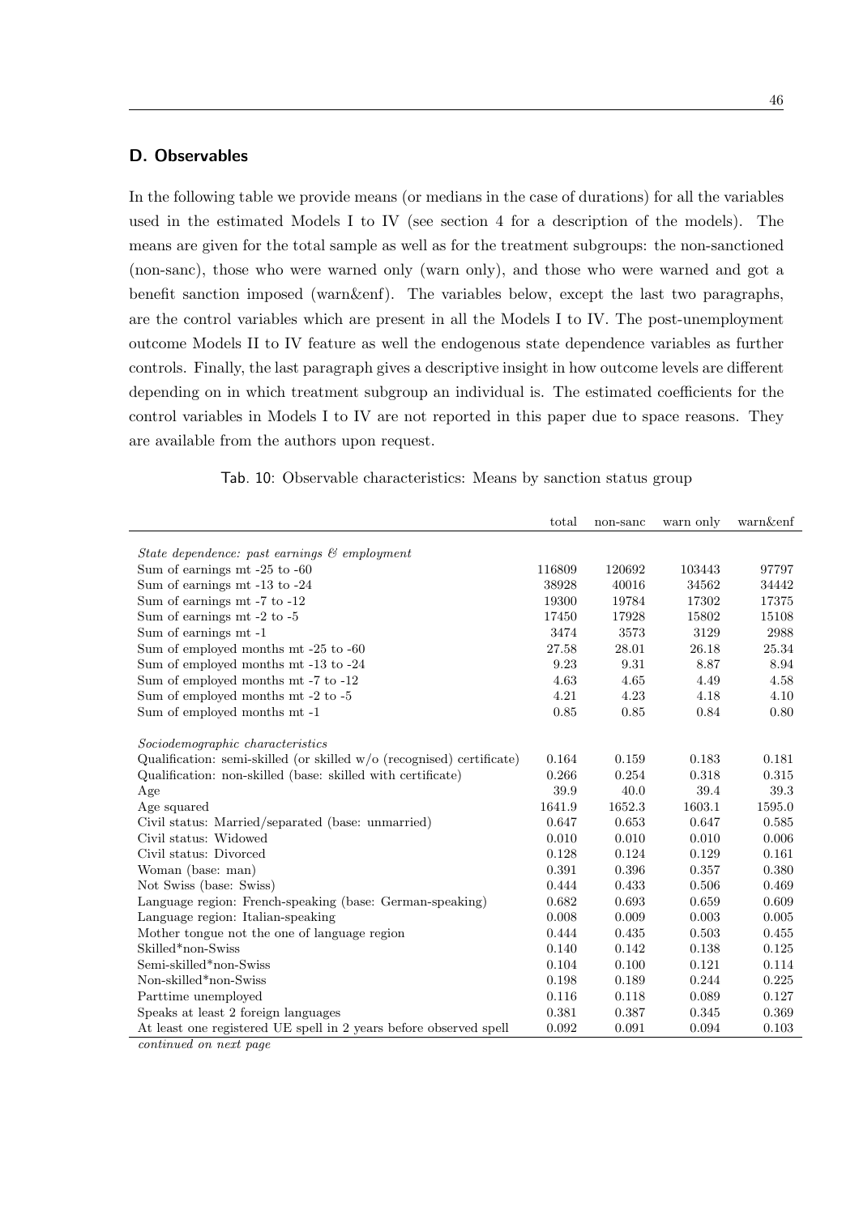## D. Observables

In the following table we provide means (or medians in the case of durations) for all the variables used in the estimated Models I to IV (see section 4 for a description of the models). The means are given for the total sample as well as for the treatment subgroups: the non-sanctioned (non-sanc), those who were warned only (warn only), and those who were warned and got a benefit sanction imposed (warn&enf). The variables below, except the last two paragraphs, are the control variables which are present in all the Models I to IV. The post-unemployment outcome Models II to IV feature as well the endogenous state dependence variables as further controls. Finally, the last paragraph gives a descriptive insight in how outcome levels are different depending on in which treatment subgroup an individual is. The estimated coefficients for the control variables in Models I to IV are not reported in this paper due to space reasons. They are available from the authors upon request.

Tab. 10: Observable characteristics: Means by sanction status group

| | total | non-sanc | warn only | warn&enf |
|---|---|---|---|---|
| *State dependence: past earnings & employment* | | | | |
| Sum of earnings mt -25 to -60 | 116809 | 120692 | 103443 | 97797 |
| Sum of earnings mt -13 to -24 | 38928 | 40016 | 34562 | 34442 |
| Sum of earnings mt -7 to -12 | 19300 | 19784 | 17302 | 17375 |
| Sum of earnings mt -2 to -5 | 17450 | 17928 | 15802 | 15108 |
| Sum of earnings mt -1 | 3474 | 3573 | 3129 | 2988 |
| Sum of employed months mt -25 to -60 | 27.58 | 28.01 | 26.18 | 25.34 |
| Sum of employed months mt -13 to -24 | 9.23 | 9.31 | 8.87 | 8.94 |
| Sum of employed months mt -7 to -12 | 4.63 | 4.65 | 4.49 | 4.58 |
| Sum of employed months mt -2 to -5 | 4.21 | 4.23 | 4.18 | 4.10 |
| Sum of employed months mt -1 | 0.85 | 0.85 | 0.84 | 0.80 |
| *Sociodemographic characteristics* | | | | |
| Qualification: semi-skilled (or skilled w/o (recognised) certificate) | 0.164 | 0.159 | 0.183 | 0.181 |
| Qualification: non-skilled (base: skilled with certificate) | 0.266 | 0.254 | 0.318 | 0.315 |
| Age | 39.9 | 40.0 | 39.4 | 39.3 |
| Age squared | 1641.9 | 1652.3 | 1603.1 | 1595.0 |
| Civil status: Married/separated (base: unmarried) | 0.647 | 0.653 | 0.647 | 0.585 |
| Civil status: Widowed | 0.010 | 0.010 | 0.010 | 0.006 |
| Civil status: Divorced | 0.128 | 0.124 | 0.129 | 0.161 |
| Woman (base: man) | 0.391 | 0.396 | 0.357 | 0.380 |
| Not Swiss (base: Swiss) | 0.444 | 0.433 | 0.506 | 0.469 |
| Language region: French-speaking (base: German-speaking) | 0.682 | 0.693 | 0.659 | 0.609 |
| Language region: Italian-speaking | 0.008 | 0.009 | 0.003 | 0.005 |
| Mother tongue not the one of language region | 0.444 | 0.435 | 0.503 | 0.455 |
| Skilled*non-Swiss | 0.140 | 0.142 | 0.138 | 0.125 |
| Semi-skilled*non-Swiss | 0.104 | 0.100 | 0.121 | 0.114 |
| Non-skilled*non-Swiss | 0.198 | 0.189 | 0.244 | 0.225 |
| Parttime unemployed | 0.116 | 0.118 | 0.089 | 0.127 |
| Speaks at least 2 foreign languages | 0.381 | 0.387 | 0.345 | 0.369 |
| At least one registered UE spell in 2 years before observed spell | 0.092 | 0.091 | 0.094 | 0.103 |

*continued on next page*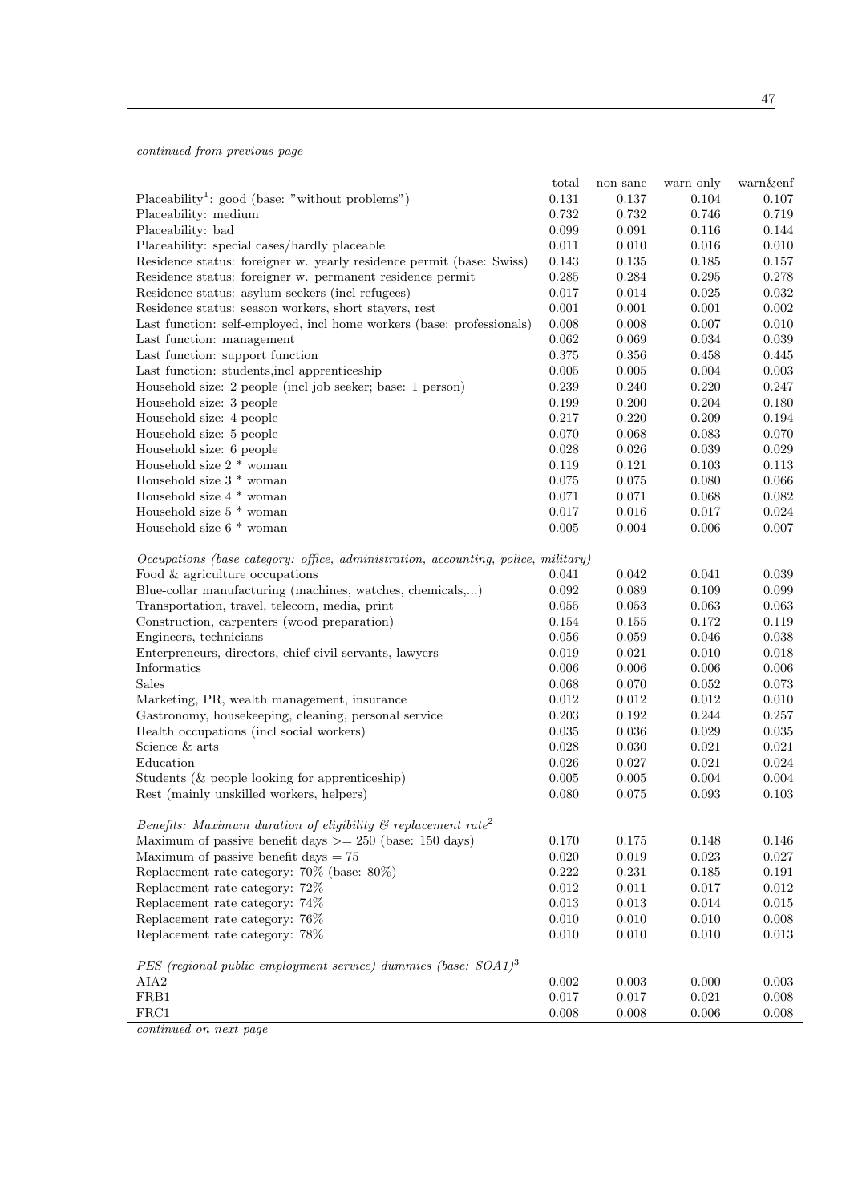*continued from previous page*

| | total | non-sanc | warn only | warn&enf |
|---|---|---|---|---|
| Placeability[1]: good (base: "without problems") | 0.131 | 0.137 | 0.104 | 0.107 |
| Placeability: medium | 0.732 | 0.732 | 0.746 | 0.719 |
| Placeability: bad | 0.099 | 0.091 | 0.116 | 0.144 |
| Placeability: special cases/hardly placeable | 0.011 | 0.010 | 0.016 | 0.010 |
| Residence status: foreigner w. yearly residence permit (base: Swiss) | 0.143 | 0.135 | 0.185 | 0.157 |
| Residence status: foreigner w. permanent residence permit | 0.285 | 0.284 | 0.295 | 0.278 |
| Residence status: asylum seekers (incl refugees) | 0.017 | 0.014 | 0.025 | 0.032 |
| Residence status: season workers, short stayers, rest | 0.001 | 0.001 | 0.001 | 0.002 |
| Last function: self-employed, incl home workers (base: professionals) | 0.008 | 0.008 | 0.007 | 0.010 |
| Last function: management | 0.062 | 0.069 | 0.034 | 0.039 |
| Last function: support function | 0.375 | 0.356 | 0.458 | 0.445 |
| Last function: students,incl apprenticeship | 0.005 | 0.005 | 0.004 | 0.003 |
| Household size: 2 people (incl job seeker; base: 1 person) | 0.239 | 0.240 | 0.220 | 0.247 |
| Household size: 3 people | 0.199 | 0.200 | 0.204 | 0.180 |
| Household size: 4 people | 0.217 | 0.220 | 0.209 | 0.194 |
| Household size: 5 people | 0.070 | 0.068 | 0.083 | 0.070 |
| Household size: 6 people | 0.028 | 0.026 | 0.039 | 0.029 |
| Household size 2 * woman | 0.119 | 0.121 | 0.103 | 0.113 |
| Household size 3 * woman | 0.075 | 0.075 | 0.080 | 0.066 |
| Household size 4 * woman | 0.071 | 0.071 | 0.068 | 0.082 |
| Household size 5 * woman | 0.017 | 0.016 | 0.017 | 0.024 |
| Household size 6 * woman | 0.005 | 0.004 | 0.006 | 0.007 |
| *Occupations (base category: office, administration, accounting, police, military)* | | | | |
| Food & agriculture occupations | 0.041 | 0.042 | 0.041 | 0.039 |
| Blue-collar manufacturing (machines, watches, chemicals,...) | 0.092 | 0.089 | 0.109 | 0.099 |
| Transportation, travel, telecom, media, print | 0.055 | 0.053 | 0.063 | 0.063 |
| Construction, carpenters (wood preparation) | 0.154 | 0.155 | 0.172 | 0.119 |
| Engineers, technicians | 0.056 | 0.059 | 0.046 | 0.038 |
| Enterpreneurs, directors, chief civil servants, lawyers | 0.019 | 0.021 | 0.010 | 0.018 |
| Informatics | 0.006 | 0.006 | 0.006 | 0.006 |
| Sales | 0.068 | 0.070 | 0.052 | 0.073 |
| Marketing, PR, wealth management, insurance | 0.012 | 0.012 | 0.012 | 0.010 |
| Gastronomy, housekeeping, cleaning, personal service | 0.203 | 0.192 | 0.244 | 0.257 |
| Health occupations (incl social workers) | 0.035 | 0.036 | 0.029 | 0.035 |
| Science & arts | 0.028 | 0.030 | 0.021 | 0.021 |
| Education | 0.026 | 0.027 | 0.021 | 0.024 |
| Students (& people looking for apprenticeship) | 0.005 | 0.005 | 0.004 | 0.004 |
| Rest (mainly unskilled workers, helpers) | 0.080 | 0.075 | 0.093 | 0.103 |
| *Benefits: Maximum duration of eligibility & replacement rate*[2] | | | | |
| Maximum of passive benefit days >= 250 (base: 150 days) | 0.170 | 0.175 | 0.148 | 0.146 |
| Maximum of passive benefit days = 75 | 0.020 | 0.019 | 0.023 | 0.027 |
| Replacement rate category: 70% (base: 80%) | 0.222 | 0.231 | 0.185 | 0.191 |
| Replacement rate category: 72% | 0.012 | 0.011 | 0.017 | 0.012 |
| Replacement rate category: 74% | 0.013 | 0.013 | 0.014 | 0.015 |
| Replacement rate category: 76% | 0.010 | 0.010 | 0.010 | 0.008 |
| Replacement rate category: 78% | 0.010 | 0.010 | 0.010 | 0.013 |
| *PES (regional public employment service) dummies (base: SOA1)*[3] | | | | |
| AIA2 | 0.002 | 0.003 | 0.000 | 0.003 |
| FRB1 | 0.017 | 0.017 | 0.021 | 0.008 |
| FRC1 | 0.008 | 0.008 | 0.006 | 0.008 |

*continued on next page*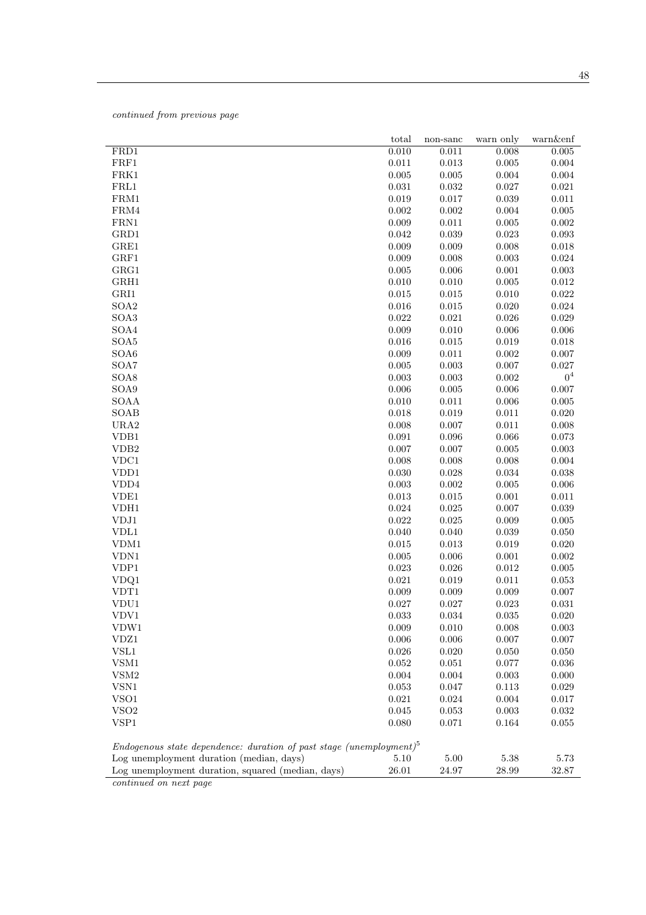*continued from previous page*

| | total | non-sanc | warn only | warn&enf |
|---|---|---|---|---|
| FRD1 | 0.010 | 0.011 | 0.008 | 0.005 |
| FRF1 | 0.011 | 0.013 | 0.005 | 0.004 |
| FRK1 | 0.005 | 0.005 | 0.004 | 0.004 |
| FRL1 | 0.031 | 0.032 | 0.027 | 0.021 |
| FRM1 | 0.019 | 0.017 | 0.039 | 0.011 |
| FRM4 | 0.002 | 0.002 | 0.004 | 0.005 |
| FRN1 | 0.009 | 0.011 | 0.005 | 0.002 |
| GRD1 | 0.042 | 0.039 | 0.023 | 0.093 |
| GRE1 | 0.009 | 0.009 | 0.008 | 0.018 |
| GRF1 | 0.009 | 0.008 | 0.003 | 0.024 |
| GRG1 | 0.005 | 0.006 | 0.001 | 0.003 |
| GRH1 | 0.010 | 0.010 | 0.005 | 0.012 |
| GRI1 | 0.015 | 0.015 | 0.010 | 0.022 |
| SOA2 | 0.016 | 0.015 | 0.020 | 0.024 |
| SOA3 | 0.022 | 0.021 | 0.026 | 0.029 |
| SOA4 | 0.009 | 0.010 | 0.006 | 0.006 |
| SOA5 | 0.016 | 0.015 | 0.019 | 0.018 |
| SOA6 | 0.009 | 0.011 | 0.002 | 0.007 |
| SOA7 | 0.005 | 0.003 | 0.007 | 0.027 |
| SOA8 | 0.003 | 0.003 | 0.002 | 0[4] |
| SOA9 | 0.006 | 0.005 | 0.006 | 0.007 |
| SOAA | 0.010 | 0.011 | 0.006 | 0.005 |
| SOAB | 0.018 | 0.019 | 0.011 | 0.020 |
| URA2 | 0.008 | 0.007 | 0.011 | 0.008 |
| VDB1 | 0.091 | 0.096 | 0.066 | 0.073 |
| VDB2 | 0.007 | 0.007 | 0.005 | 0.003 |
| VDC1 | 0.008 | 0.008 | 0.008 | 0.004 |
| VDD1 | 0.030 | 0.028 | 0.034 | 0.038 |
| VDD4 | 0.003 | 0.002 | 0.005 | 0.006 |
| VDE1 | 0.013 | 0.015 | 0.001 | 0.011 |
| VDH1 | 0.024 | 0.025 | 0.007 | 0.039 |
| VDJ1 | 0.022 | 0.025 | 0.009 | 0.005 |
| VDL1 | 0.040 | 0.040 | 0.039 | 0.050 |
| VDM1 | 0.015 | 0.013 | 0.019 | 0.020 |
| VDN1 | 0.005 | 0.006 | 0.001 | 0.002 |
| VDP1 | 0.023 | 0.026 | 0.012 | 0.005 |
| VDQ1 | 0.021 | 0.019 | 0.011 | 0.053 |
| VDT1 | 0.009 | 0.009 | 0.009 | 0.007 |
| VDU1 | 0.027 | 0.027 | 0.023 | 0.031 |
| VDV1 | 0.033 | 0.034 | 0.035 | 0.020 |
| VDW1 | 0.009 | 0.010 | 0.008 | 0.003 |
| VDZ1 | 0.006 | 0.006 | 0.007 | 0.007 |
| VSL1 | 0.026 | 0.020 | 0.050 | 0.050 |
| VSM1 | 0.052 | 0.051 | 0.077 | 0.036 |
| VSM2 | 0.004 | 0.004 | 0.003 | 0.000 |
| VSN1 | 0.053 | 0.047 | 0.113 | 0.029 |
| VSO1 | 0.021 | 0.024 | 0.004 | 0.017 |
| VSO2 | 0.045 | 0.053 | 0.003 | 0.032 |
| VSP1 | 0.080 | 0.071 | 0.164 | 0.055 |
| *Endogenous state dependence: duration of past stage (unemployment)*[5] | | | | |
| Log unemployment duration (median, days) | 5.10 | 5.00 | 5.38 | 5.73 |
| Log unemployment duration, squared (median, days) | 26.01 | 24.97 | 28.99 | 32.87 |

*continued on next page*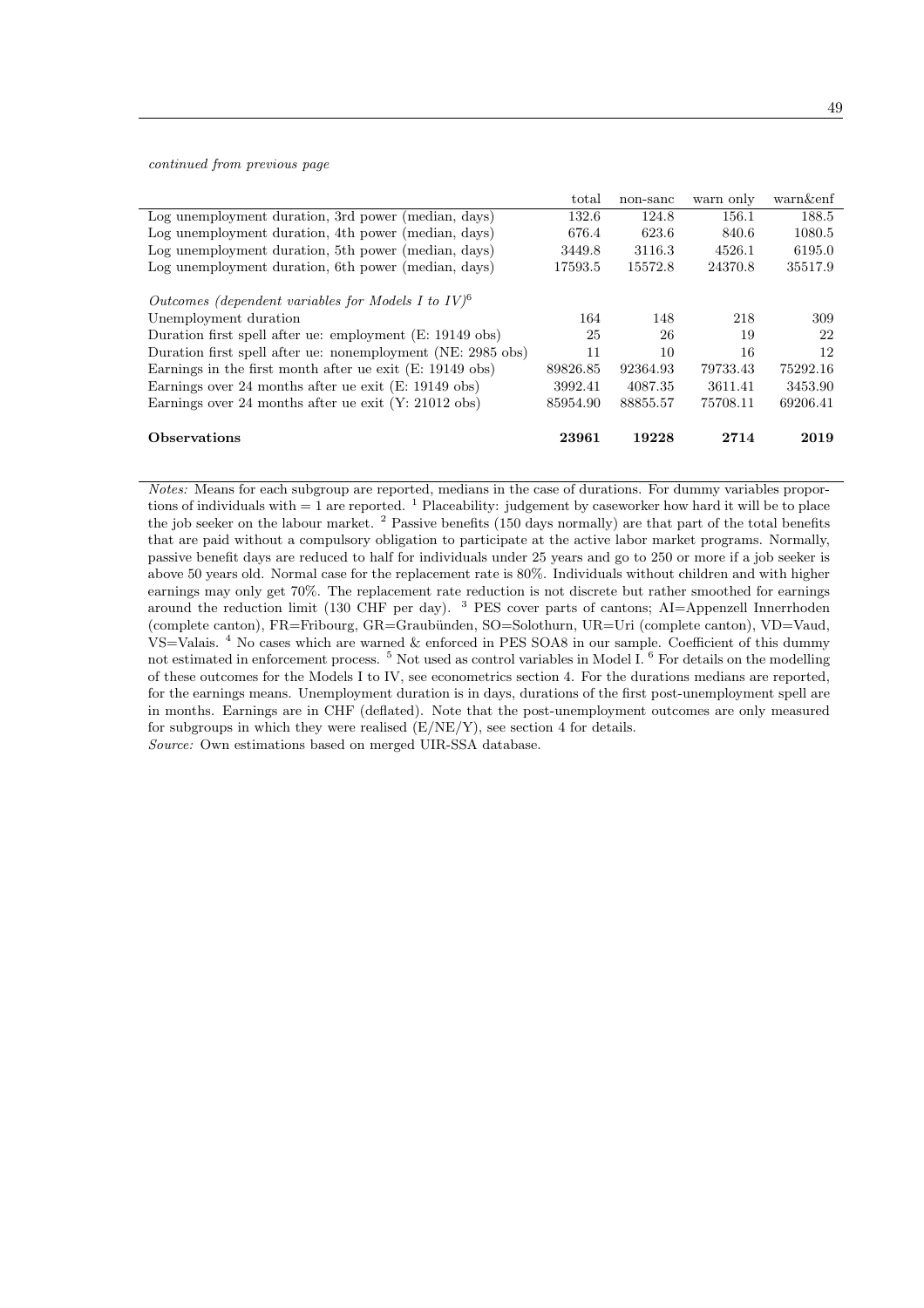*continued from previous page*

| | total | non-sanc | warn only | warn&enf |
|---|---|---|---|---|
| Log unemployment duration, 3rd power (median, days) | 132.6 | 124.8 | 156.1 | 188.5 |
| Log unemployment duration, 4th power (median, days) | 676.4 | 623.6 | 840.6 | 1080.5 |
| Log unemployment duration, 5th power (median, days) | 3449.8 | 3116.3 | 4526.1 | 6195.0 |
| Log unemployment duration, 6th power (median, days) | 17593.5 | 15572.8 | 24370.8 | 35517.9 |
| *Outcomes (dependent variables for Models I to IV)*[6] | | | | |
| Unemployment duration | 164 | 148 | 218 | 309 |
| Duration first spell after ue: employment (E: 19149 obs) | 25 | 26 | 19 | 22 |
| Duration first spell after ue: nonemployment (NE: 2985 obs) | 11 | 10 | 16 | 12 |
| Earnings in the first month after ue exit (E: 19149 obs) | 89826.85 | 92364.93 | 79733.43 | 75292.16 |
| Earnings over 24 months after ue exit (E: 19149 obs) | 3992.41 | 4087.35 | 3611.41 | 3453.90 |
| Earnings over 24 months after ue exit (Y: 21012 obs) | 85954.90 | 88855.57 | 75708.11 | 69206.41 |
| **Observations** | **23961** | **19228** | **2714** | **2019** |

*Notes:* Means for each subgroup are reported, medians in the case of durations. For dummy variables proportions of individuals with = 1 are reported. [1] Placeability: judgement by caseworker how hard it will be to place the job seeker on the labour market. [2] Passive benefits (150 days normally) are that part of the total benefits that are paid without a compulsory obligation to participate at the active labor market programs. Normally, passive benefit days are reduced to half for individuals under 25 years and go to 250 or more if a job seeker is above 50 years old. Normal case for the replacement rate is 80%. Individuals without children and with higher earnings may only get 70%. The replacement rate reduction is not discrete but rather smoothed for earnings around the reduction limit (130 CHF per day). [3] PES cover parts of cantons; AI=Appenzell Innerrhoden (complete canton), FR=Fribourg, GR=Graubünden, SO=Solothurn, UR=Uri (complete canton), VD=Vaud, VS=Valais. [4] No cases which are warned & enforced in PES SOA8 in our sample. Coefficient of this dummy not estimated in enforcement process. [5] Not used as control variables in Model I. [6] For details on the modelling of these outcomes for the Models I to IV, see econometrics section 4. For the durations medians are reported, for the earnings means. Unemployment duration is in days, durations of the first post-unemployment spell are in months. Earnings are in CHF (deflated). Note that the post-unemployment outcomes are only measured for subgroups in which they were realised (E/NE/Y), see section 4 for details.
*Source:* Own estimations based on merged UIR-SSA database.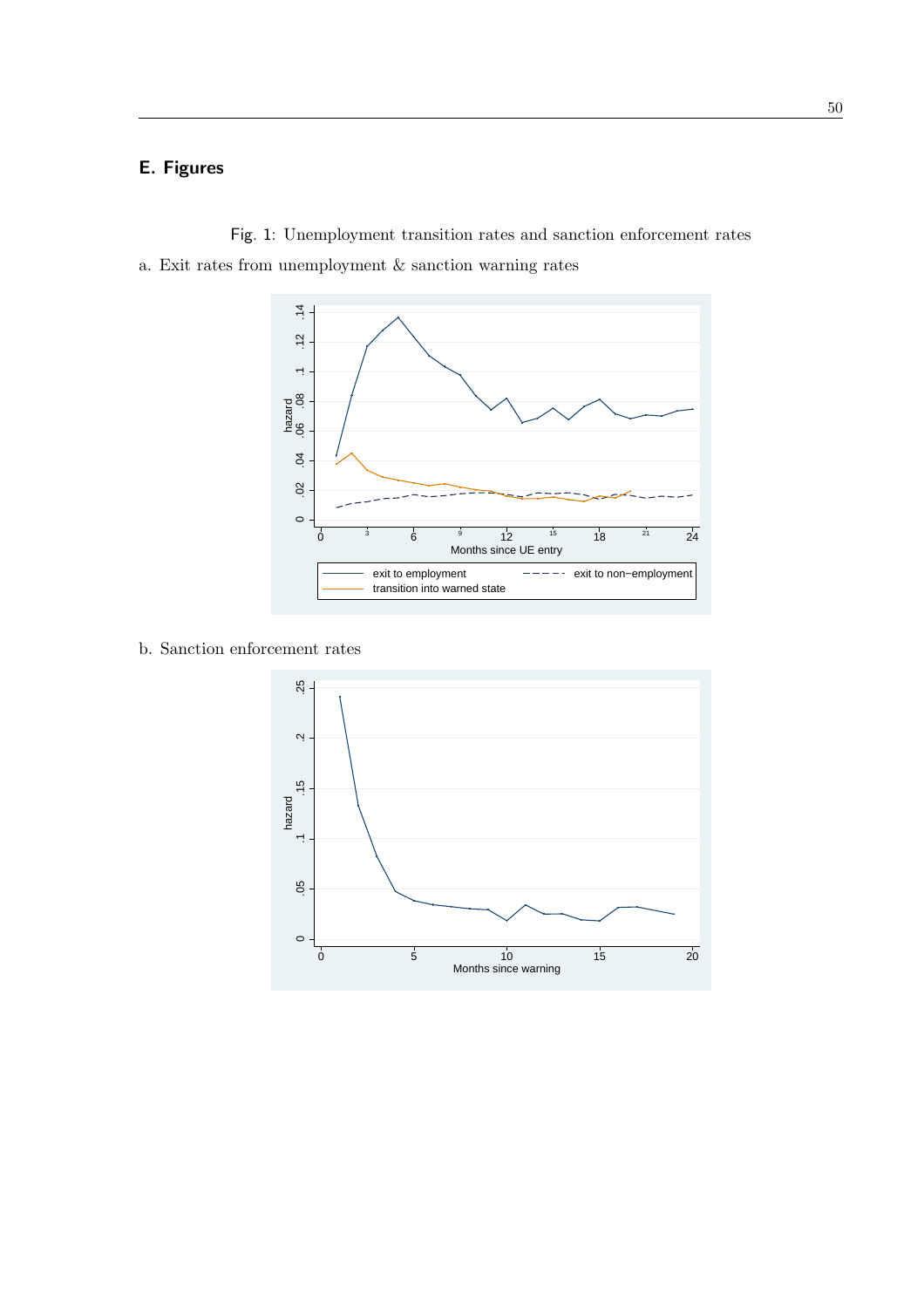## E. Figures

Fig. 1: Unemployment transition rates and sanction enforcement rates

a. Exit rates from unemployment & sanction warning rates

b. Sanction enforcement rates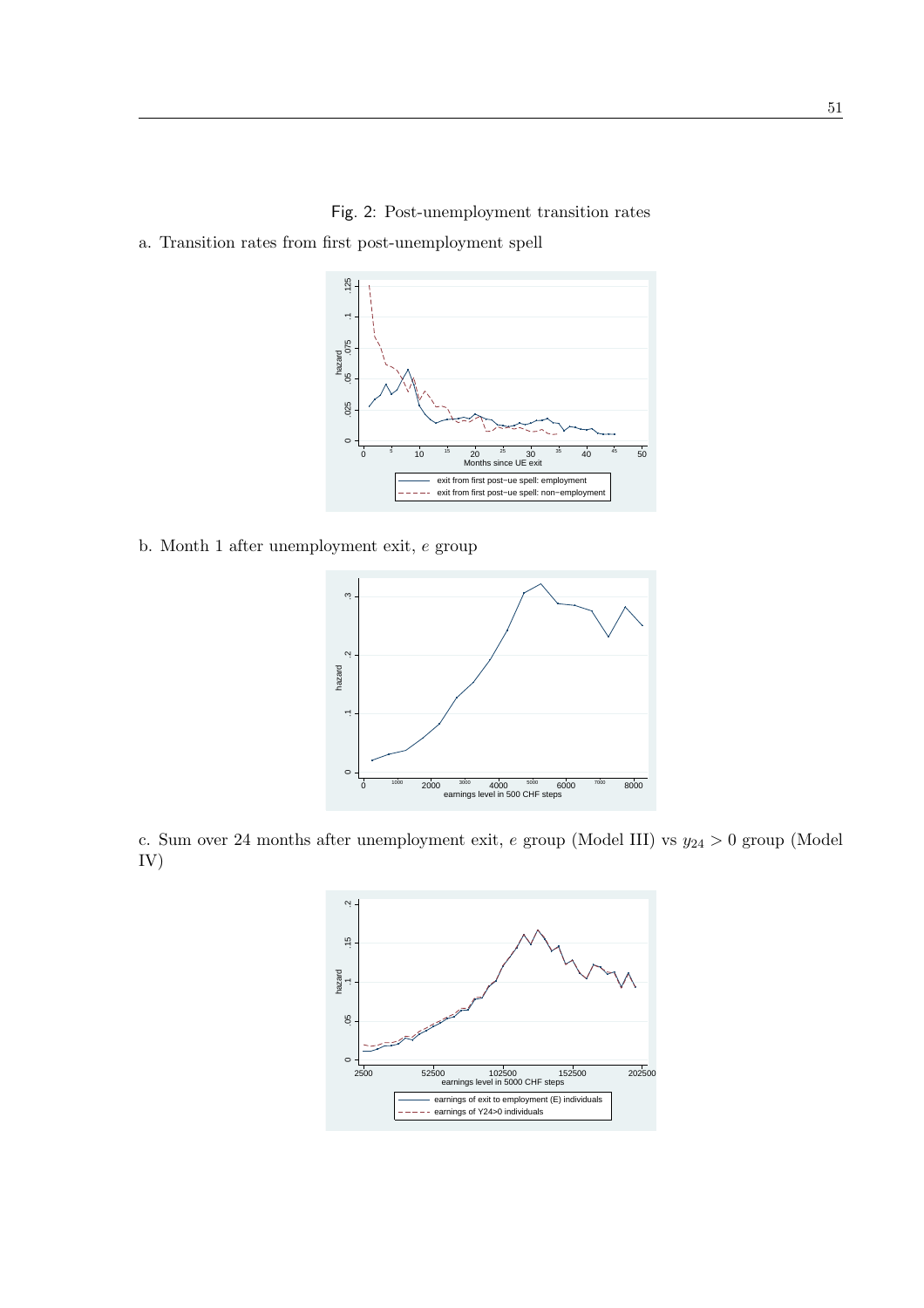Fig. 2: Post-unemployment transition rates

a. Transition rates from first post-unemployment spell

b. Month 1 after unemployment exit, $e$ group

c. Sum over 24 months after unemployment exit, $e$ group (Model III) vs $y_{24} > 0$ group (Model IV)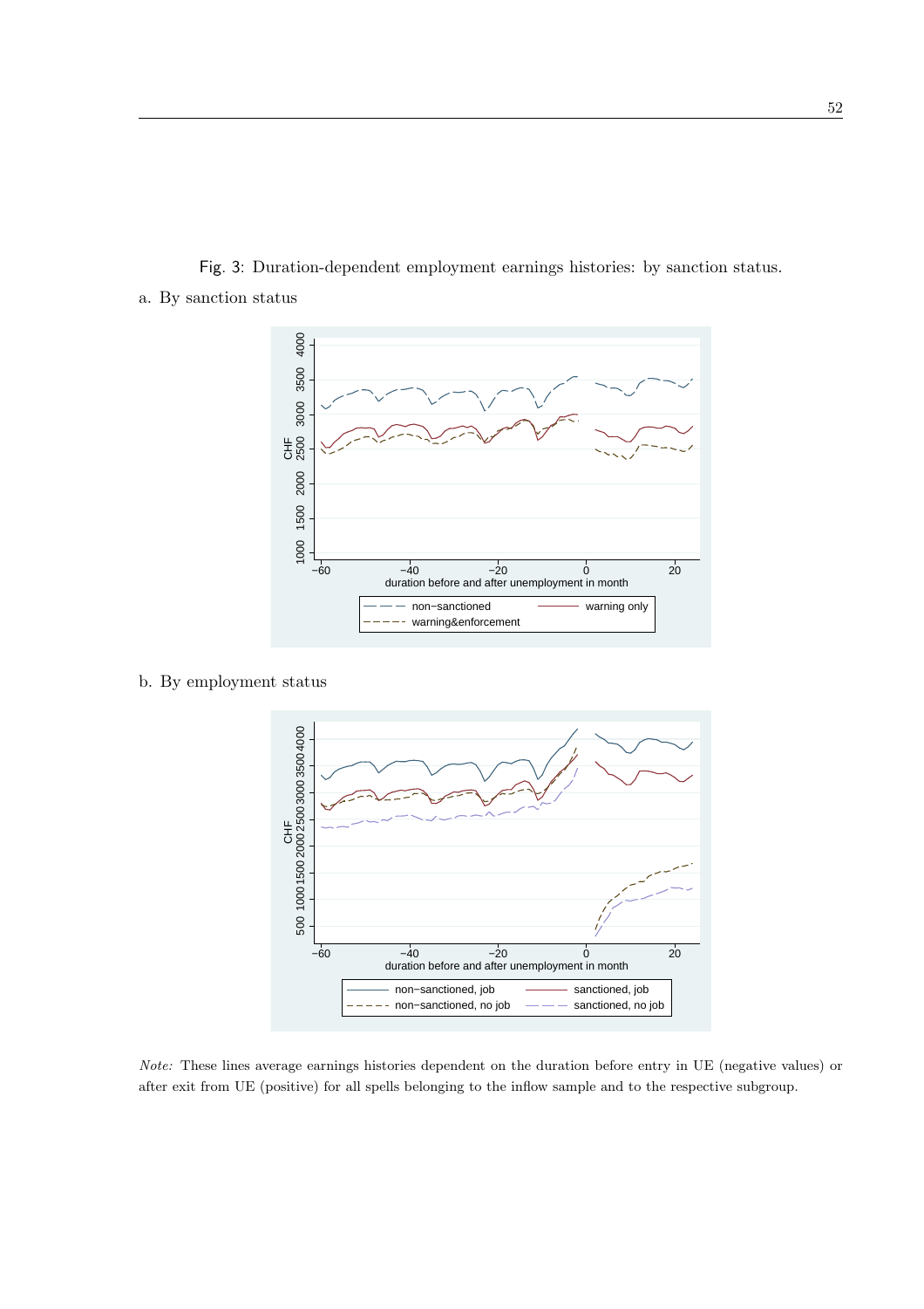Fig. 3: Duration-dependent employment earnings histories: by sanction status.

a. By sanction status

b. By employment status

*Note:* These lines average earnings histories dependent on the duration before entry in UE (negative values) or after exit from UE (positive) for all spells belonging to the inflow sample and to the respective subgroup.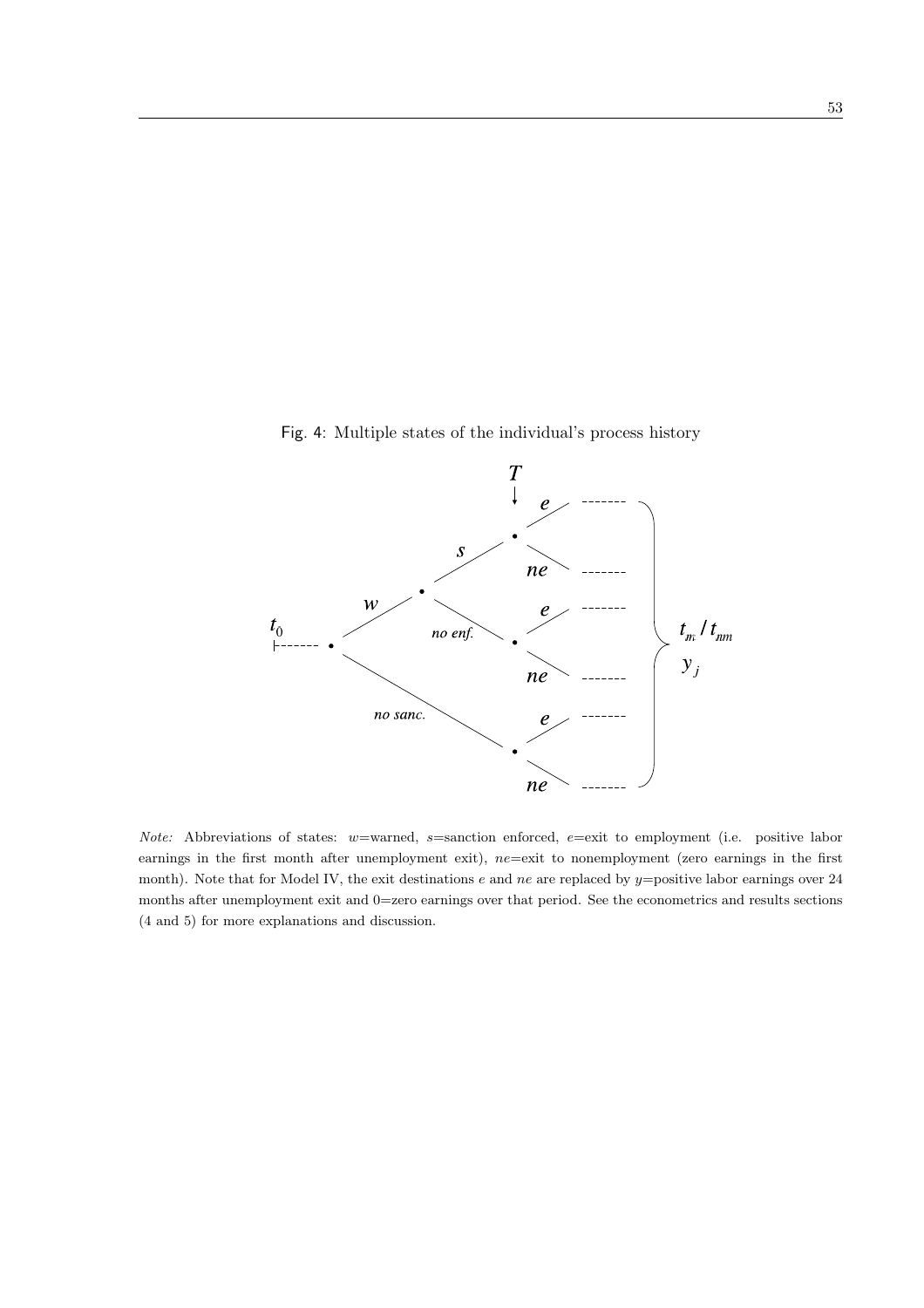Fig. 4: Multiple states of the individual's process history

$T$

$e$

$s$

$ne$

$w$

$e$

$t_0$

*no enf.*

$t_m$ / $t_{nm}$

$ne$

$y_j$

*no sanc.*

$e$

$ne$

*Note:* Abbreviations of states: $w$=warned, $s$=sanction enforced, $e$=exit to employment (i.e. positive labor earnings in the first month after unemployment exit), $ne$=exit to nonemployment (zero earnings in the first month). Note that for Model IV, the exit destinations $e$ and $ne$ are replaced by $y$=positive labor earnings over 24 months after unemployment exit and 0=zero earnings over that period. See the econometrics and results sections (4 and 5) for more explanations and discussion.